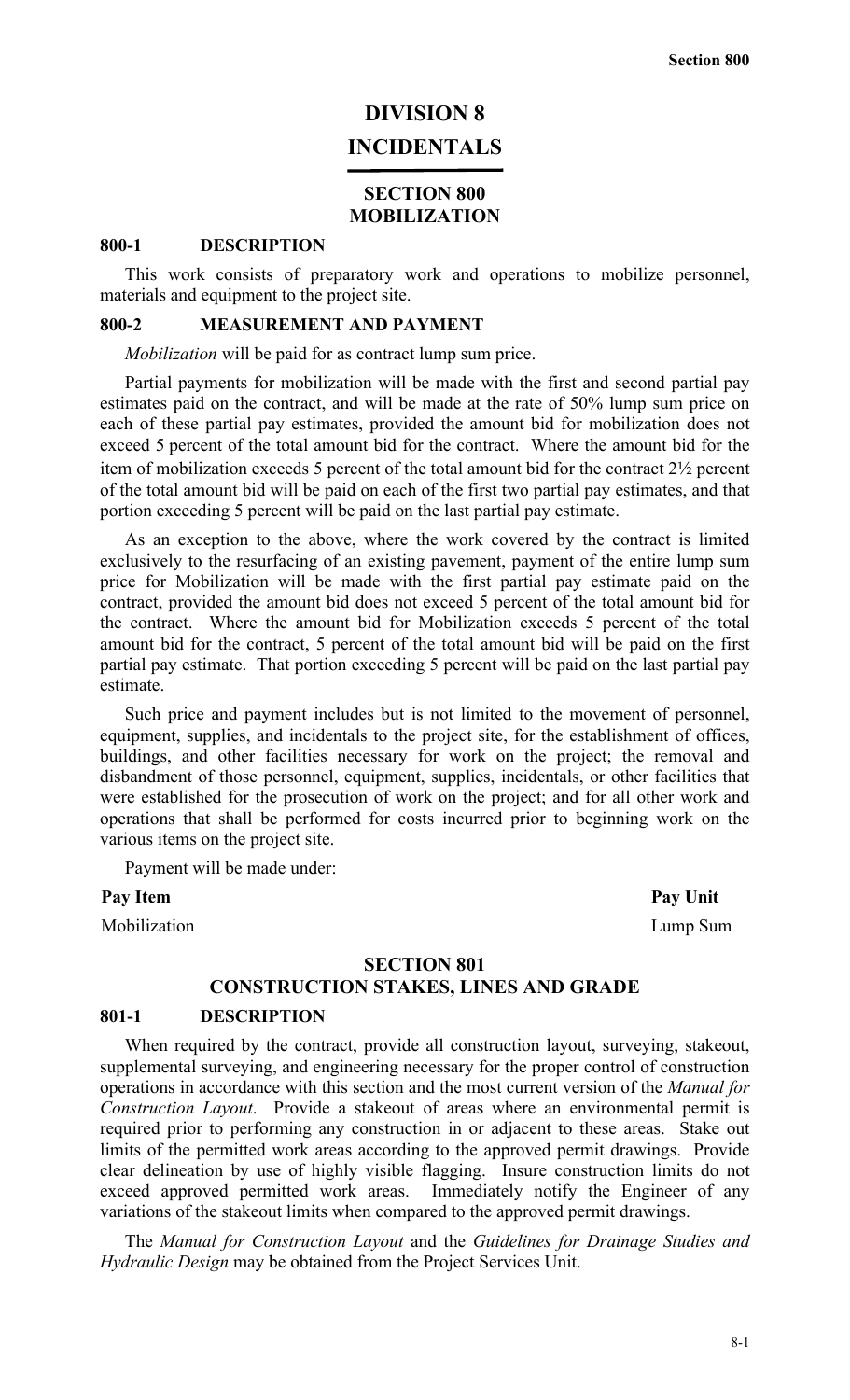# DIVISION 8
# INCIDENTALS

## SECTION 800
## MOBILIZATION

### 800-1 DESCRIPTION

This work consists of preparatory work and operations to mobilize personnel, materials and equipment to the project site.

### 800-2 MEASUREMENT AND PAYMENT

*Mobilization* will be paid for as contract lump sum price.

Partial payments for mobilization will be made with the first and second partial pay estimates paid on the contract, and will be made at the rate of 50% lump sum price on each of these partial pay estimates, provided the amount bid for mobilization does not exceed 5 percent of the total amount bid for the contract. Where the amount bid for the item of mobilization exceeds 5 percent of the total amount bid for the contract 2½ percent of the total amount bid will be paid on each of the first two partial pay estimates, and that portion exceeding 5 percent will be paid on the last partial pay estimate.

As an exception to the above, where the work covered by the contract is limited exclusively to the resurfacing of an existing pavement, payment of the entire lump sum price for Mobilization will be made with the first partial pay estimate paid on the contract, provided the amount bid does not exceed 5 percent of the total amount bid for the contract. Where the amount bid for Mobilization exceeds 5 percent of the total amount bid for the contract, 5 percent of the total amount bid will be paid on the first partial pay estimate. That portion exceeding 5 percent will be paid on the last partial pay estimate.

Such price and payment includes but is not limited to the movement of personnel, equipment, supplies, and incidentals to the project site, for the establishment of offices, buildings, and other facilities necessary for work on the project; the removal and disbandment of those personnel, equipment, supplies, incidentals, or other facilities that were established for the prosecution of work on the project; and for all other work and operations that shall be performed for costs incurred prior to beginning work on the various items on the project site.

Payment will be made under:

| Pay Item | Pay Unit |
|---|---|
| Mobilization | Lump Sum |

## SECTION 801
## CONSTRUCTION STAKES, LINES AND GRADE

### 801-1 DESCRIPTION

When required by the contract, provide all construction layout, surveying, stakeout, supplemental surveying, and engineering necessary for the proper control of construction operations in accordance with this section and the most current version of the *Manual for Construction Layout*. Provide a stakeout of areas where an environmental permit is required prior to performing any construction in or adjacent to these areas. Stake out limits of the permitted work areas according to the approved permit drawings. Provide clear delineation by use of highly visible flagging. Insure construction limits do not exceed approved permitted work areas. Immediately notify the Engineer of any variations of the stakeout limits when compared to the approved permit drawings.

The *Manual for Construction Layout* and the *Guidelines for Drainage Studies and Hydraulic Design* may be obtained from the Project Services Unit.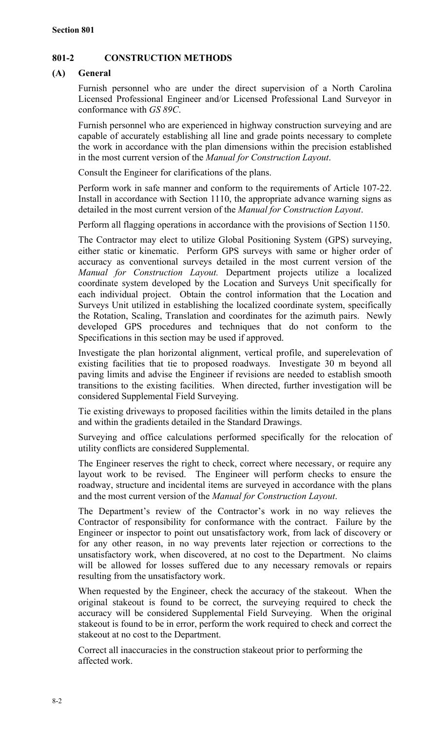## 801-2 CONSTRUCTION METHODS

### (A) General

Furnish personnel who are under the direct supervision of a North Carolina Licensed Professional Engineer and/or Licensed Professional Land Surveyor in conformance with *GS 89C*.

Furnish personnel who are experienced in highway construction surveying and are capable of accurately establishing all line and grade points necessary to complete the work in accordance with the plan dimensions within the precision established in the most current version of the *Manual for Construction Layout*.

Consult the Engineer for clarifications of the plans.

Perform work in safe manner and conform to the requirements of Article 107-22. Install in accordance with Section 1110, the appropriate advance warning signs as detailed in the most current version of the *Manual for Construction Layout*.

Perform all flagging operations in accordance with the provisions of Section 1150.

The Contractor may elect to utilize Global Positioning System (GPS) surveying, either static or kinematic. Perform GPS surveys with same or higher order of accuracy as conventional surveys detailed in the most current version of the *Manual for Construction Layout.* Department projects utilize a localized coordinate system developed by the Location and Surveys Unit specifically for each individual project. Obtain the control information that the Location and Surveys Unit utilized in establishing the localized coordinate system, specifically the Rotation, Scaling, Translation and coordinates for the azimuth pairs. Newly developed GPS procedures and techniques that do not conform to the Specifications in this section may be used if approved.

Investigate the plan horizontal alignment, vertical profile, and superelevation of existing facilities that tie to proposed roadways. Investigate 30 m beyond all paving limits and advise the Engineer if revisions are needed to establish smooth transitions to the existing facilities. When directed, further investigation will be considered Supplemental Field Surveying.

Tie existing driveways to proposed facilities within the limits detailed in the plans and within the gradients detailed in the Standard Drawings.

Surveying and office calculations performed specifically for the relocation of utility conflicts are considered Supplemental.

The Engineer reserves the right to check, correct where necessary, or require any layout work to be revised. The Engineer will perform checks to ensure the roadway, structure and incidental items are surveyed in accordance with the plans and the most current version of the *Manual for Construction Layout*.

The Department's review of the Contractor's work in no way relieves the Contractor of responsibility for conformance with the contract. Failure by the Engineer or inspector to point out unsatisfactory work, from lack of discovery or for any other reason, in no way prevents later rejection or corrections to the unsatisfactory work, when discovered, at no cost to the Department. No claims will be allowed for losses suffered due to any necessary removals or repairs resulting from the unsatisfactory work.

When requested by the Engineer, check the accuracy of the stakeout. When the original stakeout is found to be correct, the surveying required to check the accuracy will be considered Supplemental Field Surveying. When the original stakeout is found to be in error, perform the work required to check and correct the stakeout at no cost to the Department.

Correct all inaccuracies in the construction stakeout prior to performing the affected work.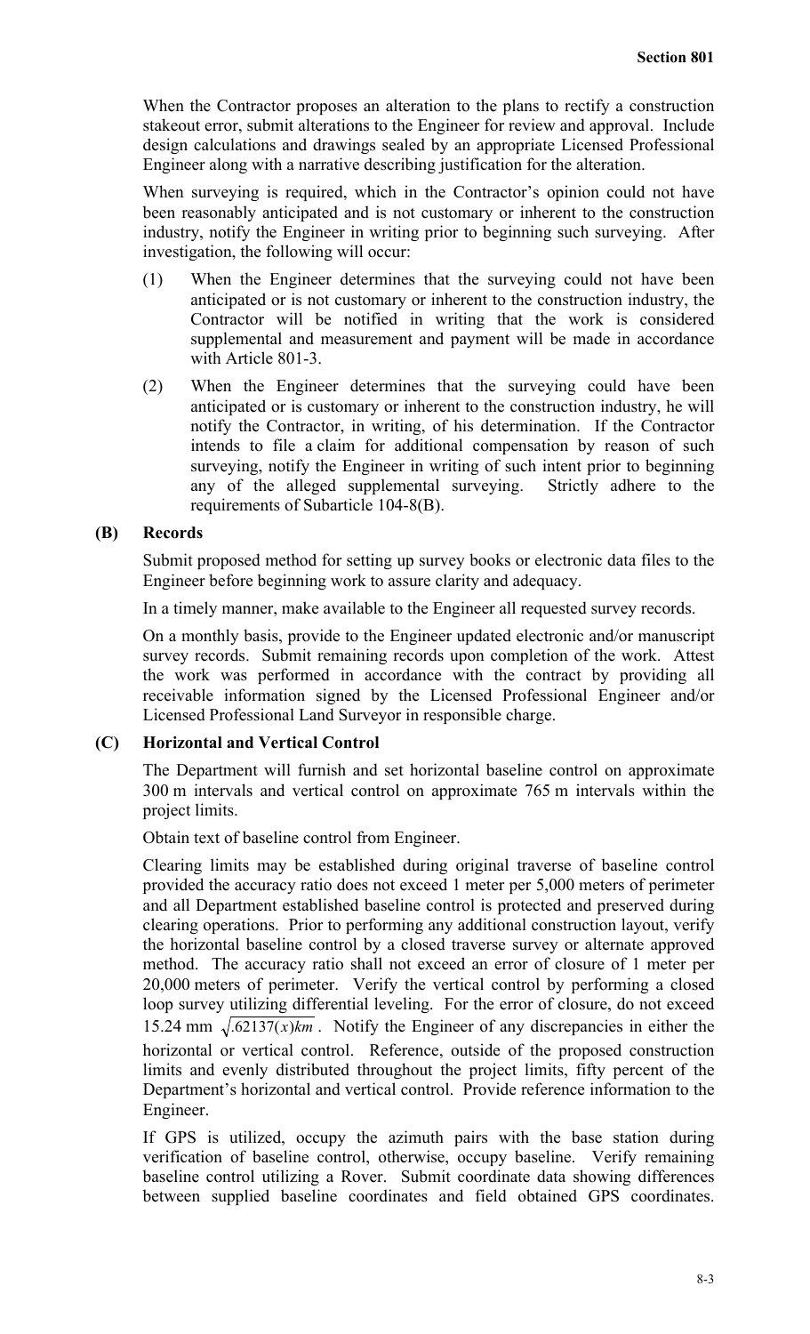When the Contractor proposes an alteration to the plans to rectify a construction stakeout error, submit alterations to the Engineer for review and approval. Include design calculations and drawings sealed by an appropriate Licensed Professional Engineer along with a narrative describing justification for the alteration.

When surveying is required, which in the Contractor's opinion could not have been reasonably anticipated and is not customary or inherent to the construction industry, notify the Engineer in writing prior to beginning such surveying. After investigation, the following will occur:

(1) When the Engineer determines that the surveying could not have been anticipated or is not customary or inherent to the construction industry, the Contractor will be notified in writing that the work is considered supplemental and measurement and payment will be made in accordance with Article 801-3.

(2) When the Engineer determines that the surveying could have been anticipated or is customary or inherent to the construction industry, he will notify the Contractor, in writing, of his determination. If the Contractor intends to file a claim for additional compensation by reason of such surveying, notify the Engineer in writing of such intent prior to beginning any of the alleged supplemental surveying. Strictly adhere to the requirements of Subarticle 104-8(B).

### (B) Records

Submit proposed method for setting up survey books or electronic data files to the Engineer before beginning work to assure clarity and adequacy.

In a timely manner, make available to the Engineer all requested survey records.

On a monthly basis, provide to the Engineer updated electronic and/or manuscript survey records. Submit remaining records upon completion of the work. Attest the work was performed in accordance with the contract by providing all receivable information signed by the Licensed Professional Engineer and/or Licensed Professional Land Surveyor in responsible charge.

### (C) Horizontal and Vertical Control

The Department will furnish and set horizontal baseline control on approximate 300 m intervals and vertical control on approximate 765 m intervals within the project limits.

Obtain text of baseline control from Engineer.

Clearing limits may be established during original traverse of baseline control provided the accuracy ratio does not exceed 1 meter per 5,000 meters of perimeter and all Department established baseline control is protected and preserved during clearing operations. Prior to performing any additional construction layout, verify the horizontal baseline control by a closed traverse survey or alternate approved method. The accuracy ratio shall not exceed an error of closure of 1 meter per 20,000 meters of perimeter. Verify the vertical control by performing a closed loop survey utilizing differential leveling. For the error of closure, do not exceed 15.24 mm $\sqrt{.62137(x)km}$. Notify the Engineer of any discrepancies in either the horizontal or vertical control. Reference, outside of the proposed construction limits and evenly distributed throughout the project limits, fifty percent of the Department's horizontal and vertical control. Provide reference information to the Engineer.

If GPS is utilized, occupy the azimuth pairs with the base station during verification of baseline control, otherwise, occupy baseline. Verify remaining baseline control utilizing a Rover. Submit coordinate data showing differences between supplied baseline coordinates and field obtained GPS coordinates.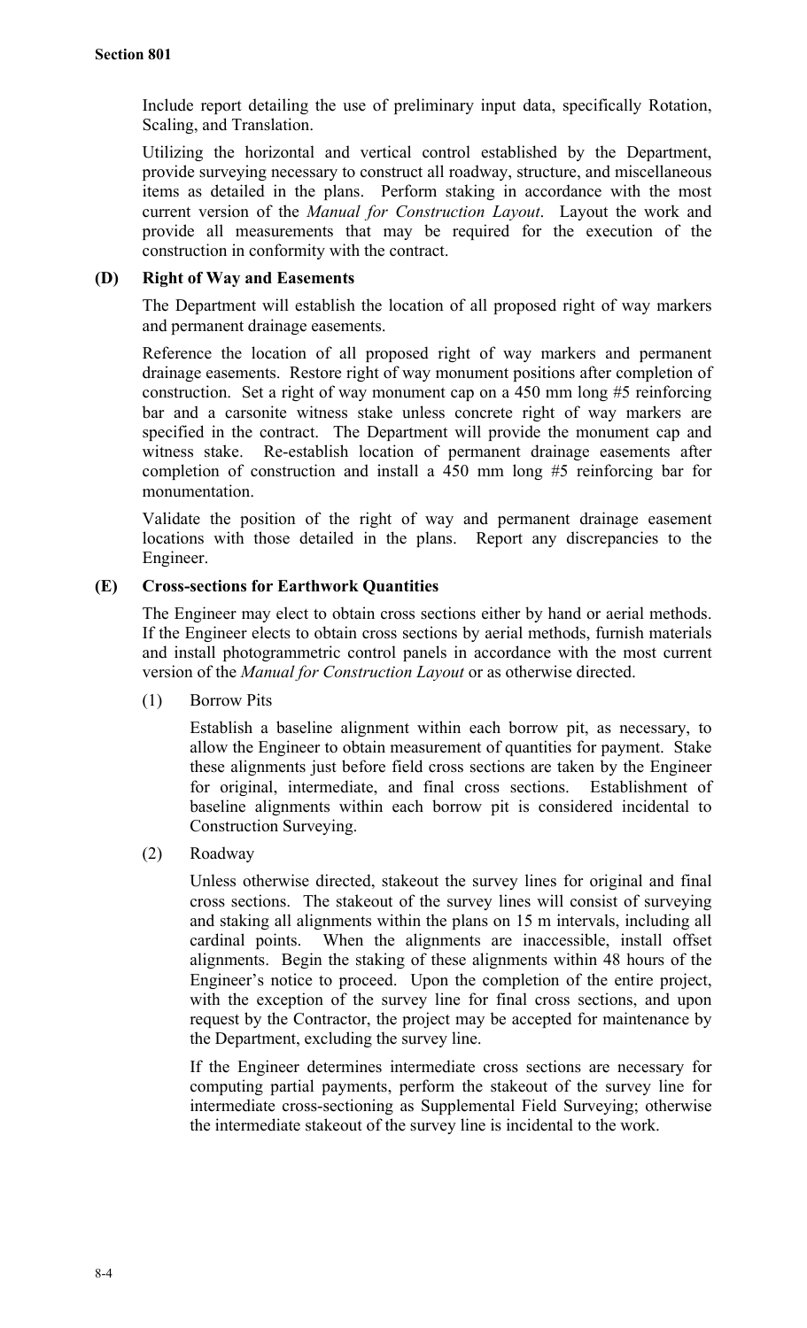Include report detailing the use of preliminary input data, specifically Rotation, Scaling, and Translation.

Utilizing the horizontal and vertical control established by the Department, provide surveying necessary to construct all roadway, structure, and miscellaneous items as detailed in the plans. Perform staking in accordance with the most current version of the *Manual for Construction Layout*. Layout the work and provide all measurements that may be required for the execution of the construction in conformity with the contract.

### (D) Right of Way and Easements

The Department will establish the location of all proposed right of way markers and permanent drainage easements.

Reference the location of all proposed right of way markers and permanent drainage easements. Restore right of way monument positions after completion of construction. Set a right of way monument cap on a 450 mm long #5 reinforcing bar and a carsonite witness stake unless concrete right of way markers are specified in the contract. The Department will provide the monument cap and witness stake. Re-establish location of permanent drainage easements after completion of construction and install a 450 mm long #5 reinforcing bar for monumentation.

Validate the position of the right of way and permanent drainage easement locations with those detailed in the plans. Report any discrepancies to the Engineer.

### (E) Cross-sections for Earthwork Quantities

The Engineer may elect to obtain cross sections either by hand or aerial methods. If the Engineer elects to obtain cross sections by aerial methods, furnish materials and install photogrammetric control panels in accordance with the most current version of the *Manual for Construction Layout* or as otherwise directed.

(1) Borrow Pits

Establish a baseline alignment within each borrow pit, as necessary, to allow the Engineer to obtain measurement of quantities for payment. Stake these alignments just before field cross sections are taken by the Engineer for original, intermediate, and final cross sections. Establishment of baseline alignments within each borrow pit is considered incidental to Construction Surveying.

(2) Roadway

Unless otherwise directed, stakeout the survey lines for original and final cross sections. The stakeout of the survey lines will consist of surveying and staking all alignments within the plans on 15 m intervals, including all cardinal points. When the alignments are inaccessible, install offset alignments. Begin the staking of these alignments within 48 hours of the Engineer's notice to proceed. Upon the completion of the entire project, with the exception of the survey line for final cross sections, and upon request by the Contractor, the project may be accepted for maintenance by the Department, excluding the survey line.

If the Engineer determines intermediate cross sections are necessary for computing partial payments, perform the stakeout of the survey line for intermediate cross-sectioning as Supplemental Field Surveying; otherwise the intermediate stakeout of the survey line is incidental to the work.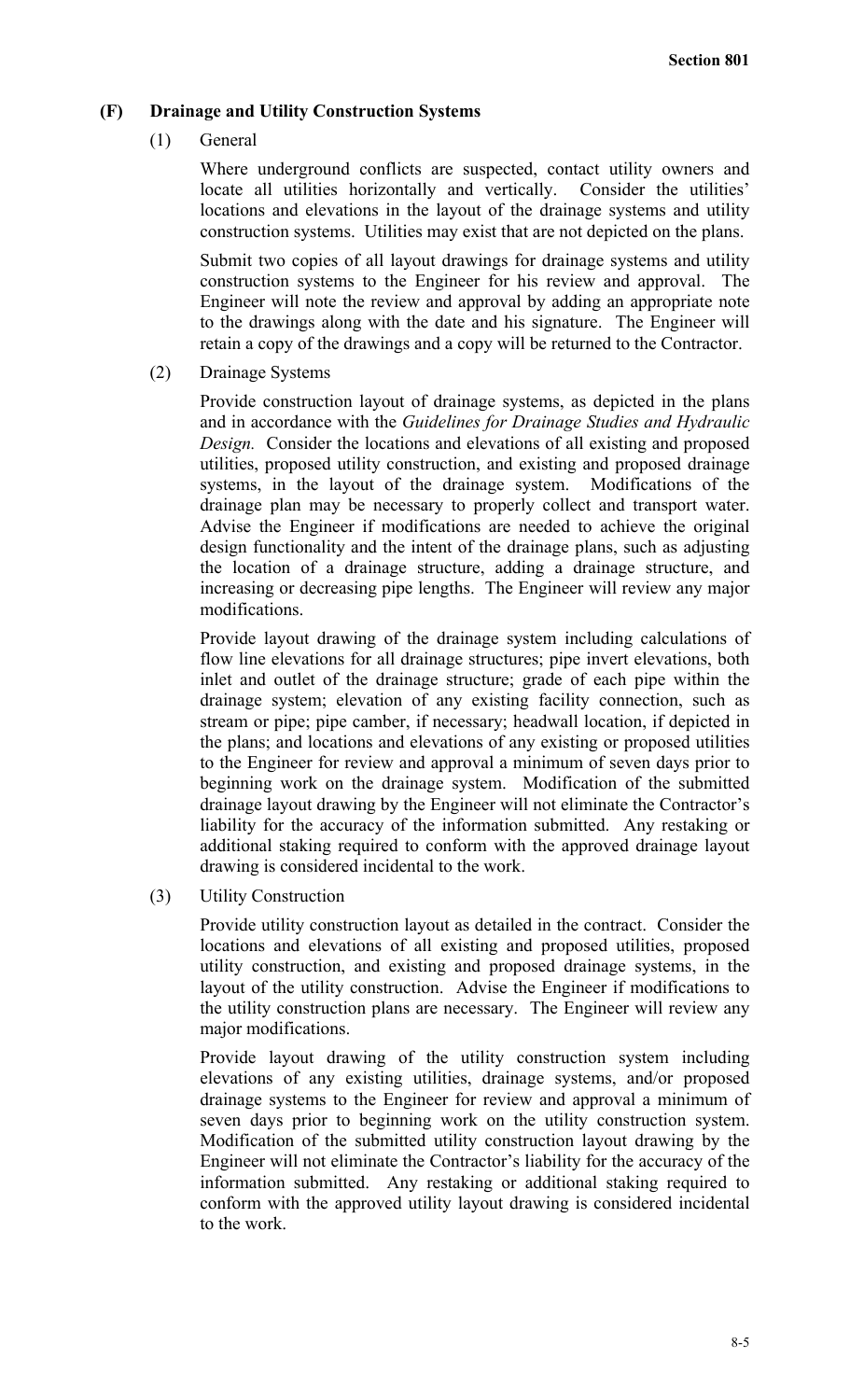### (F) Drainage and Utility Construction Systems

(1) General

Where underground conflicts are suspected, contact utility owners and locate all utilities horizontally and vertically. Consider the utilities' locations and elevations in the layout of the drainage systems and utility construction systems. Utilities may exist that are not depicted on the plans.

Submit two copies of all layout drawings for drainage systems and utility construction systems to the Engineer for his review and approval. The Engineer will note the review and approval by adding an appropriate note to the drawings along with the date and his signature. The Engineer will retain a copy of the drawings and a copy will be returned to the Contractor.

(2) Drainage Systems

Provide construction layout of drainage systems, as depicted in the plans and in accordance with the *Guidelines for Drainage Studies and Hydraulic Design.* Consider the locations and elevations of all existing and proposed utilities, proposed utility construction, and existing and proposed drainage systems, in the layout of the drainage system. Modifications of the drainage plan may be necessary to properly collect and transport water. Advise the Engineer if modifications are needed to achieve the original design functionality and the intent of the drainage plans, such as adjusting the location of a drainage structure, adding a drainage structure, and increasing or decreasing pipe lengths. The Engineer will review any major modifications.

Provide layout drawing of the drainage system including calculations of flow line elevations for all drainage structures; pipe invert elevations, both inlet and outlet of the drainage structure; grade of each pipe within the drainage system; elevation of any existing facility connection, such as stream or pipe; pipe camber, if necessary; headwall location, if depicted in the plans; and locations and elevations of any existing or proposed utilities to the Engineer for review and approval a minimum of seven days prior to beginning work on the drainage system. Modification of the submitted drainage layout drawing by the Engineer will not eliminate the Contractor's liability for the accuracy of the information submitted. Any restaking or additional staking required to conform with the approved drainage layout drawing is considered incidental to the work.

(3) Utility Construction

Provide utility construction layout as detailed in the contract. Consider the locations and elevations of all existing and proposed utilities, proposed utility construction, and existing and proposed drainage systems, in the layout of the utility construction. Advise the Engineer if modifications to the utility construction plans are necessary. The Engineer will review any major modifications.

Provide layout drawing of the utility construction system including elevations of any existing utilities, drainage systems, and/or proposed drainage systems to the Engineer for review and approval a minimum of seven days prior to beginning work on the utility construction system. Modification of the submitted utility construction layout drawing by the Engineer will not eliminate the Contractor's liability for the accuracy of the information submitted. Any restaking or additional staking required to conform with the approved utility layout drawing is considered incidental to the work.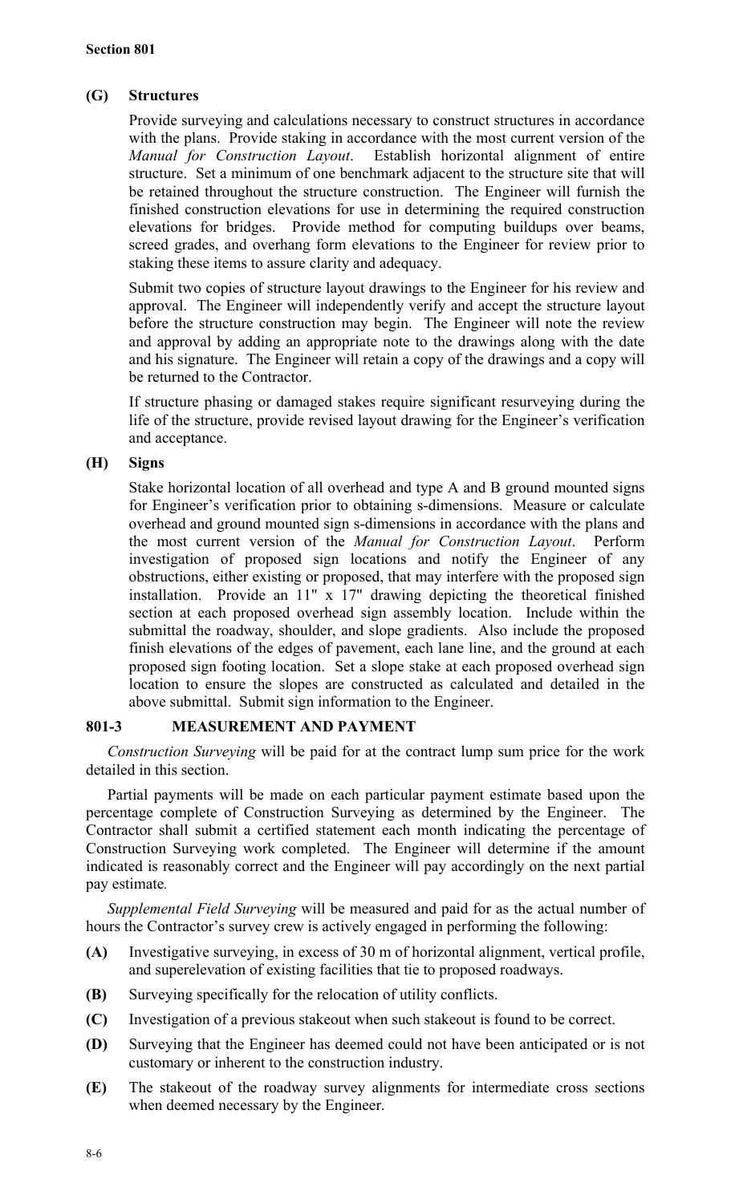**(G) Structures**

Provide surveying and calculations necessary to construct structures in accordance with the plans. Provide staking in accordance with the most current version of the *Manual for Construction Layout*. Establish horizontal alignment of entire structure. Set a minimum of one benchmark adjacent to the structure site that will be retained throughout the structure construction. The Engineer will furnish the finished construction elevations for use in determining the required construction elevations for bridges. Provide method for computing buildups over beams, screed grades, and overhang form elevations to the Engineer for review prior to staking these items to assure clarity and adequacy.

Submit two copies of structure layout drawings to the Engineer for his review and approval. The Engineer will independently verify and accept the structure layout before the structure construction may begin. The Engineer will note the review and approval by adding an appropriate note to the drawings along with the date and his signature. The Engineer will retain a copy of the drawings and a copy will be returned to the Contractor.

If structure phasing or damaged stakes require significant resurveying during the life of the structure, provide revised layout drawing for the Engineer's verification and acceptance.

**(H) Signs**

Stake horizontal location of all overhead and type A and B ground mounted signs for Engineer's verification prior to obtaining s-dimensions. Measure or calculate overhead and ground mounted sign s-dimensions in accordance with the plans and the most current version of the *Manual for Construction Layout*. Perform investigation of proposed sign locations and notify the Engineer of any obstructions, either existing or proposed, that may interfere with the proposed sign installation. Provide an 11" x 17" drawing depicting the theoretical finished section at each proposed overhead sign assembly location. Include within the submittal the roadway, shoulder, and slope gradients. Also include the proposed finish elevations of the edges of pavement, each lane line, and the ground at each proposed sign footing location. Set a slope stake at each proposed overhead sign location to ensure the slopes are constructed as calculated and detailed in the above submittal. Submit sign information to the Engineer.

## 801-3 MEASUREMENT AND PAYMENT

*Construction Surveying* will be paid for at the contract lump sum price for the work detailed in this section.

Partial payments will be made on each particular payment estimate based upon the percentage complete of Construction Surveying as determined by the Engineer. The Contractor shall submit a certified statement each month indicating the percentage of Construction Surveying work completed. The Engineer will determine if the amount indicated is reasonably correct and the Engineer will pay accordingly on the next partial pay estimate.

*Supplemental Field Surveying* will be measured and paid for as the actual number of hours the Contractor's survey crew is actively engaged in performing the following:

**(A)** Investigative surveying, in excess of 30 m of horizontal alignment, vertical profile, and superelevation of existing facilities that tie to proposed roadways.

**(B)** Surveying specifically for the relocation of utility conflicts.

**(C)** Investigation of a previous stakeout when such stakeout is found to be correct.

**(D)** Surveying that the Engineer has deemed could not have been anticipated or is not customary or inherent to the construction industry.

**(E)** The stakeout of the roadway survey alignments for intermediate cross sections when deemed necessary by the Engineer.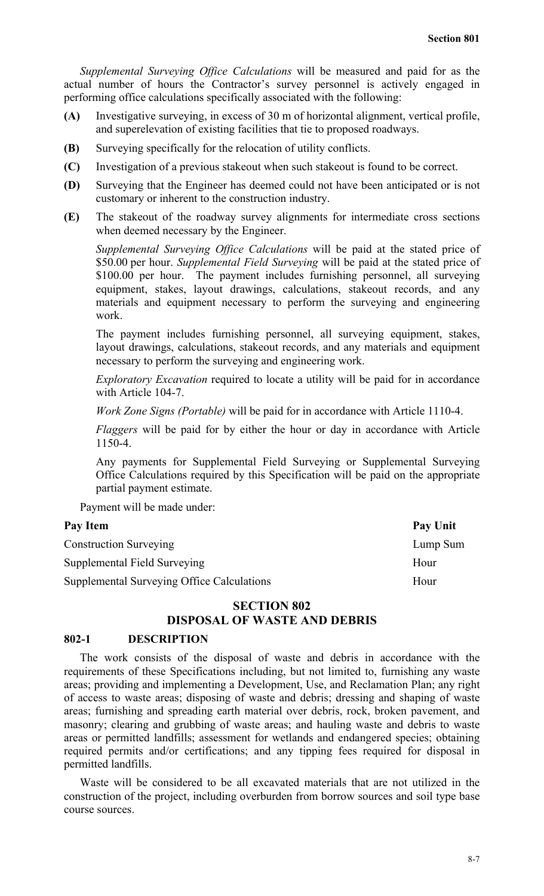*Supplemental Surveying Office Calculations* will be measured and paid for as the actual number of hours the Contractor's survey personnel is actively engaged in performing office calculations specifically associated with the following:

**(A)** Investigative surveying, in excess of 30 m of horizontal alignment, vertical profile, and superelevation of existing facilities that tie to proposed roadways.

**(B)** Surveying specifically for the relocation of utility conflicts.

**(C)** Investigation of a previous stakeout when such stakeout is found to be correct.

**(D)** Surveying that the Engineer has deemed could not have been anticipated or is not customary or inherent to the construction industry.

**(E)** The stakeout of the roadway survey alignments for intermediate cross sections when deemed necessary by the Engineer.

*Supplemental Surveying Office Calculations* will be paid at the stated price of $50.00 per hour. *Supplemental Field Surveying* will be paid at the stated price of $100.00 per hour. The payment includes furnishing personnel, all surveying equipment, stakes, layout drawings, calculations, stakeout records, and any materials and equipment necessary to perform the surveying and engineering work.

The payment includes furnishing personnel, all surveying equipment, stakes, layout drawings, calculations, stakeout records, and any materials and equipment necessary to perform the surveying and engineering work.

*Exploratory Excavation* required to locate a utility will be paid for in accordance with Article 104-7.

*Work Zone Signs (Portable)* will be paid for in accordance with Article 1110-4.

*Flaggers* will be paid for by either the hour or day in accordance with Article 1150-4.

Any payments for Supplemental Field Surveying or Supplemental Surveying Office Calculations required by this Specification will be paid on the appropriate partial payment estimate.

Payment will be made under:

| Pay Item | Pay Unit |
|---|---|
| Construction Surveying | Lump Sum |
| Supplemental Field Surveying | Hour |
| Supplemental Surveying Office Calculations | Hour |

## SECTION 802
## DISPOSAL OF WASTE AND DEBRIS

### 802-1 DESCRIPTION

The work consists of the disposal of waste and debris in accordance with the requirements of these Specifications including, but not limited to, furnishing any waste areas; providing and implementing a Development, Use, and Reclamation Plan; any right of access to waste areas; disposing of waste and debris; dressing and shaping of waste areas; furnishing and spreading earth material over debris, rock, broken pavement, and masonry; clearing and grubbing of waste areas; and hauling waste and debris to waste areas or permitted landfills; assessment for wetlands and endangered species; obtaining required permits and/or certifications; and any tipping fees required for disposal in permitted landfills.

Waste will be considered to be all excavated materials that are not utilized in the construction of the project, including overburden from borrow sources and soil type base course sources.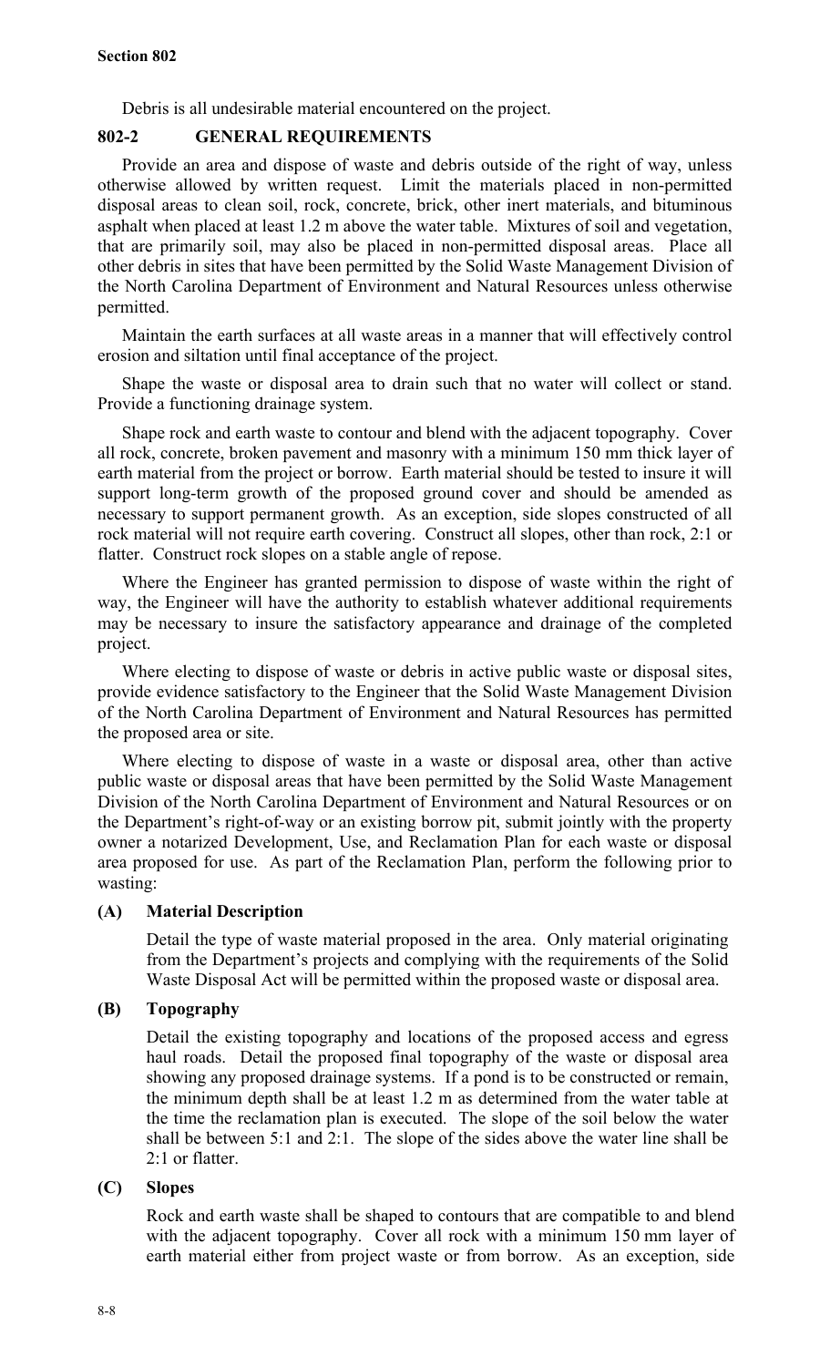Debris is all undesirable material encountered on the project.

## 802-2 GENERAL REQUIREMENTS

Provide an area and dispose of waste and debris outside of the right of way, unless otherwise allowed by written request. Limit the materials placed in non-permitted disposal areas to clean soil, rock, concrete, brick, other inert materials, and bituminous asphalt when placed at least 1.2 m above the water table. Mixtures of soil and vegetation, that are primarily soil, may also be placed in non-permitted disposal areas. Place all other debris in sites that have been permitted by the Solid Waste Management Division of the North Carolina Department of Environment and Natural Resources unless otherwise permitted.

Maintain the earth surfaces at all waste areas in a manner that will effectively control erosion and siltation until final acceptance of the project.

Shape the waste or disposal area to drain such that no water will collect or stand. Provide a functioning drainage system.

Shape rock and earth waste to contour and blend with the adjacent topography. Cover all rock, concrete, broken pavement and masonry with a minimum 150 mm thick layer of earth material from the project or borrow. Earth material should be tested to insure it will support long-term growth of the proposed ground cover and should be amended as necessary to support permanent growth. As an exception, side slopes constructed of all rock material will not require earth covering. Construct all slopes, other than rock, 2:1 or flatter. Construct rock slopes on a stable angle of repose.

Where the Engineer has granted permission to dispose of waste within the right of way, the Engineer will have the authority to establish whatever additional requirements may be necessary to insure the satisfactory appearance and drainage of the completed project.

Where electing to dispose of waste or debris in active public waste or disposal sites, provide evidence satisfactory to the Engineer that the Solid Waste Management Division of the North Carolina Department of Environment and Natural Resources has permitted the proposed area or site.

Where electing to dispose of waste in a waste or disposal area, other than active public waste or disposal areas that have been permitted by the Solid Waste Management Division of the North Carolina Department of Environment and Natural Resources or on the Department's right-of-way or an existing borrow pit, submit jointly with the property owner a notarized Development, Use, and Reclamation Plan for each waste or disposal area proposed for use. As part of the Reclamation Plan, perform the following prior to wasting:

### (A) Material Description

Detail the type of waste material proposed in the area. Only material originating from the Department's projects and complying with the requirements of the Solid Waste Disposal Act will be permitted within the proposed waste or disposal area.

### (B) Topography

Detail the existing topography and locations of the proposed access and egress haul roads. Detail the proposed final topography of the waste or disposal area showing any proposed drainage systems. If a pond is to be constructed or remain, the minimum depth shall be at least 1.2 m as determined from the water table at the time the reclamation plan is executed. The slope of the soil below the water shall be between 5:1 and 2:1. The slope of the sides above the water line shall be 2:1 or flatter.

### (C) Slopes

Rock and earth waste shall be shaped to contours that are compatible to and blend with the adjacent topography. Cover all rock with a minimum 150 mm layer of earth material either from project waste or from borrow. As an exception, side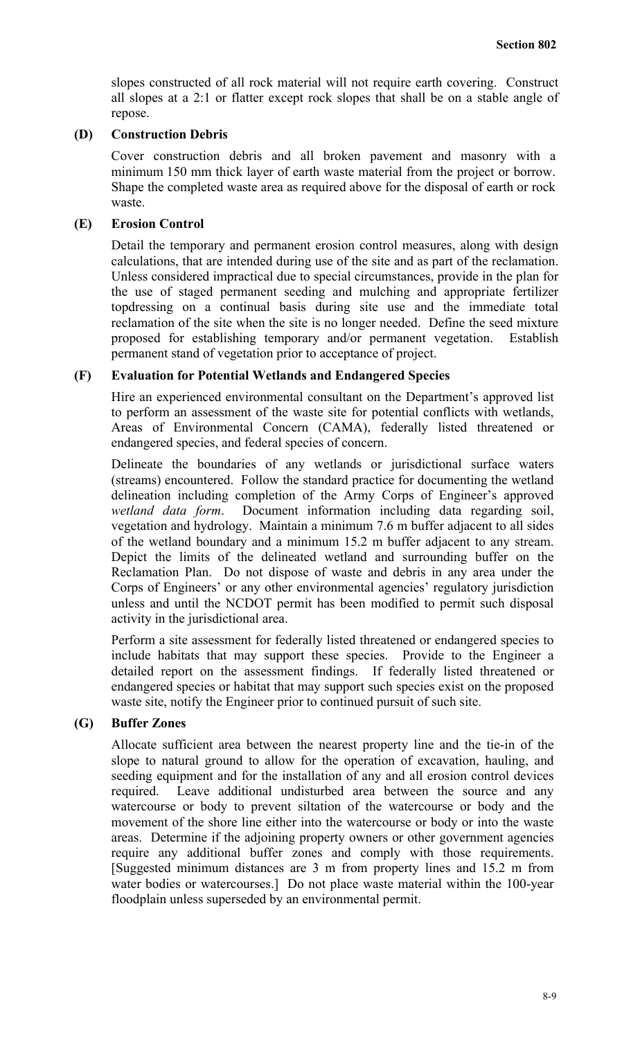slopes constructed of all rock material will not require earth covering. Construct all slopes at a 2:1 or flatter except rock slopes that shall be on a stable angle of repose.

**(D) Construction Debris**

Cover construction debris and all broken pavement and masonry with a minimum 150 mm thick layer of earth waste material from the project or borrow. Shape the completed waste area as required above for the disposal of earth or rock waste.

**(E) Erosion Control**

Detail the temporary and permanent erosion control measures, along with design calculations, that are intended during use of the site and as part of the reclamation. Unless considered impractical due to special circumstances, provide in the plan for the use of staged permanent seeding and mulching and appropriate fertilizer topdressing on a continual basis during site use and the immediate total reclamation of the site when the site is no longer needed. Define the seed mixture proposed for establishing temporary and/or permanent vegetation. Establish permanent stand of vegetation prior to acceptance of project.

**(F) Evaluation for Potential Wetlands and Endangered Species**

Hire an experienced environmental consultant on the Department's approved list to perform an assessment of the waste site for potential conflicts with wetlands, Areas of Environmental Concern (CAMA), federally listed threatened or endangered species, and federal species of concern.

Delineate the boundaries of any wetlands or jurisdictional surface waters (streams) encountered. Follow the standard practice for documenting the wetland delineation including completion of the Army Corps of Engineer's approved *wetland data form*. Document information including data regarding soil, vegetation and hydrology. Maintain a minimum 7.6 m buffer adjacent to all sides of the wetland boundary and a minimum 15.2 m buffer adjacent to any stream. Depict the limits of the delineated wetland and surrounding buffer on the Reclamation Plan. Do not dispose of waste and debris in any area under the Corps of Engineers' or any other environmental agencies' regulatory jurisdiction unless and until the NCDOT permit has been modified to permit such disposal activity in the jurisdictional area.

Perform a site assessment for federally listed threatened or endangered species to include habitats that may support these species. Provide to the Engineer a detailed report on the assessment findings. If federally listed threatened or endangered species or habitat that may support such species exist on the proposed waste site, notify the Engineer prior to continued pursuit of such site.

**(G) Buffer Zones**

Allocate sufficient area between the nearest property line and the tie-in of the slope to natural ground to allow for the operation of excavation, hauling, and seeding equipment and for the installation of any and all erosion control devices required. Leave additional undisturbed area between the source and any watercourse or body to prevent siltation of the watercourse or body and the movement of the shore line either into the watercourse or body or into the waste areas. Determine if the adjoining property owners or other government agencies require any additional buffer zones and comply with those requirements. [Suggested minimum distances are 3 m from property lines and 15.2 m from water bodies or watercourses.] Do not place waste material within the 100-year floodplain unless superseded by an environmental permit.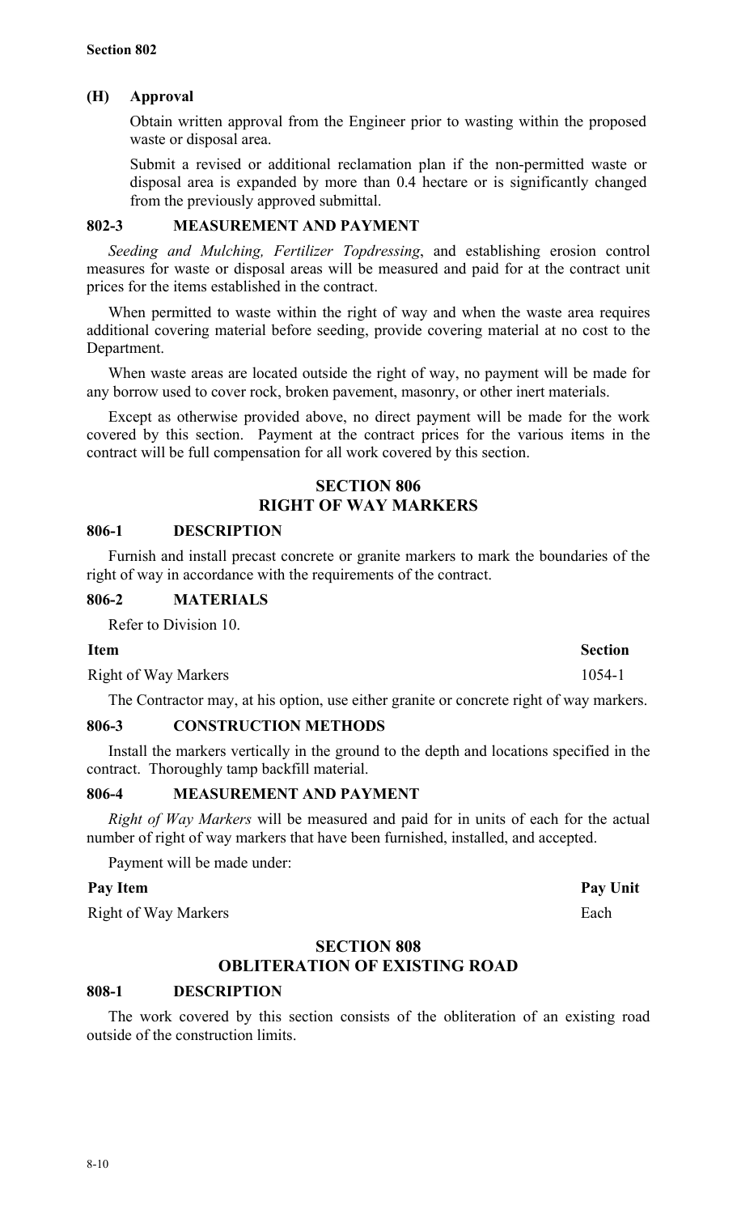### (H) Approval

Obtain written approval from the Engineer prior to wasting within the proposed waste or disposal area.

Submit a revised or additional reclamation plan if the non-permitted waste or disposal area is expanded by more than 0.4 hectare or is significantly changed from the previously approved submittal.

### 802-3 MEASUREMENT AND PAYMENT

*Seeding and Mulching, Fertilizer Topdressing*, and establishing erosion control measures for waste or disposal areas will be measured and paid for at the contract unit prices for the items established in the contract.

When permitted to waste within the right of way and when the waste area requires additional covering material before seeding, provide covering material at no cost to the Department.

When waste areas are located outside the right of way, no payment will be made for any borrow used to cover rock, broken pavement, masonry, or other inert materials.

Except as otherwise provided above, no direct payment will be made for the work covered by this section. Payment at the contract prices for the various items in the contract will be full compensation for all work covered by this section.

## SECTION 806
## RIGHT OF WAY MARKERS

### 806-1 DESCRIPTION

Furnish and install precast concrete or granite markers to mark the boundaries of the right of way in accordance with the requirements of the contract.

### 806-2 MATERIALS

Refer to Division 10.

| Item | Section |
|---|---|
| Right of Way Markers | 1054-1 |

The Contractor may, at his option, use either granite or concrete right of way markers.

### 806-3 CONSTRUCTION METHODS

Install the markers vertically in the ground to the depth and locations specified in the contract. Thoroughly tamp backfill material.

### 806-4 MEASUREMENT AND PAYMENT

*Right of Way Markers* will be measured and paid for in units of each for the actual number of right of way markers that have been furnished, installed, and accepted.

Payment will be made under:

| Pay Item | Pay Unit |
|---|---|
| Right of Way Markers | Each |

## SECTION 808
## OBLITERATION OF EXISTING ROAD

### 808-1 DESCRIPTION

The work covered by this section consists of the obliteration of an existing road outside of the construction limits.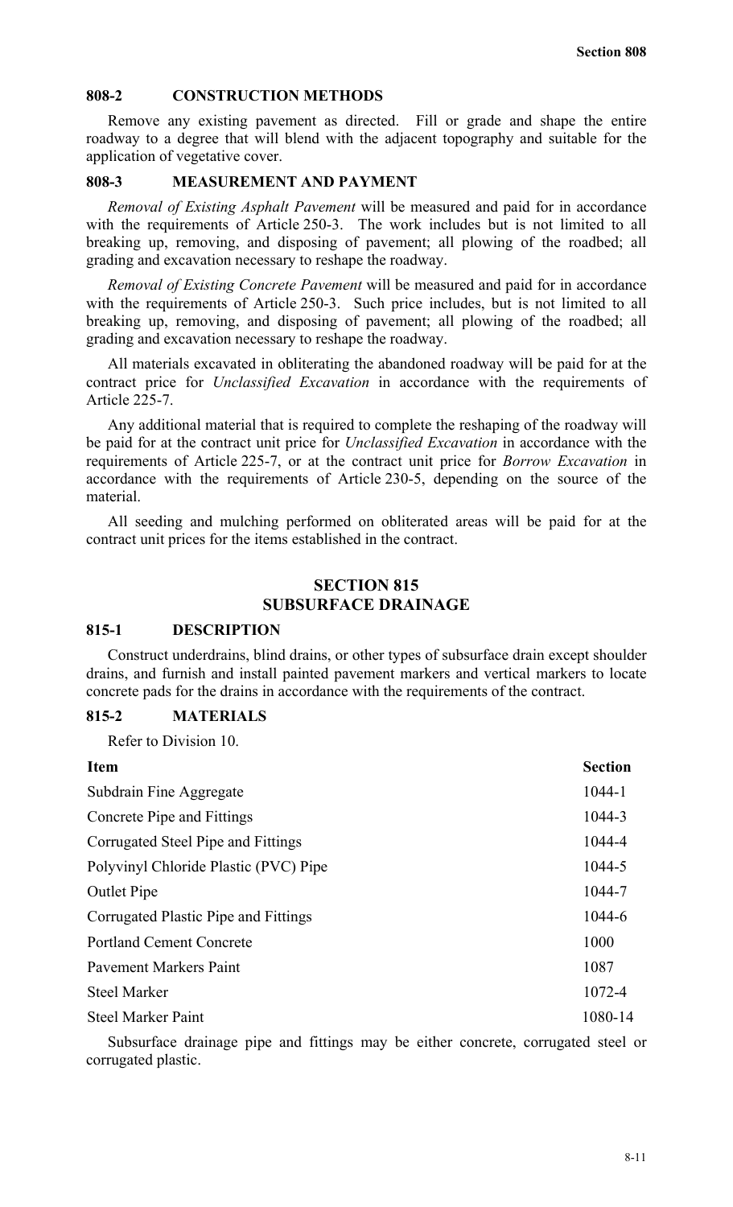### 808-2 CONSTRUCTION METHODS

Remove any existing pavement as directed. Fill or grade and shape the entire roadway to a degree that will blend with the adjacent topography and suitable for the application of vegetative cover.

### 808-3 MEASUREMENT AND PAYMENT

*Removal of Existing Asphalt Pavement* will be measured and paid for in accordance with the requirements of Article 250-3. The work includes but is not limited to all breaking up, removing, and disposing of pavement; all plowing of the roadbed; all grading and excavation necessary to reshape the roadway.

*Removal of Existing Concrete Pavement* will be measured and paid for in accordance with the requirements of Article 250-3. Such price includes, but is not limited to all breaking up, removing, and disposing of pavement; all plowing of the roadbed; all grading and excavation necessary to reshape the roadway.

All materials excavated in obliterating the abandoned roadway will be paid for at the contract price for *Unclassified Excavation* in accordance with the requirements of Article 225-7.

Any additional material that is required to complete the reshaping of the roadway will be paid for at the contract unit price for *Unclassified Excavation* in accordance with the requirements of Article 225-7, or at the contract unit price for *Borrow Excavation* in accordance with the requirements of Article 230-5, depending on the source of the material.

All seeding and mulching performed on obliterated areas will be paid for at the contract unit prices for the items established in the contract.

## SECTION 815
## SUBSURFACE DRAINAGE

### 815-1 DESCRIPTION

Construct underdrains, blind drains, or other types of subsurface drain except shoulder drains, and furnish and install painted pavement markers and vertical markers to locate concrete pads for the drains in accordance with the requirements of the contract.

### 815-2 MATERIALS

Refer to Division 10.

| Item | Section |
|---|---|
| Subdrain Fine Aggregate | 1044-1 |
| Concrete Pipe and Fittings | 1044-3 |
| Corrugated Steel Pipe and Fittings | 1044-4 |
| Polyvinyl Chloride Plastic (PVC) Pipe | 1044-5 |
| Outlet Pipe | 1044-7 |
| Corrugated Plastic Pipe and Fittings | 1044-6 |
| Portland Cement Concrete | 1000 |
| Pavement Markers Paint | 1087 |
| Steel Marker | 1072-4 |
| Steel Marker Paint | 1080-14 |

Subsurface drainage pipe and fittings may be either concrete, corrugated steel or corrugated plastic.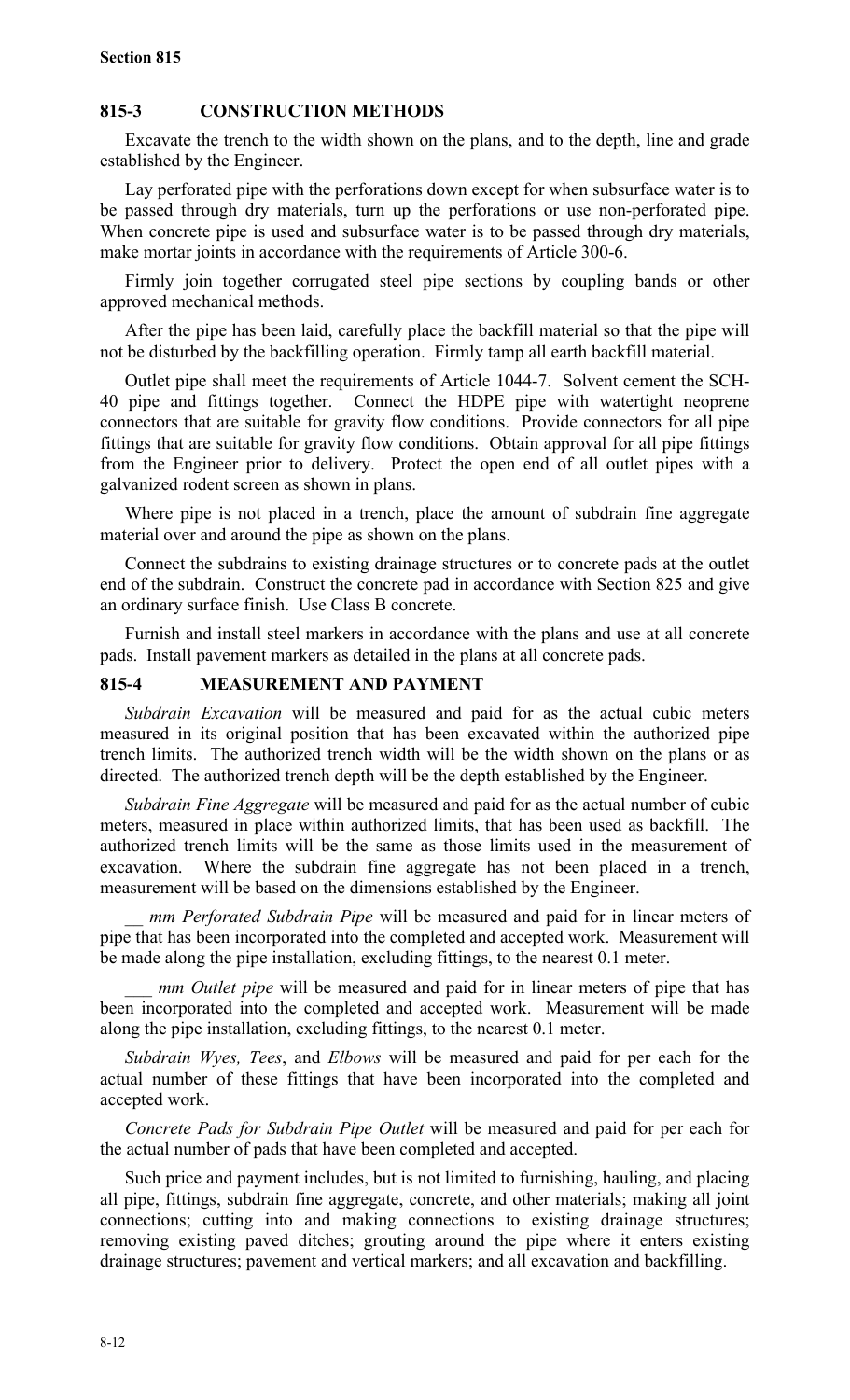## 815-3 CONSTRUCTION METHODS

Excavate the trench to the width shown on the plans, and to the depth, line and grade established by the Engineer.

Lay perforated pipe with the perforations down except for when subsurface water is to be passed through dry materials, turn up the perforations or use non-perforated pipe. When concrete pipe is used and subsurface water is to be passed through dry materials, make mortar joints in accordance with the requirements of Article 300-6.

Firmly join together corrugated steel pipe sections by coupling bands or other approved mechanical methods.

After the pipe has been laid, carefully place the backfill material so that the pipe will not be disturbed by the backfilling operation. Firmly tamp all earth backfill material.

Outlet pipe shall meet the requirements of Article 1044-7. Solvent cement the SCH-40 pipe and fittings together. Connect the HDPE pipe with watertight neoprene connectors that are suitable for gravity flow conditions. Provide connectors for all pipe fittings that are suitable for gravity flow conditions. Obtain approval for all pipe fittings from the Engineer prior to delivery. Protect the open end of all outlet pipes with a galvanized rodent screen as shown in plans.

Where pipe is not placed in a trench, place the amount of subdrain fine aggregate material over and around the pipe as shown on the plans.

Connect the subdrains to existing drainage structures or to concrete pads at the outlet end of the subdrain. Construct the concrete pad in accordance with Section 825 and give an ordinary surface finish. Use Class B concrete.

Furnish and install steel markers in accordance with the plans and use at all concrete pads. Install pavement markers as detailed in the plans at all concrete pads.

## 815-4 MEASUREMENT AND PAYMENT

*Subdrain Excavation* will be measured and paid for as the actual cubic meters measured in its original position that has been excavated within the authorized pipe trench limits. The authorized trench width will be the width shown on the plans or as directed. The authorized trench depth will be the depth established by the Engineer.

*Subdrain Fine Aggregate* will be measured and paid for as the actual number of cubic meters, measured in place within authorized limits, that has been used as backfill. The authorized trench limits will be the same as those limits used in the measurement of excavation. Where the subdrain fine aggregate has not been placed in a trench, measurement will be based on the dimensions established by the Engineer.

*__ mm Perforated Subdrain Pipe* will be measured and paid for in linear meters of pipe that has been incorporated into the completed and accepted work. Measurement will be made along the pipe installation, excluding fittings, to the nearest 0.1 meter.

*___ mm Outlet pipe* will be measured and paid for in linear meters of pipe that has been incorporated into the completed and accepted work. Measurement will be made along the pipe installation, excluding fittings, to the nearest 0.1 meter.

*Subdrain Wyes, Tees*, and *Elbows* will be measured and paid for per each for the actual number of these fittings that have been incorporated into the completed and accepted work.

*Concrete Pads for Subdrain Pipe Outlet* will be measured and paid for per each for the actual number of pads that have been completed and accepted.

Such price and payment includes, but is not limited to furnishing, hauling, and placing all pipe, fittings, subdrain fine aggregate, concrete, and other materials; making all joint connections; cutting into and making connections to existing drainage structures; removing existing paved ditches; grouting around the pipe where it enters existing drainage structures; pavement and vertical markers; and all excavation and backfilling.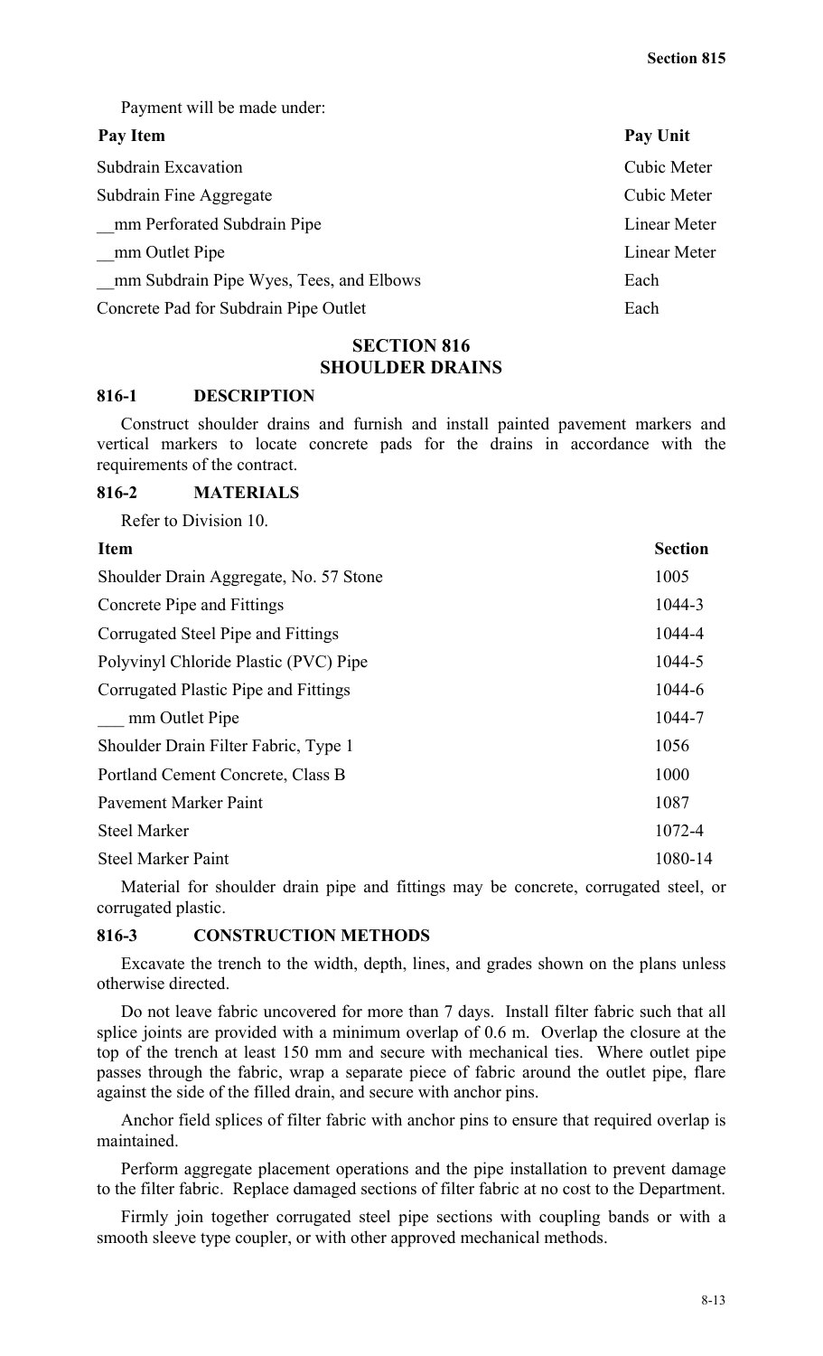Payment will be made under:

| Pay Item | Pay Unit |
|---|---|
| Subdrain Excavation | Cubic Meter |
| Subdrain Fine Aggregate | Cubic Meter |
| __mm Perforated Subdrain Pipe | Linear Meter |
| __mm Outlet Pipe | Linear Meter |
| __mm Subdrain Pipe Wyes, Tees, and Elbows | Each |
| Concrete Pad for Subdrain Pipe Outlet | Each |

## SECTION 816
## SHOULDER DRAINS

### 816-1 DESCRIPTION

Construct shoulder drains and furnish and install painted pavement markers and vertical markers to locate concrete pads for the drains in accordance with the requirements of the contract.

### 816-2 MATERIALS

Refer to Division 10.

| Item | Section |
|---|---|
| Shoulder Drain Aggregate, No. 57 Stone | 1005 |
| Concrete Pipe and Fittings | 1044-3 |
| Corrugated Steel Pipe and Fittings | 1044-4 |
| Polyvinyl Chloride Plastic (PVC) Pipe | 1044-5 |
| Corrugated Plastic Pipe and Fittings | 1044-6 |
| ___ mm Outlet Pipe | 1044-7 |
| Shoulder Drain Filter Fabric, Type 1 | 1056 |
| Portland Cement Concrete, Class B | 1000 |
| Pavement Marker Paint | 1087 |
| Steel Marker | 1072-4 |
| Steel Marker Paint | 1080-14 |

Material for shoulder drain pipe and fittings may be concrete, corrugated steel, or corrugated plastic.

### 816-3 CONSTRUCTION METHODS

Excavate the trench to the width, depth, lines, and grades shown on the plans unless otherwise directed.

Do not leave fabric uncovered for more than 7 days. Install filter fabric such that all splice joints are provided with a minimum overlap of 0.6 m. Overlap the closure at the top of the trench at least 150 mm and secure with mechanical ties. Where outlet pipe passes through the fabric, wrap a separate piece of fabric around the outlet pipe, flare against the side of the filled drain, and secure with anchor pins.

Anchor field splices of filter fabric with anchor pins to ensure that required overlap is maintained.

Perform aggregate placement operations and the pipe installation to prevent damage to the filter fabric. Replace damaged sections of filter fabric at no cost to the Department.

Firmly join together corrugated steel pipe sections with coupling bands or with a smooth sleeve type coupler, or with other approved mechanical methods.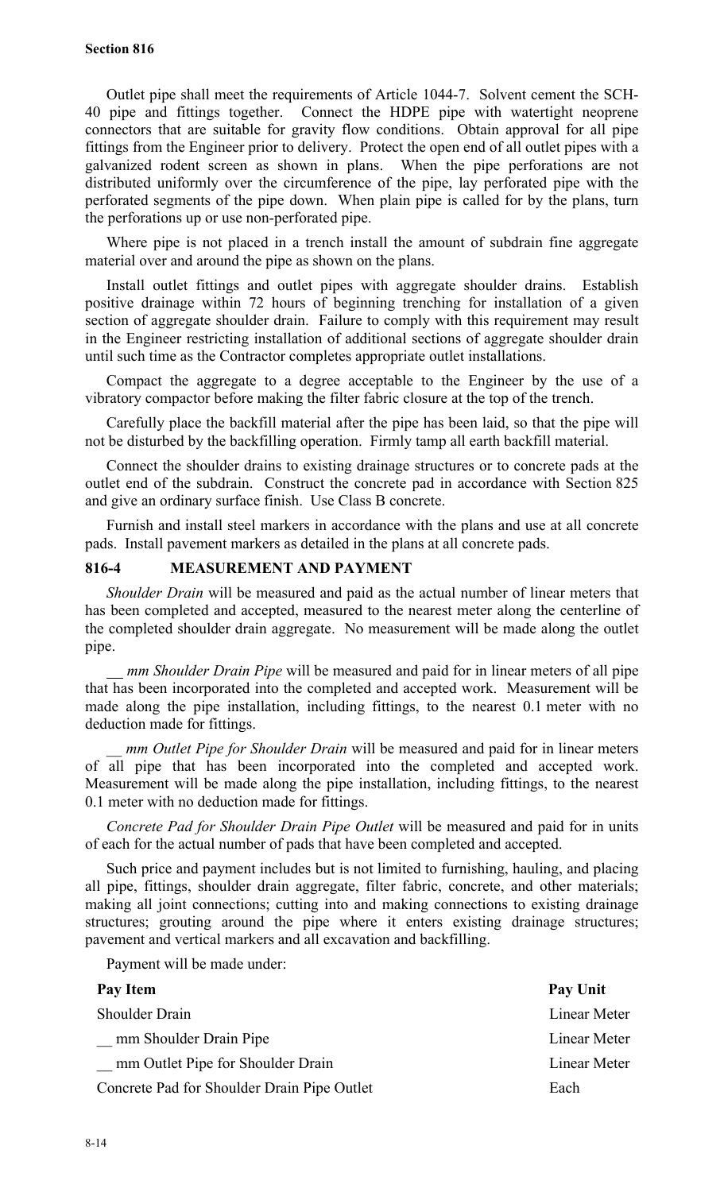Outlet pipe shall meet the requirements of Article 1044-7. Solvent cement the SCH-40 pipe and fittings together. Connect the HDPE pipe with watertight neoprene connectors that are suitable for gravity flow conditions. Obtain approval for all pipe fittings from the Engineer prior to delivery. Protect the open end of all outlet pipes with a galvanized rodent screen as shown in plans. When the pipe perforations are not distributed uniformly over the circumference of the pipe, lay perforated pipe with the perforated segments of the pipe down. When plain pipe is called for by the plans, turn the perforations up or use non-perforated pipe.

Where pipe is not placed in a trench install the amount of subdrain fine aggregate material over and around the pipe as shown on the plans.

Install outlet fittings and outlet pipes with aggregate shoulder drains. Establish positive drainage within 72 hours of beginning trenching for installation of a given section of aggregate shoulder drain. Failure to comply with this requirement may result in the Engineer restricting installation of additional sections of aggregate shoulder drain until such time as the Contractor completes appropriate outlet installations.

Compact the aggregate to a degree acceptable to the Engineer by the use of a vibratory compactor before making the filter fabric closure at the top of the trench.

Carefully place the backfill material after the pipe has been laid, so that the pipe will not be disturbed by the backfilling operation. Firmly tamp all earth backfill material.

Connect the shoulder drains to existing drainage structures or to concrete pads at the outlet end of the subdrain. Construct the concrete pad in accordance with Section 825 and give an ordinary surface finish. Use Class B concrete.

Furnish and install steel markers in accordance with the plans and use at all concrete pads. Install pavement markers as detailed in the plans at all concrete pads.

## 816-4 MEASUREMENT AND PAYMENT

*Shoulder Drain* will be measured and paid as the actual number of linear meters that has been completed and accepted, measured to the nearest meter along the centerline of the completed shoulder drain aggregate. No measurement will be made along the outlet pipe.

*__ mm Shoulder Drain Pipe* will be measured and paid for in linear meters of all pipe that has been incorporated into the completed and accepted work. Measurement will be made along the pipe installation, including fittings, to the nearest 0.1 meter with no deduction made for fittings.

*__ mm Outlet Pipe for Shoulder Drain* will be measured and paid for in linear meters of all pipe that has been incorporated into the completed and accepted work. Measurement will be made along the pipe installation, including fittings, to the nearest 0.1 meter with no deduction made for fittings.

*Concrete Pad for Shoulder Drain Pipe Outlet* will be measured and paid for in units of each for the actual number of pads that have been completed and accepted.

Such price and payment includes but is not limited to furnishing, hauling, and placing all pipe, fittings, shoulder drain aggregate, filter fabric, concrete, and other materials; making all joint connections; cutting into and making connections to existing drainage structures; grouting around the pipe where it enters existing drainage structures; pavement and vertical markers and all excavation and backfilling.

Payment will be made under:

| Pay Item | Pay Unit |
|---|---|
| Shoulder Drain | Linear Meter |
| __ mm Shoulder Drain Pipe | Linear Meter |
| __ mm Outlet Pipe for Shoulder Drain | Linear Meter |
| Concrete Pad for Shoulder Drain Pipe Outlet | Each |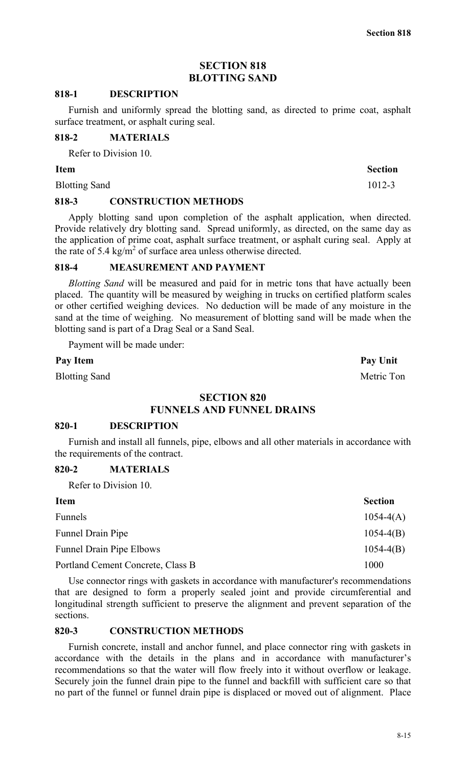# SECTION 818
# BLOTTING SAND

## 818-1 DESCRIPTION

Furnish and uniformly spread the blotting sand, as directed to prime coat, asphalt surface treatment, or asphalt curing seal.

## 818-2 MATERIALS

Refer to Division 10.

| Item | Section |
|---|---|
| Blotting Sand | 1012-3 |

## 818-3 CONSTRUCTION METHODS

Apply blotting sand upon completion of the asphalt application, when directed. Provide relatively dry blotting sand. Spread uniformly, as directed, on the same day as the application of prime coat, asphalt surface treatment, or asphalt curing seal. Apply at the rate of 5.4 kg/m$^2$ of surface area unless otherwise directed.

## 818-4 MEASUREMENT AND PAYMENT

*Blotting Sand* will be measured and paid for in metric tons that have actually been placed. The quantity will be measured by weighing in trucks on certified platform scales or other certified weighing devices. No deduction will be made of any moisture in the sand at the time of weighing. No measurement of blotting sand will be made when the blotting sand is part of a Drag Seal or a Sand Seal.

Payment will be made under:

| Pay Item | Pay Unit |
|---|---|
| Blotting Sand | Metric Ton |

# SECTION 820
# FUNNELS AND FUNNEL DRAINS

## 820-1 DESCRIPTION

Furnish and install all funnels, pipe, elbows and all other materials in accordance with the requirements of the contract.

## 820-2 MATERIALS

Refer to Division 10.

| Item | Section |
|---|---|
| Funnels | 1054-4(A) |
| Funnel Drain Pipe | 1054-4(B) |
| Funnel Drain Pipe Elbows | 1054-4(B) |
| Portland Cement Concrete, Class B | 1000 |

Use connector rings with gaskets in accordance with manufacturer's recommendations that are designed to form a properly sealed joint and provide circumferential and longitudinal strength sufficient to preserve the alignment and prevent separation of the sections.

## 820-3 CONSTRUCTION METHODS

Furnish concrete, install and anchor funnel, and place connector ring with gaskets in accordance with the details in the plans and in accordance with manufacturer's recommendations so that the water will flow freely into it without overflow or leakage. Securely join the funnel drain pipe to the funnel and backfill with sufficient care so that no part of the funnel or funnel drain pipe is displaced or moved out of alignment. Place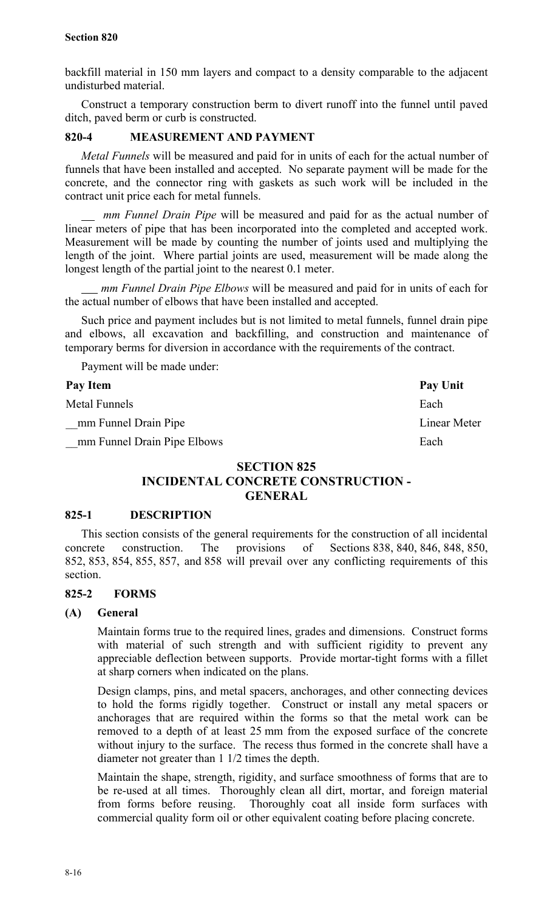backfill material in 150 mm layers and compact to a density comparable to the adjacent undisturbed material.

Construct a temporary construction berm to divert runoff into the funnel until paved ditch, paved berm or curb is constructed.

### 820-4 MEASUREMENT AND PAYMENT

*Metal Funnels* will be measured and paid for in units of each for the actual number of funnels that have been installed and accepted. No separate payment will be made for the concrete, and the connector ring with gaskets as such work will be included in the contract unit price each for metal funnels.

*__ mm Funnel Drain Pipe* will be measured and paid for as the actual number of linear meters of pipe that has been incorporated into the completed and accepted work. Measurement will be made by counting the number of joints used and multiplying the length of the joint. Where partial joints are used, measurement will be made along the longest length of the partial joint to the nearest 0.1 meter.

*___ mm Funnel Drain Pipe Elbows* will be measured and paid for in units of each for the actual number of elbows that have been installed and accepted.

Such price and payment includes but is not limited to metal funnels, funnel drain pipe and elbows, all excavation and backfilling, and construction and maintenance of temporary berms for diversion in accordance with the requirements of the contract.

Payment will be made under:

| Pay Item | Pay Unit |
|---|---|
| Metal Funnels | Each |
| __mm Funnel Drain Pipe | Linear Meter |
| __mm Funnel Drain Pipe Elbows | Each |

## SECTION 825
## INCIDENTAL CONCRETE CONSTRUCTION - GENERAL

### 825-1 DESCRIPTION

This section consists of the general requirements for the construction of all incidental concrete construction. The provisions of Sections 838, 840, 846, 848, 850, 852, 853, 854, 855, 857, and 858 will prevail over any conflicting requirements of this section.

### 825-2 FORMS

#### (A) General

Maintain forms true to the required lines, grades and dimensions. Construct forms with material of such strength and with sufficient rigidity to prevent any appreciable deflection between supports. Provide mortar-tight forms with a fillet at sharp corners when indicated on the plans.

Design clamps, pins, and metal spacers, anchorages, and other connecting devices to hold the forms rigidly together. Construct or install any metal spacers or anchorages that are required within the forms so that the metal work can be removed to a depth of at least 25 mm from the exposed surface of the concrete without injury to the surface. The recess thus formed in the concrete shall have a diameter not greater than 1 1/2 times the depth.

Maintain the shape, strength, rigidity, and surface smoothness of forms that are to be re-used at all times. Thoroughly clean all dirt, mortar, and foreign material from forms before reusing. Thoroughly coat all inside form surfaces with commercial quality form oil or other equivalent coating before placing concrete.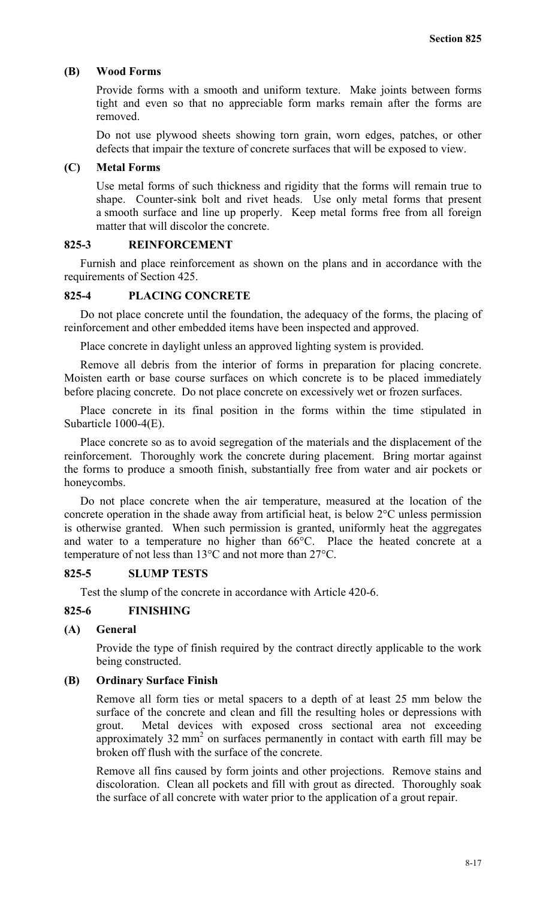### (B) Wood Forms

Provide forms with a smooth and uniform texture. Make joints between forms tight and even so that no appreciable form marks remain after the forms are removed.

Do not use plywood sheets showing torn grain, worn edges, patches, or other defects that impair the texture of concrete surfaces that will be exposed to view.

### (C) Metal Forms

Use metal forms of such thickness and rigidity that the forms will remain true to shape. Counter-sink bolt and rivet heads. Use only metal forms that present a smooth surface and line up properly. Keep metal forms free from all foreign matter that will discolor the concrete.

## 825-3 REINFORCEMENT

Furnish and place reinforcement as shown on the plans and in accordance with the requirements of Section 425.

## 825-4 PLACING CONCRETE

Do not place concrete until the foundation, the adequacy of the forms, the placing of reinforcement and other embedded items have been inspected and approved.

Place concrete in daylight unless an approved lighting system is provided.

Remove all debris from the interior of forms in preparation for placing concrete. Moisten earth or base course surfaces on which concrete is to be placed immediately before placing concrete. Do not place concrete on excessively wet or frozen surfaces.

Place concrete in its final position in the forms within the time stipulated in Subarticle 1000-4(E).

Place concrete so as to avoid segregation of the materials and the displacement of the reinforcement. Thoroughly work the concrete during placement. Bring mortar against the forms to produce a smooth finish, substantially free from water and air pockets or honeycombs.

Do not place concrete when the air temperature, measured at the location of the concrete operation in the shade away from artificial heat, is below 2°C unless permission is otherwise granted. When such permission is granted, uniformly heat the aggregates and water to a temperature no higher than 66°C. Place the heated concrete at a temperature of not less than 13°C and not more than 27°C.

## 825-5 SLUMP TESTS

Test the slump of the concrete in accordance with Article 420-6.

## 825-6 FINISHING

### (A) General

Provide the type of finish required by the contract directly applicable to the work being constructed.

### (B) Ordinary Surface Finish

Remove all form ties or metal spacers to a depth of at least 25 mm below the surface of the concrete and clean and fill the resulting holes or depressions with grout. Metal devices with exposed cross sectional area not exceeding approximately 32 $mm^2$ on surfaces permanently in contact with earth fill may be broken off flush with the surface of the concrete.

Remove all fins caused by form joints and other projections. Remove stains and discoloration. Clean all pockets and fill with grout as directed. Thoroughly soak the surface of all concrete with water prior to the application of a grout repair.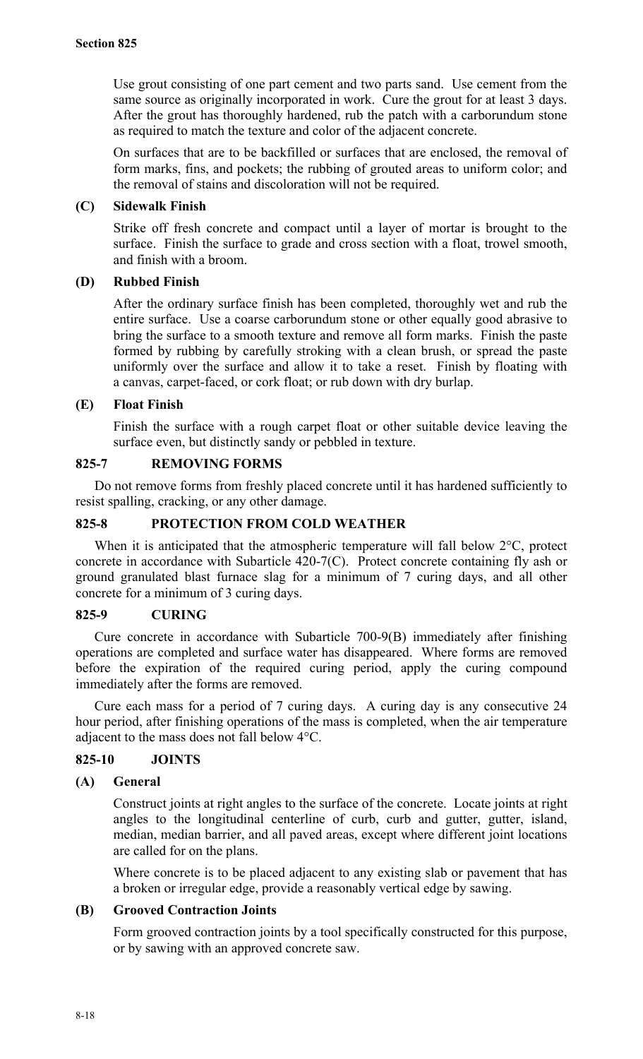Use grout consisting of one part cement and two parts sand. Use cement from the same source as originally incorporated in work. Cure the grout for at least 3 days. After the grout has thoroughly hardened, rub the patch with a carborundum stone as required to match the texture and color of the adjacent concrete.

On surfaces that are to be backfilled or surfaces that are enclosed, the removal of form marks, fins, and pockets; the rubbing of grouted areas to uniform color; and the removal of stains and discoloration will not be required.

### (C) Sidewalk Finish

Strike off fresh concrete and compact until a layer of mortar is brought to the surface. Finish the surface to grade and cross section with a float, trowel smooth, and finish with a broom.

### (D) Rubbed Finish

After the ordinary surface finish has been completed, thoroughly wet and rub the entire surface. Use a coarse carborundum stone or other equally good abrasive to bring the surface to a smooth texture and remove all form marks. Finish the paste formed by rubbing by carefully stroking with a clean brush, or spread the paste uniformly over the surface and allow it to take a reset. Finish by floating with a canvas, carpet-faced, or cork float; or rub down with dry burlap.

### (E) Float Finish

Finish the surface with a rough carpet float or other suitable device leaving the surface even, but distinctly sandy or pebbled in texture.

## 825-7 REMOVING FORMS

Do not remove forms from freshly placed concrete until it has hardened sufficiently to resist spalling, cracking, or any other damage.

## 825-8 PROTECTION FROM COLD WEATHER

When it is anticipated that the atmospheric temperature will fall below 2°C, protect concrete in accordance with Subarticle 420-7(C). Protect concrete containing fly ash or ground granulated blast furnace slag for a minimum of 7 curing days, and all other concrete for a minimum of 3 curing days.

## 825-9 CURING

Cure concrete in accordance with Subarticle 700-9(B) immediately after finishing operations are completed and surface water has disappeared. Where forms are removed before the expiration of the required curing period, apply the curing compound immediately after the forms are removed.

Cure each mass for a period of 7 curing days. A curing day is any consecutive 24 hour period, after finishing operations of the mass is completed, when the air temperature adjacent to the mass does not fall below 4°C.

## 825-10 JOINTS

### (A) General

Construct joints at right angles to the surface of the concrete. Locate joints at right angles to the longitudinal centerline of curb, curb and gutter, gutter, island, median, median barrier, and all paved areas, except where different joint locations are called for on the plans.

Where concrete is to be placed adjacent to any existing slab or pavement that has a broken or irregular edge, provide a reasonably vertical edge by sawing.

### (B) Grooved Contraction Joints

Form grooved contraction joints by a tool specifically constructed for this purpose, or by sawing with an approved concrete saw.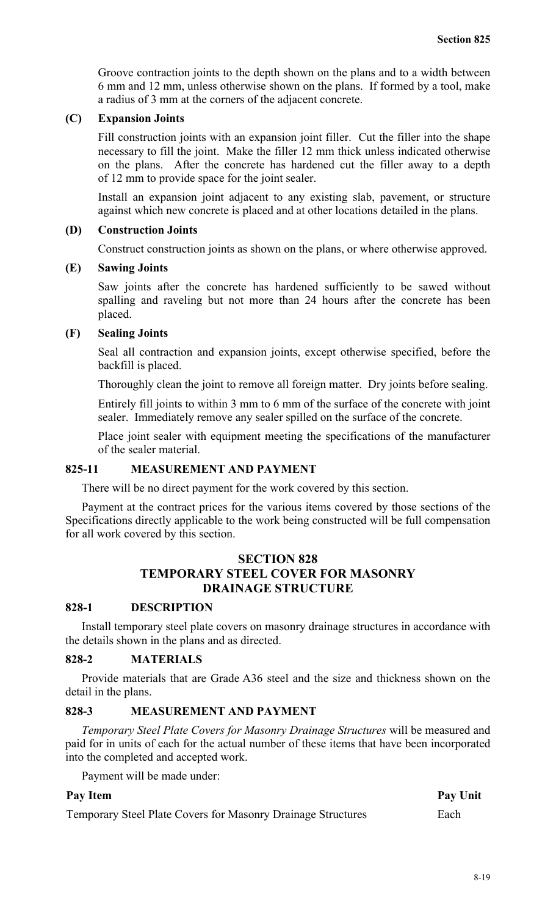Groove contraction joints to the depth shown on the plans and to a width between 6 mm and 12 mm, unless otherwise shown on the plans. If formed by a tool, make a radius of 3 mm at the corners of the adjacent concrete.

**(C) Expansion Joints**

Fill construction joints with an expansion joint filler. Cut the filler into the shape necessary to fill the joint. Make the filler 12 mm thick unless indicated otherwise on the plans. After the concrete has hardened cut the filler away to a depth of 12 mm to provide space for the joint sealer.

Install an expansion joint adjacent to any existing slab, pavement, or structure against which new concrete is placed and at other locations detailed in the plans.

**(D) Construction Joints**

Construct construction joints as shown on the plans, or where otherwise approved.

**(E) Sawing Joints**

Saw joints after the concrete has hardened sufficiently to be sawed without spalling and raveling but not more than 24 hours after the concrete has been placed.

**(F) Sealing Joints**

Seal all contraction and expansion joints, except otherwise specified, before the backfill is placed.

Thoroughly clean the joint to remove all foreign matter. Dry joints before sealing.

Entirely fill joints to within 3 mm to 6 mm of the surface of the concrete with joint sealer. Immediately remove any sealer spilled on the surface of the concrete.

Place joint sealer with equipment meeting the specifications of the manufacturer of the sealer material.

### 825-11 MEASUREMENT AND PAYMENT

There will be no direct payment for the work covered by this section.

Payment at the contract prices for the various items covered by those sections of the Specifications directly applicable to the work being constructed will be full compensation for all work covered by this section.

## SECTION 828
## TEMPORARY STEEL COVER FOR MASONRY DRAINAGE STRUCTURE

### 828-1 DESCRIPTION

Install temporary steel plate covers on masonry drainage structures in accordance with the details shown in the plans and as directed.

### 828-2 MATERIALS

Provide materials that are Grade A36 steel and the size and thickness shown on the detail in the plans.

### 828-3 MEASUREMENT AND PAYMENT

*Temporary Steel Plate Covers for Masonry Drainage Structures* will be measured and paid for in units of each for the actual number of these items that have been incorporated into the completed and accepted work.

Payment will be made under:

| Pay Item | Pay Unit |
|---|---|
| Temporary Steel Plate Covers for Masonry Drainage Structures | Each |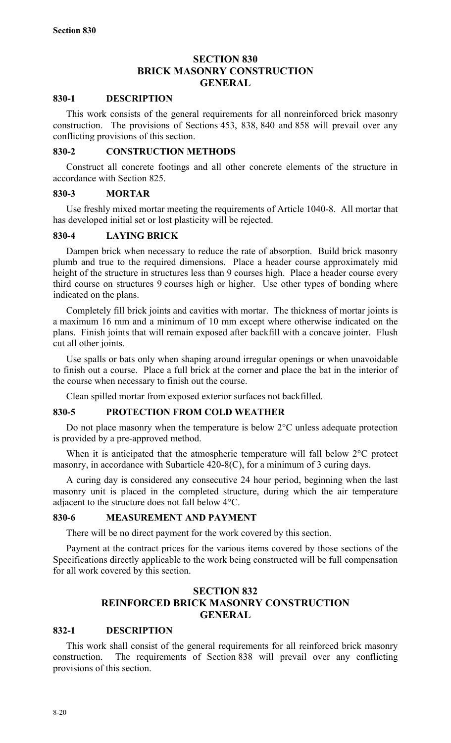# SECTION 830
# BRICK MASONRY CONSTRUCTION
# GENERAL

## 830-1 DESCRIPTION

This work consists of the general requirements for all nonreinforced brick masonry construction. The provisions of Sections 453, 838, 840 and 858 will prevail over any conflicting provisions of this section.

## 830-2 CONSTRUCTION METHODS

Construct all concrete footings and all other concrete elements of the structure in accordance with Section 825.

## 830-3 MORTAR

Use freshly mixed mortar meeting the requirements of Article 1040-8. All mortar that has developed initial set or lost plasticity will be rejected.

## 830-4 LAYING BRICK

Dampen brick when necessary to reduce the rate of absorption. Build brick masonry plumb and true to the required dimensions. Place a header course approximately mid height of the structure in structures less than 9 courses high. Place a header course every third course on structures 9 courses high or higher. Use other types of bonding where indicated on the plans.

Completely fill brick joints and cavities with mortar. The thickness of mortar joints is a maximum 16 mm and a minimum of 10 mm except where otherwise indicated on the plans. Finish joints that will remain exposed after backfill with a concave jointer. Flush cut all other joints.

Use spalls or bats only when shaping around irregular openings or when unavoidable to finish out a course. Place a full brick at the corner and place the bat in the interior of the course when necessary to finish out the course.

Clean spilled mortar from exposed exterior surfaces not backfilled.

## 830-5 PROTECTION FROM COLD WEATHER

Do not place masonry when the temperature is below 2°C unless adequate protection is provided by a pre-approved method.

When it is anticipated that the atmospheric temperature will fall below 2°C protect masonry, in accordance with Subarticle 420-8(C), for a minimum of 3 curing days.

A curing day is considered any consecutive 24 hour period, beginning when the last masonry unit is placed in the completed structure, during which the air temperature adjacent to the structure does not fall below 4°C.

## 830-6 MEASUREMENT AND PAYMENT

There will be no direct payment for the work covered by this section.

Payment at the contract prices for the various items covered by those sections of the Specifications directly applicable to the work being constructed will be full compensation for all work covered by this section.

# SECTION 832
# REINFORCED BRICK MASONRY CONSTRUCTION
# GENERAL

## 832-1 DESCRIPTION

This work shall consist of the general requirements for all reinforced brick masonry construction. The requirements of Section 838 will prevail over any conflicting provisions of this section.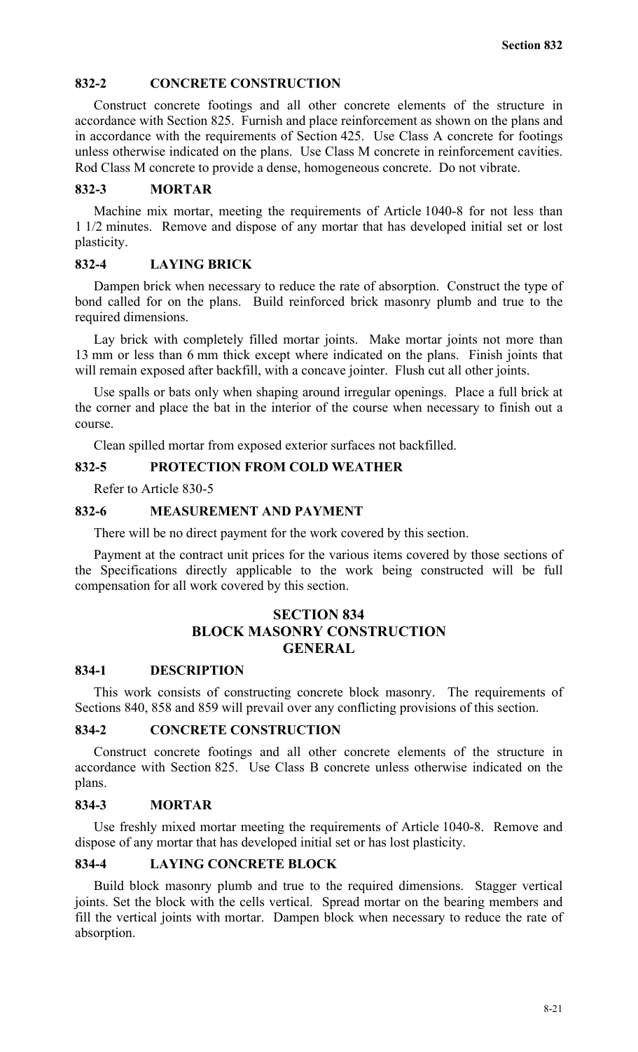### 832-2 CONCRETE CONSTRUCTION

Construct concrete footings and all other concrete elements of the structure in accordance with Section 825. Furnish and place reinforcement as shown on the plans and in accordance with the requirements of Section 425. Use Class A concrete for footings unless otherwise indicated on the plans. Use Class M concrete in reinforcement cavities. Rod Class M concrete to provide a dense, homogeneous concrete. Do not vibrate.

### 832-3 MORTAR

Machine mix mortar, meeting the requirements of Article 1040-8 for not less than 1 1/2 minutes. Remove and dispose of any mortar that has developed initial set or lost plasticity.

### 832-4 LAYING BRICK

Dampen brick when necessary to reduce the rate of absorption. Construct the type of bond called for on the plans. Build reinforced brick masonry plumb and true to the required dimensions.

Lay brick with completely filled mortar joints. Make mortar joints not more than 13 mm or less than 6 mm thick except where indicated on the plans. Finish joints that will remain exposed after backfill, with a concave jointer. Flush cut all other joints.

Use spalls or bats only when shaping around irregular openings. Place a full brick at the corner and place the bat in the interior of the course when necessary to finish out a course.

Clean spilled mortar from exposed exterior surfaces not backfilled.

### 832-5 PROTECTION FROM COLD WEATHER

Refer to Article 830-5

### 832-6 MEASUREMENT AND PAYMENT

There will be no direct payment for the work covered by this section.

Payment at the contract unit prices for the various items covered by those sections of the Specifications directly applicable to the work being constructed will be full compensation for all work covered by this section.

## SECTION 834
## BLOCK MASONRY CONSTRUCTION
## GENERAL

### 834-1 DESCRIPTION

This work consists of constructing concrete block masonry. The requirements of Sections 840, 858 and 859 will prevail over any conflicting provisions of this section.

### 834-2 CONCRETE CONSTRUCTION

Construct concrete footings and all other concrete elements of the structure in accordance with Section 825. Use Class B concrete unless otherwise indicated on the plans.

### 834-3 MORTAR

Use freshly mixed mortar meeting the requirements of Article 1040-8. Remove and dispose of any mortar that has developed initial set or has lost plasticity.

### 834-4 LAYING CONCRETE BLOCK

Build block masonry plumb and true to the required dimensions. Stagger vertical joints. Set the block with the cells vertical. Spread mortar on the bearing members and fill the vertical joints with mortar. Dampen block when necessary to reduce the rate of absorption.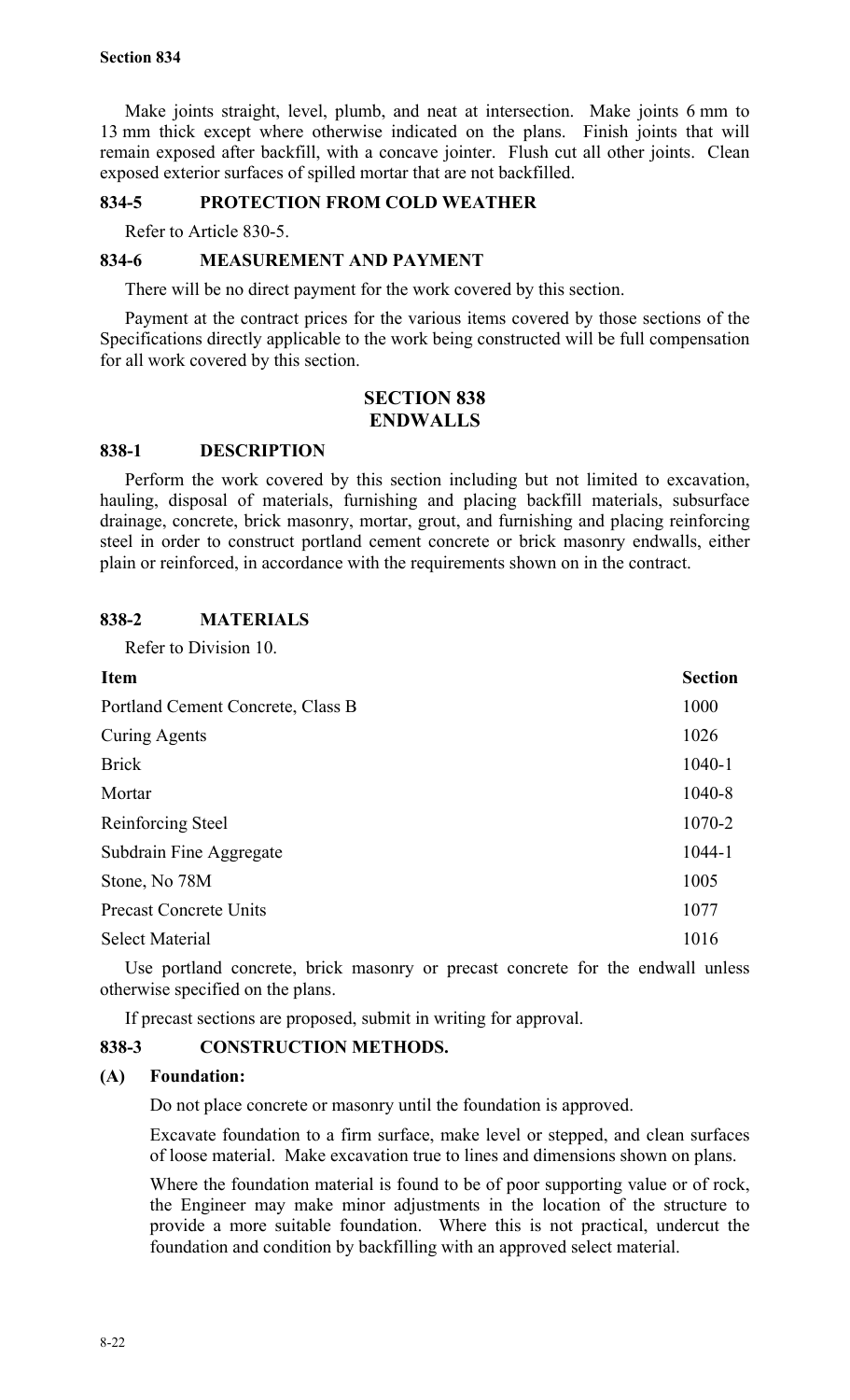Make joints straight, level, plumb, and neat at intersection. Make joints 6 mm to 13 mm thick except where otherwise indicated on the plans. Finish joints that will remain exposed after backfill, with a concave jointer. Flush cut all other joints. Clean exposed exterior surfaces of spilled mortar that are not backfilled.

### 834-5 PROTECTION FROM COLD WEATHER

Refer to Article 830-5.

### 834-6 MEASUREMENT AND PAYMENT

There will be no direct payment for the work covered by this section.

Payment at the contract prices for the various items covered by those sections of the Specifications directly applicable to the work being constructed will be full compensation for all work covered by this section.

## SECTION 838 ENDWALLS

### 838-1 DESCRIPTION

Perform the work covered by this section including but not limited to excavation, hauling, disposal of materials, furnishing and placing backfill materials, subsurface drainage, concrete, brick masonry, mortar, grout, and furnishing and placing reinforcing steel in order to construct portland cement concrete or brick masonry endwalls, either plain or reinforced, in accordance with the requirements shown on in the contract.

### 838-2 MATERIALS

Refer to Division 10.

| Item | Section |
|---|---|
| Portland Cement Concrete, Class B | 1000 |
| Curing Agents | 1026 |
| Brick | 1040-1 |
| Mortar | 1040-8 |
| Reinforcing Steel | 1070-2 |
| Subdrain Fine Aggregate | 1044-1 |
| Stone, No 78M | 1005 |
| Precast Concrete Units | 1077 |
| Select Material | 1016 |

Use portland concrete, brick masonry or precast concrete for the endwall unless otherwise specified on the plans.

If precast sections are proposed, submit in writing for approval.

### 838-3 CONSTRUCTION METHODS.

**(A) Foundation:**

Do not place concrete or masonry until the foundation is approved.

Excavate foundation to a firm surface, make level or stepped, and clean surfaces of loose material. Make excavation true to lines and dimensions shown on plans.

Where the foundation material is found to be of poor supporting value or of rock, the Engineer may make minor adjustments in the location of the structure to provide a more suitable foundation. Where this is not practical, undercut the foundation and condition by backfilling with an approved select material.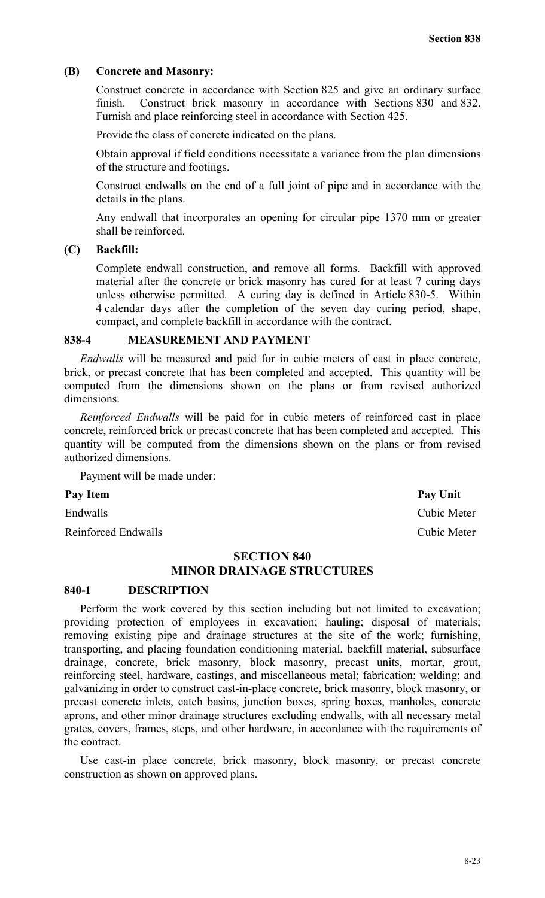**(B) Concrete and Masonry:**

Construct concrete in accordance with Section 825 and give an ordinary surface finish. Construct brick masonry in accordance with Sections 830 and 832. Furnish and place reinforcing steel in accordance with Section 425.

Provide the class of concrete indicated on the plans.

Obtain approval if field conditions necessitate a variance from the plan dimensions of the structure and footings.

Construct endwalls on the end of a full joint of pipe and in accordance with the details in the plans.

Any endwall that incorporates an opening for circular pipe 1370 mm or greater shall be reinforced.

**(C) Backfill:**

Complete endwall construction, and remove all forms. Backfill with approved material after the concrete or brick masonry has cured for at least 7 curing days unless otherwise permitted. A curing day is defined in Article 830-5. Within 4 calendar days after the completion of the seven day curing period, shape, compact, and complete backfill in accordance with the contract.

### 838-4 MEASUREMENT AND PAYMENT

*Endwalls* will be measured and paid for in cubic meters of cast in place concrete, brick, or precast concrete that has been completed and accepted. This quantity will be computed from the dimensions shown on the plans or from revised authorized dimensions.

*Reinforced Endwalls* will be paid for in cubic meters of reinforced cast in place concrete, reinforced brick or precast concrete that has been completed and accepted. This quantity will be computed from the dimensions shown on the plans or from revised authorized dimensions.

Payment will be made under:

| Pay Item | Pay Unit |
|---|---|
| Endwalls | Cubic Meter |
| Reinforced Endwalls | Cubic Meter |

## SECTION 840
## MINOR DRAINAGE STRUCTURES

### 840-1 DESCRIPTION

Perform the work covered by this section including but not limited to excavation; providing protection of employees in excavation; hauling; disposal of materials; removing existing pipe and drainage structures at the site of the work; furnishing, transporting, and placing foundation conditioning material, backfill material, subsurface drainage, concrete, brick masonry, block masonry, precast units, mortar, grout, reinforcing steel, hardware, castings, and miscellaneous metal; fabrication; welding; and galvanizing in order to construct cast-in-place concrete, brick masonry, block masonry, or precast concrete inlets, catch basins, junction boxes, spring boxes, manholes, concrete aprons, and other minor drainage structures excluding endwalls, with all necessary metal grates, covers, frames, steps, and other hardware, in accordance with the requirements of the contract.

Use cast-in place concrete, brick masonry, block masonry, or precast concrete construction as shown on approved plans.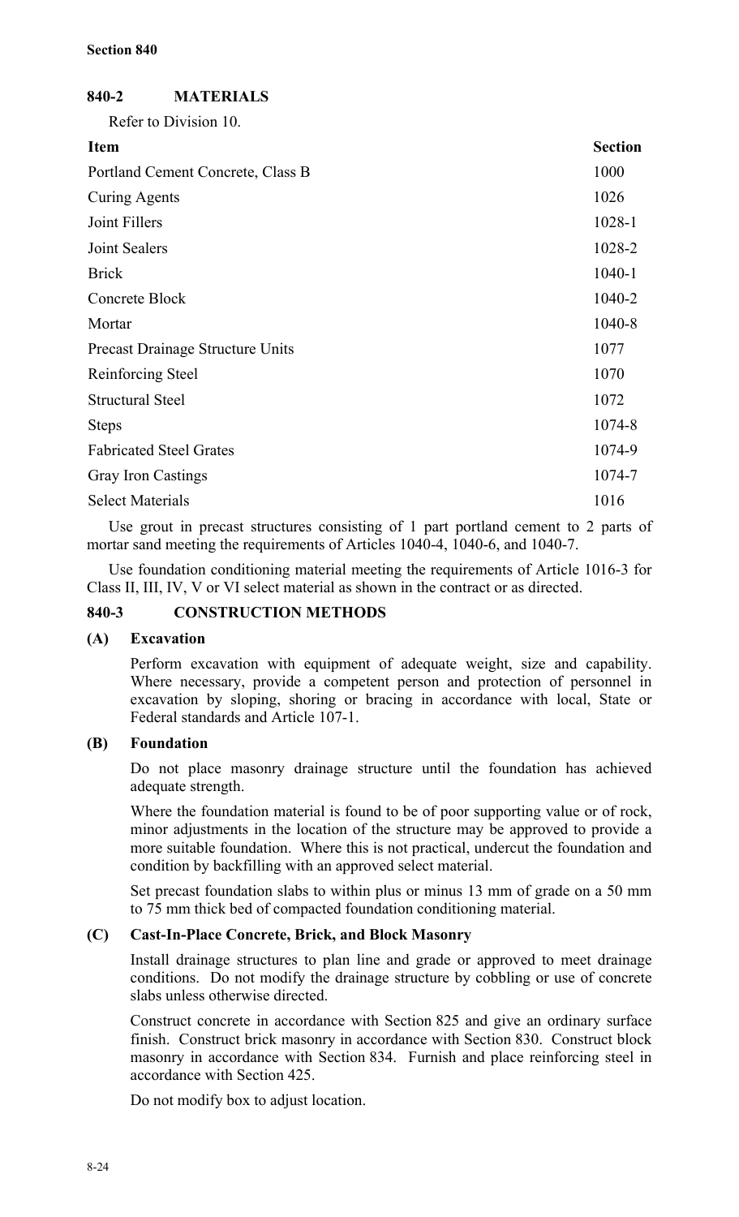## 840-2 MATERIALS

Refer to Division 10.

| Item | Section |
|---|---|
| Portland Cement Concrete, Class B | 1000 |
| Curing Agents | 1026 |
| Joint Fillers | 1028-1 |
| Joint Sealers | 1028-2 |
| Brick | 1040-1 |
| Concrete Block | 1040-2 |
| Mortar | 1040-8 |
| Precast Drainage Structure Units | 1077 |
| Reinforcing Steel | 1070 |
| Structural Steel | 1072 |
| Steps | 1074-8 |
| Fabricated Steel Grates | 1074-9 |
| Gray Iron Castings | 1074-7 |
| Select Materials | 1016 |

Use grout in precast structures consisting of 1 part portland cement to 2 parts of mortar sand meeting the requirements of Articles 1040-4, 1040-6, and 1040-7.

Use foundation conditioning material meeting the requirements of Article 1016-3 for Class II, III, IV, V or VI select material as shown in the contract or as directed.

## 840-3 CONSTRUCTION METHODS

### (A) Excavation

Perform excavation with equipment of adequate weight, size and capability. Where necessary, provide a competent person and protection of personnel in excavation by sloping, shoring or bracing in accordance with local, State or Federal standards and Article 107-1.

### (B) Foundation

Do not place masonry drainage structure until the foundation has achieved adequate strength.

Where the foundation material is found to be of poor supporting value or of rock, minor adjustments in the location of the structure may be approved to provide a more suitable foundation. Where this is not practical, undercut the foundation and condition by backfilling with an approved select material.

Set precast foundation slabs to within plus or minus 13 mm of grade on a 50 mm to 75 mm thick bed of compacted foundation conditioning material.

### (C) Cast-In-Place Concrete, Brick, and Block Masonry

Install drainage structures to plan line and grade or approved to meet drainage conditions. Do not modify the drainage structure by cobbling or use of concrete slabs unless otherwise directed.

Construct concrete in accordance with Section 825 and give an ordinary surface finish. Construct brick masonry in accordance with Section 830. Construct block masonry in accordance with Section 834. Furnish and place reinforcing steel in accordance with Section 425.

Do not modify box to adjust location.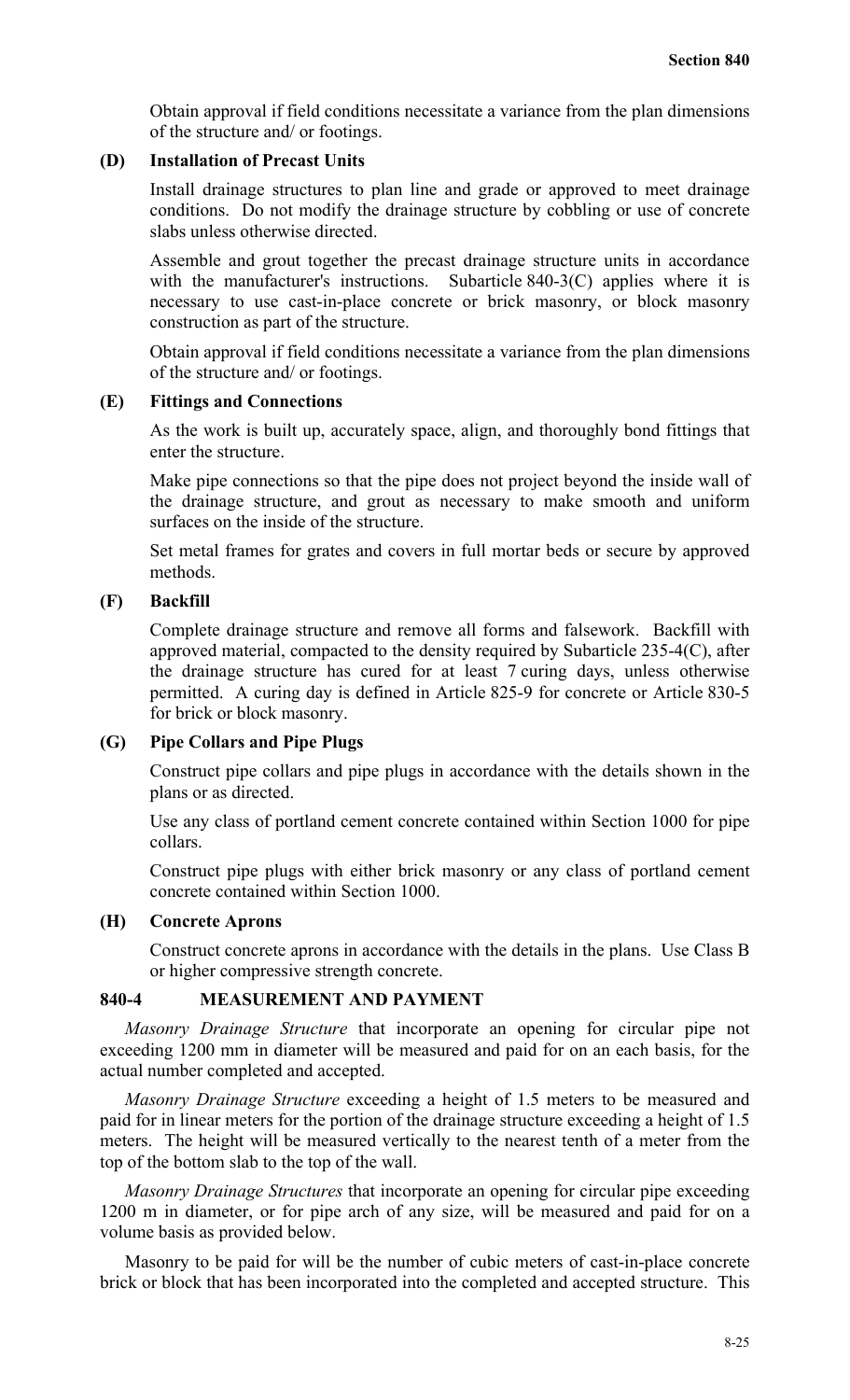Obtain approval if field conditions necessitate a variance from the plan dimensions of the structure and/ or footings.

**(D) Installation of Precast Units**

Install drainage structures to plan line and grade or approved to meet drainage conditions. Do not modify the drainage structure by cobbling or use of concrete slabs unless otherwise directed.

Assemble and grout together the precast drainage structure units in accordance with the manufacturer's instructions. Subarticle 840-3(C) applies where it is necessary to use cast-in-place concrete or brick masonry, or block masonry construction as part of the structure.

Obtain approval if field conditions necessitate a variance from the plan dimensions of the structure and/ or footings.

**(E) Fittings and Connections**

As the work is built up, accurately space, align, and thoroughly bond fittings that enter the structure.

Make pipe connections so that the pipe does not project beyond the inside wall of the drainage structure, and grout as necessary to make smooth and uniform surfaces on the inside of the structure.

Set metal frames for grates and covers in full mortar beds or secure by approved methods.

**(F) Backfill**

Complete drainage structure and remove all forms and falsework. Backfill with approved material, compacted to the density required by Subarticle 235-4(C), after the drainage structure has cured for at least 7 curing days, unless otherwise permitted. A curing day is defined in Article 825-9 for concrete or Article 830-5 for brick or block masonry.

**(G) Pipe Collars and Pipe Plugs**

Construct pipe collars and pipe plugs in accordance with the details shown in the plans or as directed.

Use any class of portland cement concrete contained within Section 1000 for pipe collars.

Construct pipe plugs with either brick masonry or any class of portland cement concrete contained within Section 1000.

**(H) Concrete Aprons**

Construct concrete aprons in accordance with the details in the plans. Use Class B or higher compressive strength concrete.

## 840-4 MEASUREMENT AND PAYMENT

*Masonry Drainage Structure* that incorporate an opening for circular pipe not exceeding 1200 mm in diameter will be measured and paid for on an each basis, for the actual number completed and accepted.

*Masonry Drainage Structure* exceeding a height of 1.5 meters to be measured and paid for in linear meters for the portion of the drainage structure exceeding a height of 1.5 meters. The height will be measured vertically to the nearest tenth of a meter from the top of the bottom slab to the top of the wall.

*Masonry Drainage Structures* that incorporate an opening for circular pipe exceeding 1200 m in diameter, or for pipe arch of any size, will be measured and paid for on a volume basis as provided below.

Masonry to be paid for will be the number of cubic meters of cast-in-place concrete brick or block that has been incorporated into the completed and accepted structure. This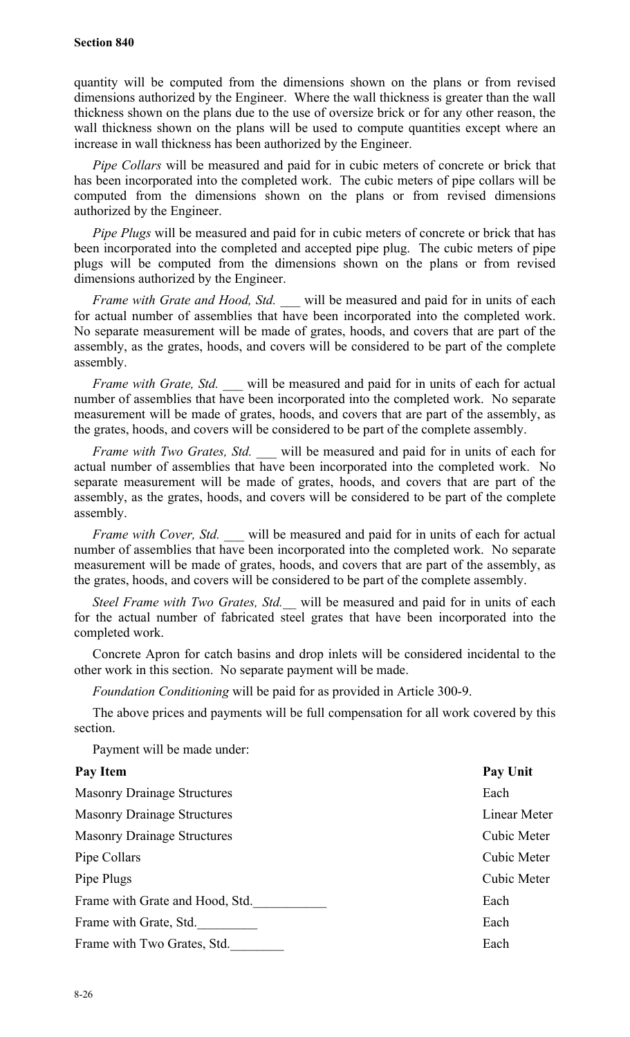quantity will be computed from the dimensions shown on the plans or from revised dimensions authorized by the Engineer. Where the wall thickness is greater than the wall thickness shown on the plans due to the use of oversize brick or for any other reason, the wall thickness shown on the plans will be used to compute quantities except where an increase in wall thickness has been authorized by the Engineer.

*Pipe Collars* will be measured and paid for in cubic meters of concrete or brick that has been incorporated into the completed work. The cubic meters of pipe collars will be computed from the dimensions shown on the plans or from revised dimensions authorized by the Engineer.

*Pipe Plugs* will be measured and paid for in cubic meters of concrete or brick that has been incorporated into the completed and accepted pipe plug. The cubic meters of pipe plugs will be computed from the dimensions shown on the plans or from revised dimensions authorized by the Engineer.

*Frame with Grate and Hood, Std.* ___ will be measured and paid for in units of each for actual number of assemblies that have been incorporated into the completed work. No separate measurement will be made of grates, hoods, and covers that are part of the assembly, as the grates, hoods, and covers will be considered to be part of the complete assembly.

*Frame with Grate, Std.* ___ will be measured and paid for in units of each for actual number of assemblies that have been incorporated into the completed work. No separate measurement will be made of grates, hoods, and covers that are part of the assembly, as the grates, hoods, and covers will be considered to be part of the complete assembly.

*Frame with Two Grates, Std.* ___ will be measured and paid for in units of each for actual number of assemblies that have been incorporated into the completed work. No separate measurement will be made of grates, hoods, and covers that are part of the assembly, as the grates, hoods, and covers will be considered to be part of the complete assembly.

*Frame with Cover, Std.* ___ will be measured and paid for in units of each for actual number of assemblies that have been incorporated into the completed work. No separate measurement will be made of grates, hoods, and covers that are part of the assembly, as the grates, hoods, and covers will be considered to be part of the complete assembly.

*Steel Frame with Two Grates, Std.*__ will be measured and paid for in units of each for the actual number of fabricated steel grates that have been incorporated into the completed work.

Concrete Apron for catch basins and drop inlets will be considered incidental to the other work in this section. No separate payment will be made.

*Foundation Conditioning* will be paid for as provided in Article 300-9.

The above prices and payments will be full compensation for all work covered by this section.

Payment will be made under:

| Pay Item | Pay Unit |
|---|---|
| Masonry Drainage Structures | Each |
| Masonry Drainage Structures | Linear Meter |
| Masonry Drainage Structures | Cubic Meter |
| Pipe Collars | Cubic Meter |
| Pipe Plugs | Cubic Meter |
| Frame with Grate and Hood, Std.___________ | Each |
| Frame with Grate, Std._________ | Each |
| Frame with Two Grates, Std.________ | Each |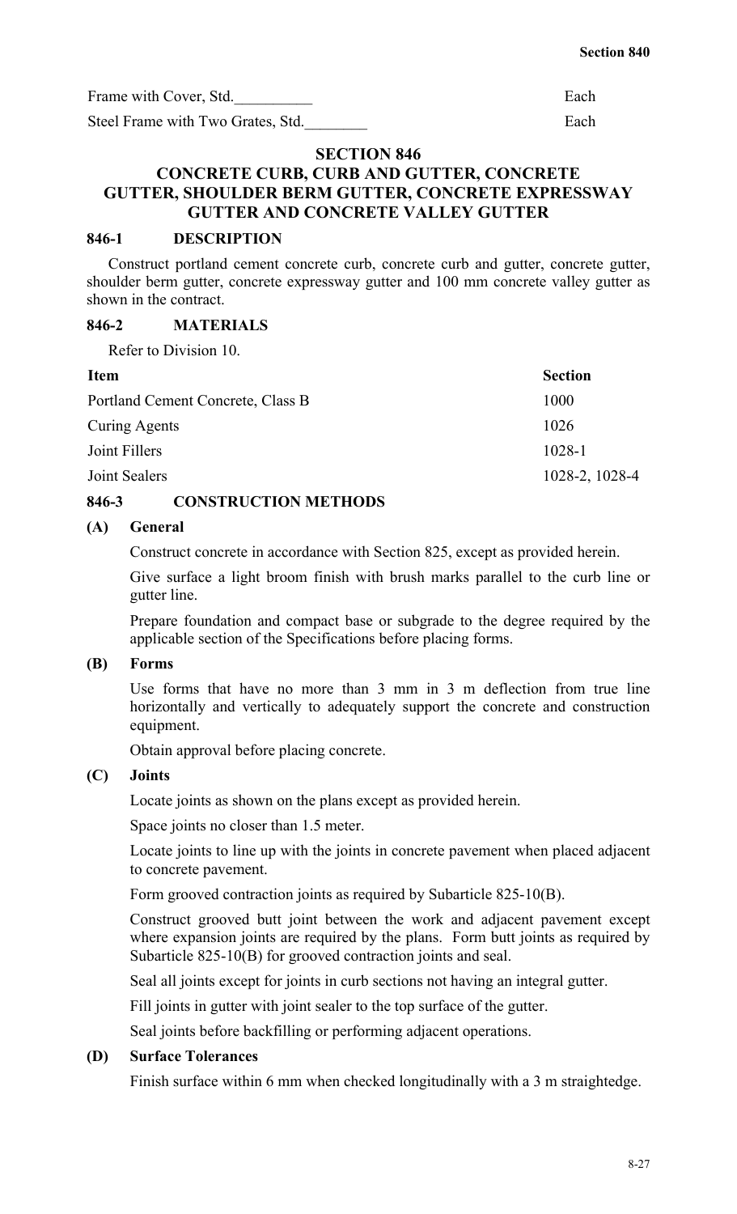| | |
|---|---|
| Frame with Cover, Std.__________ | Each |
| Steel Frame with Two Grates, Std.________ | Each |

# SECTION 846
# CONCRETE CURB, CURB AND GUTTER, CONCRETE GUTTER, SHOULDER BERM GUTTER, CONCRETE EXPRESSWAY GUTTER AND CONCRETE VALLEY GUTTER

## 846-1 DESCRIPTION

Construct portland cement concrete curb, concrete curb and gutter, concrete gutter, shoulder berm gutter, concrete expressway gutter and 100 mm concrete valley gutter as shown in the contract.

## 846-2 MATERIALS

Refer to Division 10.

| Item | Section |
|---|---|
| Portland Cement Concrete, Class B | 1000 |
| Curing Agents | 1026 |
| Joint Fillers | 1028-1 |
| Joint Sealers | 1028-2, 1028-4 |

## 846-3 CONSTRUCTION METHODS

### (A) General

Construct concrete in accordance with Section 825, except as provided herein.

Give surface a light broom finish with brush marks parallel to the curb line or gutter line.

Prepare foundation and compact base or subgrade to the degree required by the applicable section of the Specifications before placing forms.

### (B) Forms

Use forms that have no more than 3 mm in 3 m deflection from true line horizontally and vertically to adequately support the concrete and construction equipment.

Obtain approval before placing concrete.

### (C) Joints

Locate joints as shown on the plans except as provided herein.

Space joints no closer than 1.5 meter.

Locate joints to line up with the joints in concrete pavement when placed adjacent to concrete pavement.

Form grooved contraction joints as required by Subarticle 825-10(B).

Construct grooved butt joint between the work and adjacent pavement except where expansion joints are required by the plans. Form butt joints as required by Subarticle 825-10(B) for grooved contraction joints and seal.

Seal all joints except for joints in curb sections not having an integral gutter.

Fill joints in gutter with joint sealer to the top surface of the gutter.

Seal joints before backfilling or performing adjacent operations.

### (D) Surface Tolerances

Finish surface within 6 mm when checked longitudinally with a 3 m straightedge.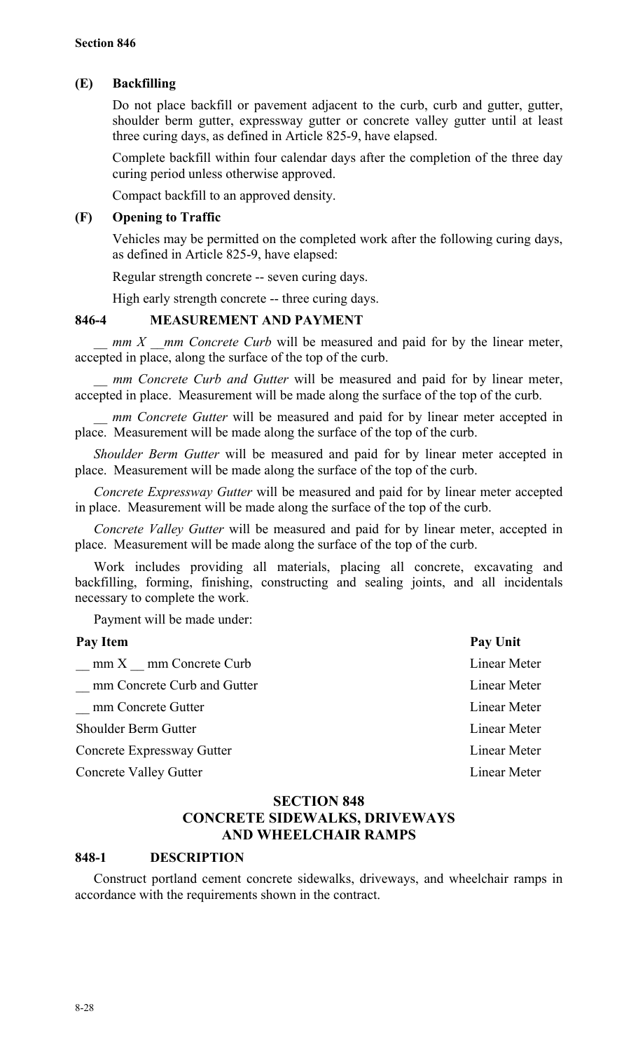**(E) Backfilling**

Do not place backfill or pavement adjacent to the curb, curb and gutter, gutter, shoulder berm gutter, expressway gutter or concrete valley gutter until at least three curing days, as defined in Article 825-9, have elapsed.

Complete backfill within four calendar days after the completion of the three day curing period unless otherwise approved.

Compact backfill to an approved density.

**(F) Opening to Traffic**

Vehicles may be permitted on the completed work after the following curing days, as defined in Article 825-9, have elapsed:

Regular strength concrete -- seven curing days.

High early strength concrete -- three curing days.

### 846-4 MEASUREMENT AND PAYMENT

*__ mm X __mm Concrete Curb* will be measured and paid for by the linear meter, accepted in place, along the surface of the top of the curb.

*__ mm Concrete Curb and Gutter* will be measured and paid for by linear meter, accepted in place. Measurement will be made along the surface of the top of the curb.

*__ mm Concrete Gutter* will be measured and paid for by linear meter accepted in place. Measurement will be made along the surface of the top of the curb.

*Shoulder Berm Gutter* will be measured and paid for by linear meter accepted in place. Measurement will be made along the surface of the top of the curb.

*Concrete Expressway Gutter* will be measured and paid for by linear meter accepted in place. Measurement will be made along the surface of the top of the curb.

*Concrete Valley Gutter* will be measured and paid for by linear meter, accepted in place. Measurement will be made along the surface of the top of the curb.

Work includes providing all materials, placing all concrete, excavating and backfilling, forming, finishing, constructing and sealing joints, and all incidentals necessary to complete the work.

Payment will be made under:

| Pay Item | Pay Unit |
|---|---|
| __ mm X __ mm Concrete Curb | Linear Meter |
| __ mm Concrete Curb and Gutter | Linear Meter |
| __ mm Concrete Gutter | Linear Meter |
| Shoulder Berm Gutter | Linear Meter |
| Concrete Expressway Gutter | Linear Meter |
| Concrete Valley Gutter | Linear Meter |

## SECTION 848
## CONCRETE SIDEWALKS, DRIVEWAYS AND WHEELCHAIR RAMPS

### 848-1 DESCRIPTION

Construct portland cement concrete sidewalks, driveways, and wheelchair ramps in accordance with the requirements shown in the contract.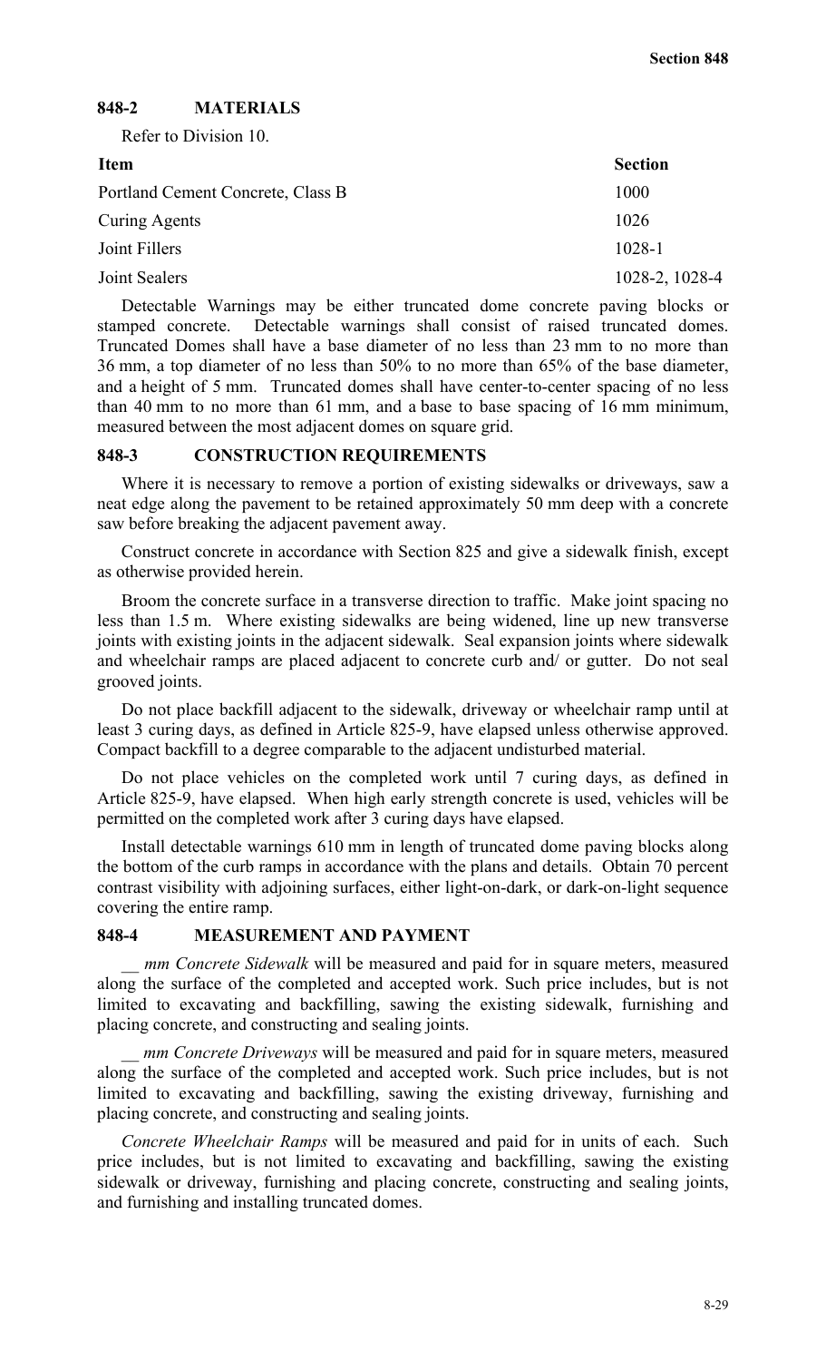## 848-2 MATERIALS

Refer to Division 10.

| Item | Section |
| --- | --- |
| Portland Cement Concrete, Class B | 1000 |
| Curing Agents | 1026 |
| Joint Fillers | 1028-1 |
| Joint Sealers | 1028-2, 1028-4 |

Detectable Warnings may be either truncated dome concrete paving blocks or stamped concrete. Detectable warnings shall consist of raised truncated domes. Truncated Domes shall have a base diameter of no less than 23 mm to no more than 36 mm, a top diameter of no less than 50% to no more than 65% of the base diameter, and a height of 5 mm. Truncated domes shall have center-to-center spacing of no less than 40 mm to no more than 61 mm, and a base to base spacing of 16 mm minimum, measured between the most adjacent domes on square grid.

## 848-3 CONSTRUCTION REQUIREMENTS

Where it is necessary to remove a portion of existing sidewalks or driveways, saw a neat edge along the pavement to be retained approximately 50 mm deep with a concrete saw before breaking the adjacent pavement away.

Construct concrete in accordance with Section 825 and give a sidewalk finish, except as otherwise provided herein.

Broom the concrete surface in a transverse direction to traffic. Make joint spacing no less than 1.5 m. Where existing sidewalks are being widened, line up new transverse joints with existing joints in the adjacent sidewalk. Seal expansion joints where sidewalk and wheelchair ramps are placed adjacent to concrete curb and/ or gutter. Do not seal grooved joints.

Do not place backfill adjacent to the sidewalk, driveway or wheelchair ramp until at least 3 curing days, as defined in Article 825-9, have elapsed unless otherwise approved. Compact backfill to a degree comparable to the adjacent undisturbed material.

Do not place vehicles on the completed work until 7 curing days, as defined in Article 825-9, have elapsed. When high early strength concrete is used, vehicles will be permitted on the completed work after 3 curing days have elapsed.

Install detectable warnings 610 mm in length of truncated dome paving blocks along the bottom of the curb ramps in accordance with the plans and details. Obtain 70 percent contrast visibility with adjoining surfaces, either light-on-dark, or dark-on-light sequence covering the entire ramp.

## 848-4 MEASUREMENT AND PAYMENT

*__ mm Concrete Sidewalk* will be measured and paid for in square meters, measured along the surface of the completed and accepted work. Such price includes, but is not limited to excavating and backfilling, sawing the existing sidewalk, furnishing and placing concrete, and constructing and sealing joints.

*__ mm Concrete Driveways* will be measured and paid for in square meters, measured along the surface of the completed and accepted work. Such price includes, but is not limited to excavating and backfilling, sawing the existing driveway, furnishing and placing concrete, and constructing and sealing joints.

*Concrete Wheelchair Ramps* will be measured and paid for in units of each. Such price includes, but is not limited to excavating and backfilling, sawing the existing sidewalk or driveway, furnishing and placing concrete, constructing and sealing joints, and furnishing and installing truncated domes.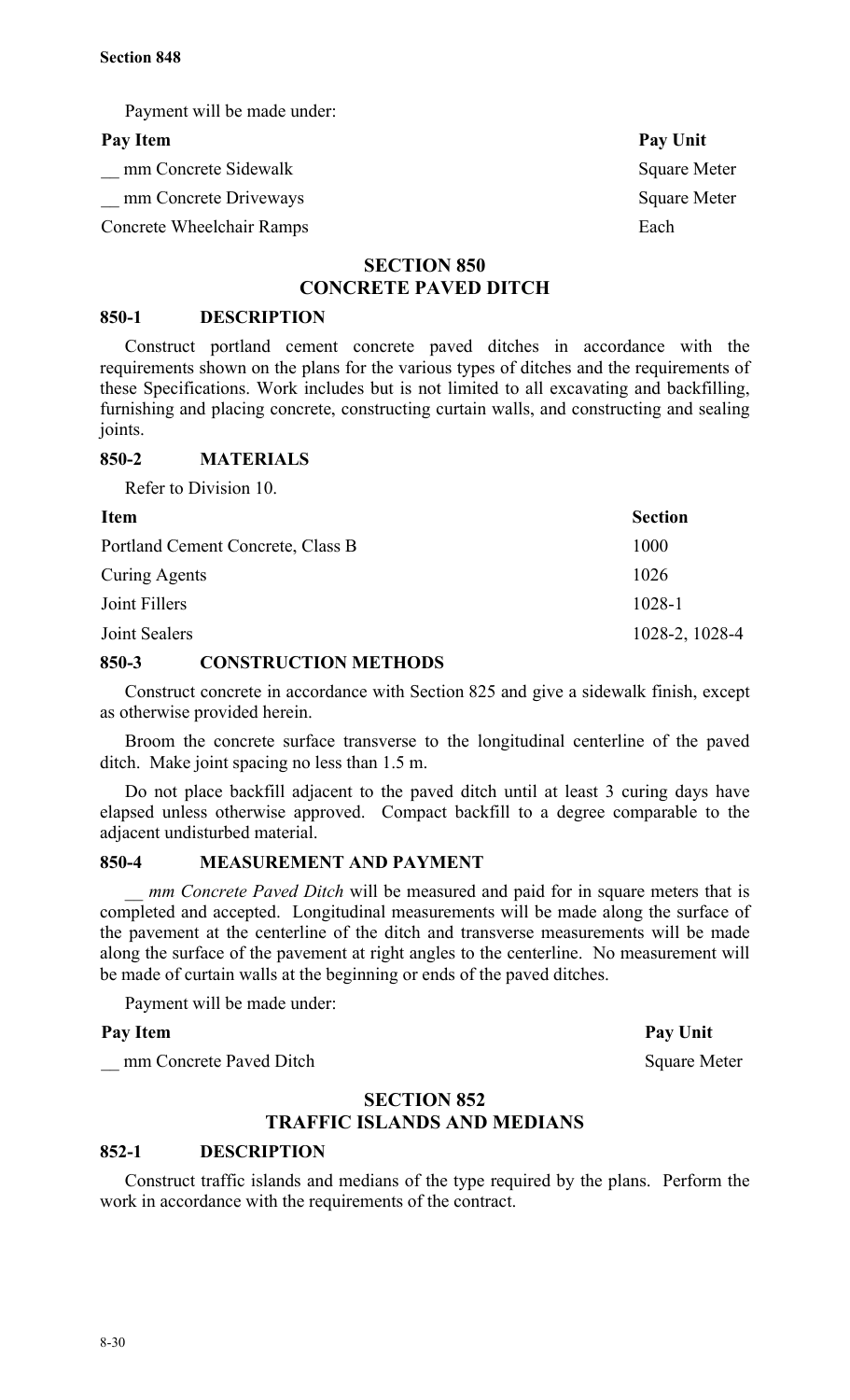Payment will be made under:

| Pay Item | Pay Unit |
|---|---|
| __ mm Concrete Sidewalk | Square Meter |
| __ mm Concrete Driveways | Square Meter |
| Concrete Wheelchair Ramps | Each |

## SECTION 850 CONCRETE PAVED DITCH

### 850-1 DESCRIPTION

Construct portland cement concrete paved ditches in accordance with the requirements shown on the plans for the various types of ditches and the requirements of these Specifications. Work includes but is not limited to all excavating and backfilling, furnishing and placing concrete, constructing curtain walls, and constructing and sealing joints.

### 850-2 MATERIALS

Refer to Division 10.

| Item | Section |
|---|---|
| Portland Cement Concrete, Class B | 1000 |
| Curing Agents | 1026 |
| Joint Fillers | 1028-1 |
| Joint Sealers | 1028-2, 1028-4 |

### 850-3 CONSTRUCTION METHODS

Construct concrete in accordance with Section 825 and give a sidewalk finish, except as otherwise provided herein.

Broom the concrete surface transverse to the longitudinal centerline of the paved ditch. Make joint spacing no less than 1.5 m.

Do not place backfill adjacent to the paved ditch until at least 3 curing days have elapsed unless otherwise approved. Compact backfill to a degree comparable to the adjacent undisturbed material.

### 850-4 MEASUREMENT AND PAYMENT

*__ mm Concrete Paved Ditch* will be measured and paid for in square meters that is completed and accepted. Longitudinal measurements will be made along the surface of the pavement at the centerline of the ditch and transverse measurements will be made along the surface of the pavement at right angles to the centerline. No measurement will be made of curtain walls at the beginning or ends of the paved ditches.

Payment will be made under:

| Pay Item | Pay Unit |
|---|---|
| __ mm Concrete Paved Ditch | Square Meter |

## SECTION 852 TRAFFIC ISLANDS AND MEDIANS

### 852-1 DESCRIPTION

Construct traffic islands and medians of the type required by the plans. Perform the work in accordance with the requirements of the contract.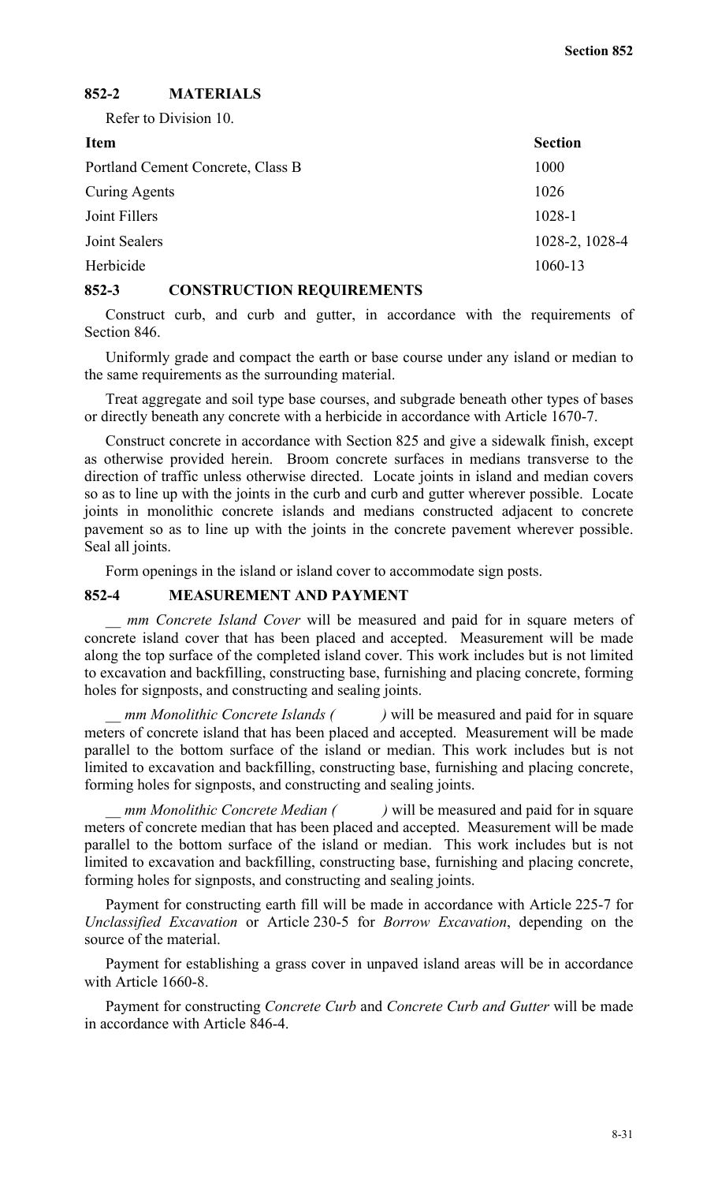### 852-2 MATERIALS

Refer to Division 10.

| Item | Section |
| --- | --- |
| Portland Cement Concrete, Class B | 1000 |
| Curing Agents | 1026 |
| Joint Fillers | 1028-1 |
| Joint Sealers | 1028-2, 1028-4 |
| Herbicide | 1060-13 |

### 852-3 CONSTRUCTION REQUIREMENTS

Construct curb, and curb and gutter, in accordance with the requirements of Section 846.

Uniformly grade and compact the earth or base course under any island or median to the same requirements as the surrounding material.

Treat aggregate and soil type base courses, and subgrade beneath other types of bases or directly beneath any concrete with a herbicide in accordance with Article 1670-7.

Construct concrete in accordance with Section 825 and give a sidewalk finish, except as otherwise provided herein. Broom concrete surfaces in medians transverse to the direction of traffic unless otherwise directed. Locate joints in island and median covers so as to line up with the joints in the curb and curb and gutter wherever possible. Locate joints in monolithic concrete islands and medians constructed adjacent to concrete pavement so as to line up with the joints in the concrete pavement wherever possible. Seal all joints.

Form openings in the island or island cover to accommodate sign posts.

### 852-4 MEASUREMENT AND PAYMENT

*__ mm Concrete Island Cover* will be measured and paid for in square meters of concrete island cover that has been placed and accepted. Measurement will be made along the top surface of the completed island cover. This work includes but is not limited to excavation and backfilling, constructing base, furnishing and placing concrete, forming holes for signposts, and constructing and sealing joints.

*__ mm Monolithic Concrete Islands (          )* will be measured and paid for in square meters of concrete island that has been placed and accepted. Measurement will be made parallel to the bottom surface of the island or median. This work includes but is not limited to excavation and backfilling, constructing base, furnishing and placing concrete, forming holes for signposts, and constructing and sealing joints.

*__ mm Monolithic Concrete Median (          )* will be measured and paid for in square meters of concrete median that has been placed and accepted. Measurement will be made parallel to the bottom surface of the island or median. This work includes but is not limited to excavation and backfilling, constructing base, furnishing and placing concrete, forming holes for signposts, and constructing and sealing joints.

Payment for constructing earth fill will be made in accordance with Article 225-7 for *Unclassified Excavation* or Article 230-5 for *Borrow Excavation*, depending on the source of the material.

Payment for establishing a grass cover in unpaved island areas will be in accordance with Article 1660-8.

Payment for constructing *Concrete Curb* and *Concrete Curb and Gutter* will be made in accordance with Article 846-4.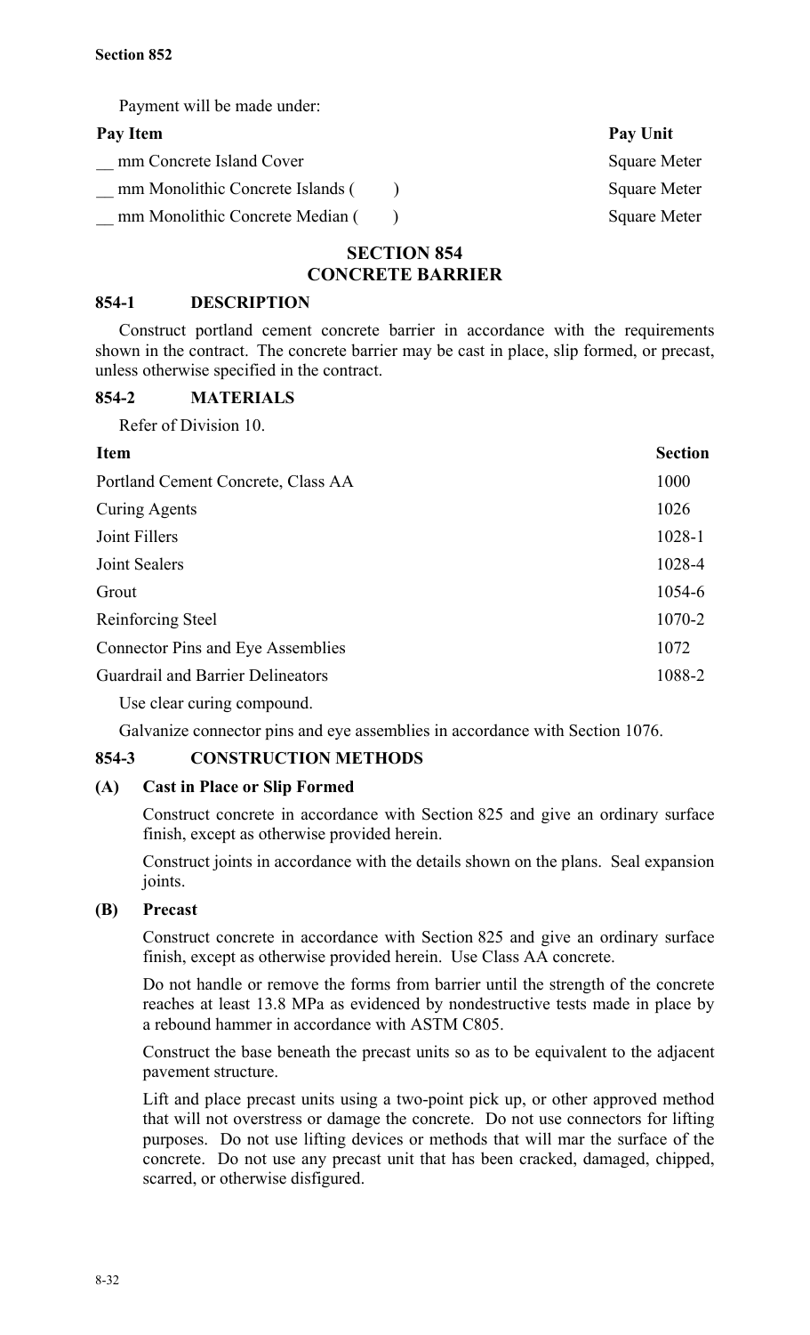Payment will be made under:

| Pay Item | Pay Unit |
| --- | --- |
| __ mm Concrete Island Cover | Square Meter |
| __ mm Monolithic Concrete Islands (     ) | Square Meter |
| __ mm Monolithic Concrete Median (     ) | Square Meter |

## SECTION 854
## CONCRETE BARRIER

### 854-1 DESCRIPTION

Construct portland cement concrete barrier in accordance with the requirements shown in the contract. The concrete barrier may be cast in place, slip formed, or precast, unless otherwise specified in the contract.

### 854-2 MATERIALS

Refer of Division 10.

| Item | Section |
| --- | --- |
| Portland Cement Concrete, Class AA | 1000 |
| Curing Agents | 1026 |
| Joint Fillers | 1028-1 |
| Joint Sealers | 1028-4 |
| Grout | 1054-6 |
| Reinforcing Steel | 1070-2 |
| Connector Pins and Eye Assemblies | 1072 |
| Guardrail and Barrier Delineators | 1088-2 |

Use clear curing compound.

Galvanize connector pins and eye assemblies in accordance with Section 1076.

### 854-3 CONSTRUCTION METHODS

#### (A) Cast in Place or Slip Formed

Construct concrete in accordance with Section 825 and give an ordinary surface finish, except as otherwise provided herein.

Construct joints in accordance with the details shown on the plans. Seal expansion joints.

#### (B) Precast

Construct concrete in accordance with Section 825 and give an ordinary surface finish, except as otherwise provided herein. Use Class AA concrete.

Do not handle or remove the forms from barrier until the strength of the concrete reaches at least 13.8 MPa as evidenced by nondestructive tests made in place by a rebound hammer in accordance with ASTM C805.

Construct the base beneath the precast units so as to be equivalent to the adjacent pavement structure.

Lift and place precast units using a two-point pick up, or other approved method that will not overstress or damage the concrete. Do not use connectors for lifting purposes. Do not use lifting devices or methods that will mar the surface of the concrete. Do not use any precast unit that has been cracked, damaged, chipped, scarred, or otherwise disfigured.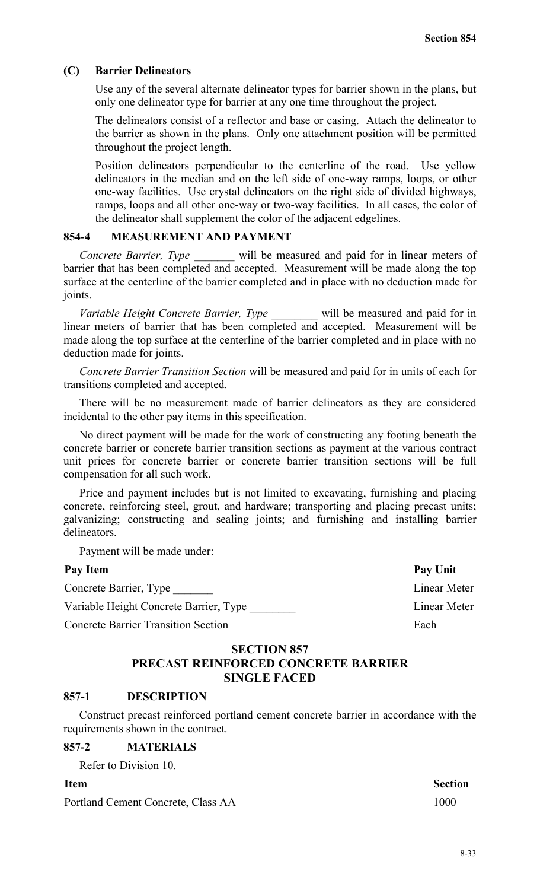### (C) Barrier Delineators

Use any of the several alternate delineator types for barrier shown in the plans, but only one delineator type for barrier at any one time throughout the project.

The delineators consist of a reflector and base or casing. Attach the delineator to the barrier as shown in the plans. Only one attachment position will be permitted throughout the project length.

Position delineators perpendicular to the centerline of the road. Use yellow delineators in the median and on the left side of one-way ramps, loops, or other one-way facilities. Use crystal delineators on the right side of divided highways, ramps, loops and all other one-way or two-way facilities. In all cases, the color of the delineator shall supplement the color of the adjacent edgelines.

## 854-4 MEASUREMENT AND PAYMENT

*Concrete Barrier, Type* _______ will be measured and paid for in linear meters of barrier that has been completed and accepted. Measurement will be made along the top surface at the centerline of the barrier completed and in place with no deduction made for joints.

*Variable Height Concrete Barrier, Type* ________ will be measured and paid for in linear meters of barrier that has been completed and accepted. Measurement will be made along the top surface at the centerline of the barrier completed and in place with no deduction made for joints.

*Concrete Barrier Transition Section* will be measured and paid for in units of each for transitions completed and accepted.

There will be no measurement made of barrier delineators as they are considered incidental to the other pay items in this specification.

No direct payment will be made for the work of constructing any footing beneath the concrete barrier or concrete barrier transition sections as payment at the various contract unit prices for concrete barrier or concrete barrier transition sections will be full compensation for all such work.

Price and payment includes but is not limited to excavating, furnishing and placing concrete, reinforcing steel, grout, and hardware; transporting and placing precast units; galvanizing; constructing and sealing joints; and furnishing and installing barrier delineators.

Payment will be made under:

| Pay Item | Pay Unit |
|---|---|
| Concrete Barrier, Type _______ | Linear Meter |
| Variable Height Concrete Barrier, Type ________ | Linear Meter |
| Concrete Barrier Transition Section | Each |

# SECTION 857
# PRECAST REINFORCED CONCRETE BARRIER SINGLE FACED

## 857-1 DESCRIPTION

Construct precast reinforced portland cement concrete barrier in accordance with the requirements shown in the contract.

## 857-2 MATERIALS

Refer to Division 10.

| Item | Section |
|---|---|
| Portland Cement Concrete, Class AA | 1000 |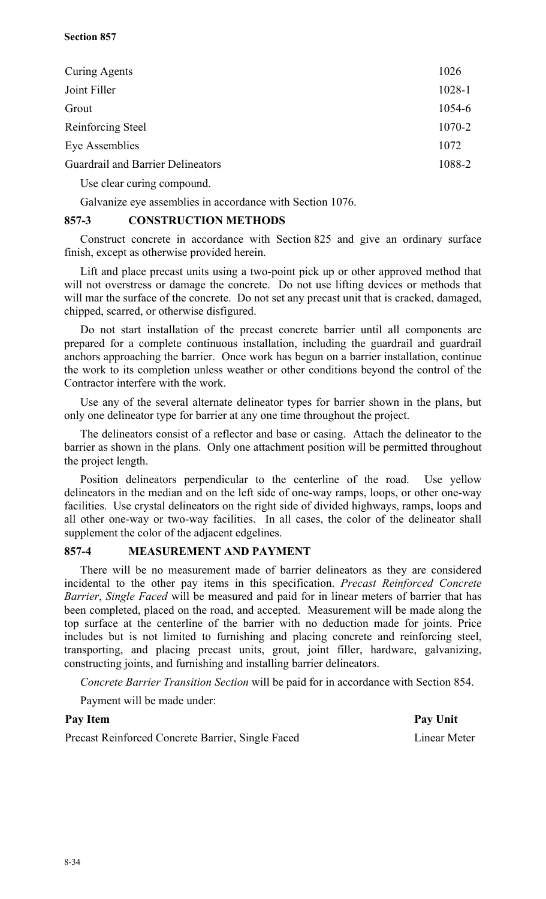| | |
|---|---|
| Curing Agents | 1026 |
| Joint Filler | 1028-1 |
| Grout | 1054-6 |
| Reinforcing Steel | 1070-2 |
| Eye Assemblies | 1072 |
| Guardrail and Barrier Delineators | 1088-2 |

Use clear curing compound.

Galvanize eye assemblies in accordance with Section 1076.

## 857-3 CONSTRUCTION METHODS

Construct concrete in accordance with Section 825 and give an ordinary surface finish, except as otherwise provided herein.

Lift and place precast units using a two-point pick up or other approved method that will not overstress or damage the concrete. Do not use lifting devices or methods that will mar the surface of the concrete. Do not set any precast unit that is cracked, damaged, chipped, scarred, or otherwise disfigured.

Do not start installation of the precast concrete barrier until all components are prepared for a complete continuous installation, including the guardrail and guardrail anchors approaching the barrier. Once work has begun on a barrier installation, continue the work to its completion unless weather or other conditions beyond the control of the Contractor interfere with the work.

Use any of the several alternate delineator types for barrier shown in the plans, but only one delineator type for barrier at any one time throughout the project.

The delineators consist of a reflector and base or casing. Attach the delineator to the barrier as shown in the plans. Only one attachment position will be permitted throughout the project length.

Position delineators perpendicular to the centerline of the road. Use yellow delineators in the median and on the left side of one-way ramps, loops, or other one-way facilities. Use crystal delineators on the right side of divided highways, ramps, loops and all other one-way or two-way facilities. In all cases, the color of the delineator shall supplement the color of the adjacent edgelines.

## 857-4 MEASUREMENT AND PAYMENT

There will be no measurement made of barrier delineators as they are considered incidental to the other pay items in this specification. *Precast Reinforced Concrete Barrier*, *Single Faced* will be measured and paid for in linear meters of barrier that has been completed, placed on the road, and accepted. Measurement will be made along the top surface at the centerline of the barrier with no deduction made for joints. Price includes but is not limited to furnishing and placing concrete and reinforcing steel, transporting, and placing precast units, grout, joint filler, hardware, galvanizing, constructing joints, and furnishing and installing barrier delineators.

*Concrete Barrier Transition Section* will be paid for in accordance with Section 854.

Payment will be made under:

| Pay Item | Pay Unit |
|---|---|
| Precast Reinforced Concrete Barrier, Single Faced | Linear Meter |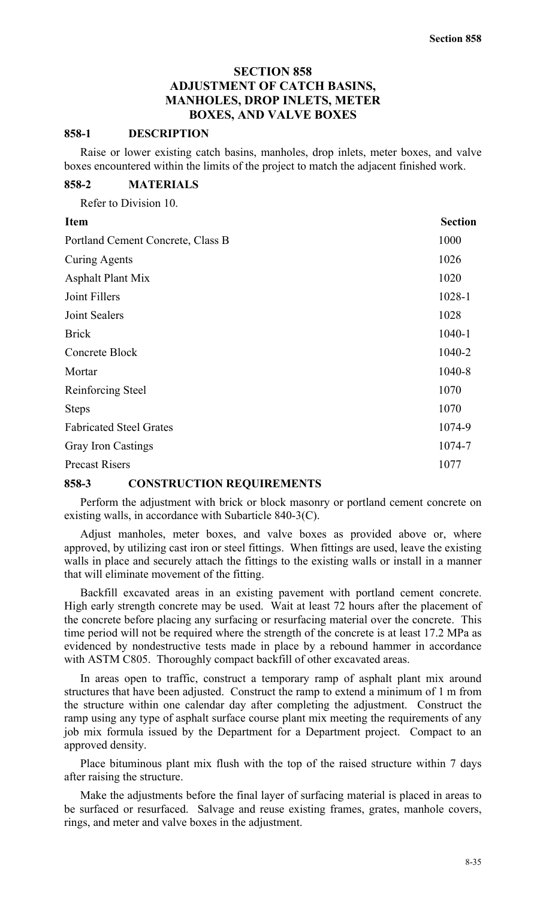# SECTION 858
# ADJUSTMENT OF CATCH BASINS, MANHOLES, DROP INLETS, METER BOXES, AND VALVE BOXES

## 858-1 DESCRIPTION

Raise or lower existing catch basins, manholes, drop inlets, meter boxes, and valve boxes encountered within the limits of the project to match the adjacent finished work.

## 858-2 MATERIALS

Refer to Division 10.

| Item | Section |
|---|---|
| Portland Cement Concrete, Class B | 1000 |
| Curing Agents | 1026 |
| Asphalt Plant Mix | 1020 |
| Joint Fillers | 1028-1 |
| Joint Sealers | 1028 |
| Brick | 1040-1 |
| Concrete Block | 1040-2 |
| Mortar | 1040-8 |
| Reinforcing Steel | 1070 |
| Steps | 1070 |
| Fabricated Steel Grates | 1074-9 |
| Gray Iron Castings | 1074-7 |
| Precast Risers | 1077 |

## 858-3 CONSTRUCTION REQUIREMENTS

Perform the adjustment with brick or block masonry or portland cement concrete on existing walls, in accordance with Subarticle 840-3(C).

Adjust manholes, meter boxes, and valve boxes as provided above or, where approved, by utilizing cast iron or steel fittings. When fittings are used, leave the existing walls in place and securely attach the fittings to the existing walls or install in a manner that will eliminate movement of the fitting.

Backfill excavated areas in an existing pavement with portland cement concrete. High early strength concrete may be used. Wait at least 72 hours after the placement of the concrete before placing any surfacing or resurfacing material over the concrete. This time period will not be required where the strength of the concrete is at least 17.2 MPa as evidenced by nondestructive tests made in place by a rebound hammer in accordance with ASTM C805. Thoroughly compact backfill of other excavated areas.

In areas open to traffic, construct a temporary ramp of asphalt plant mix around structures that have been adjusted. Construct the ramp to extend a minimum of 1 m from the structure within one calendar day after completing the adjustment. Construct the ramp using any type of asphalt surface course plant mix meeting the requirements of any job mix formula issued by the Department for a Department project. Compact to an approved density.

Place bituminous plant mix flush with the top of the raised structure within 7 days after raising the structure.

Make the adjustments before the final layer of surfacing material is placed in areas to be surfaced or resurfaced. Salvage and reuse existing frames, grates, manhole covers, rings, and meter and valve boxes in the adjustment.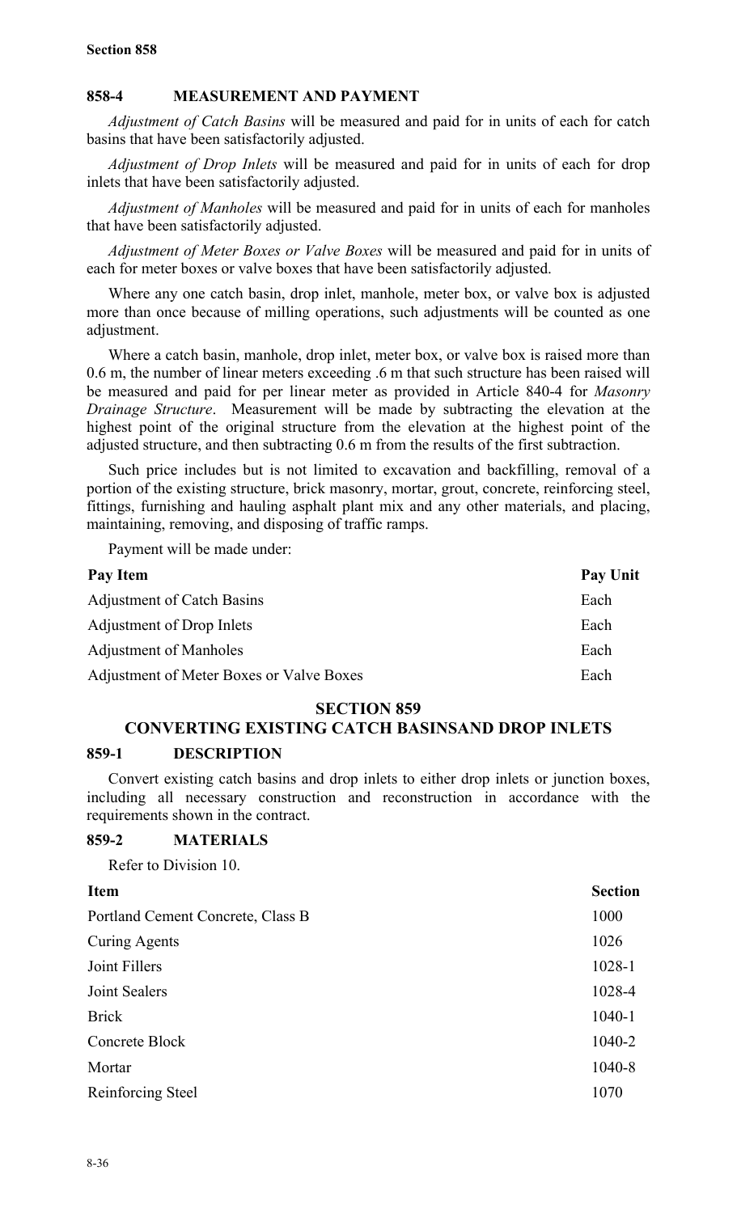## 858-4 MEASUREMENT AND PAYMENT

*Adjustment of Catch Basins* will be measured and paid for in units of each for catch basins that have been satisfactorily adjusted.

*Adjustment of Drop Inlets* will be measured and paid for in units of each for drop inlets that have been satisfactorily adjusted.

*Adjustment of Manholes* will be measured and paid for in units of each for manholes that have been satisfactorily adjusted.

*Adjustment of Meter Boxes or Valve Boxes* will be measured and paid for in units of each for meter boxes or valve boxes that have been satisfactorily adjusted.

Where any one catch basin, drop inlet, manhole, meter box, or valve box is adjusted more than once because of milling operations, such adjustments will be counted as one adjustment.

Where a catch basin, manhole, drop inlet, meter box, or valve box is raised more than 0.6 m, the number of linear meters exceeding .6 m that such structure has been raised will be measured and paid for per linear meter as provided in Article 840-4 for *Masonry Drainage Structure*. Measurement will be made by subtracting the elevation at the highest point of the original structure from the elevation at the highest point of the adjusted structure, and then subtracting 0.6 m from the results of the first subtraction.

Such price includes but is not limited to excavation and backfilling, removal of a portion of the existing structure, brick masonry, mortar, grout, concrete, reinforcing steel, fittings, furnishing and hauling asphalt plant mix and any other materials, and placing, maintaining, removing, and disposing of traffic ramps.

Payment will be made under:

| Pay Item | Pay Unit |
|---|---|
| Adjustment of Catch Basins | Each |
| Adjustment of Drop Inlets | Each |
| Adjustment of Manholes | Each |
| Adjustment of Meter Boxes or Valve Boxes | Each |

# SECTION 859
# CONVERTING EXISTING CATCH BASINSAND DROP INLETS

## 859-1 DESCRIPTION

Convert existing catch basins and drop inlets to either drop inlets or junction boxes, including all necessary construction and reconstruction in accordance with the requirements shown in the contract.

## 859-2 MATERIALS

Refer to Division 10.

| Item | Section |
|---|---|
| Portland Cement Concrete, Class B | 1000 |
| Curing Agents | 1026 |
| Joint Fillers | 1028-1 |
| Joint Sealers | 1028-4 |
| Brick | 1040-1 |
| Concrete Block | 1040-2 |
| Mortar | 1040-8 |
| Reinforcing Steel | 1070 |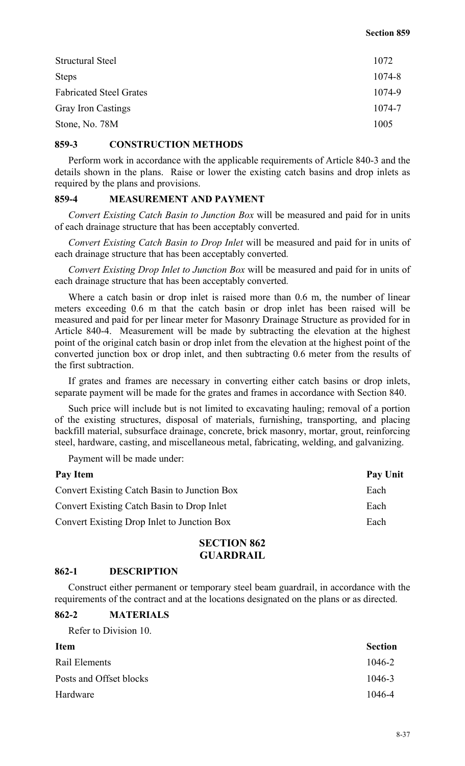| | |
|---|---|
| Structural Steel | 1072 |
| Steps | 1074-8 |
| Fabricated Steel Grates | 1074-9 |
| Gray Iron Castings | 1074-7 |
| Stone, No. 78M | 1005 |

### 859-3 CONSTRUCTION METHODS

Perform work in accordance with the applicable requirements of Article 840-3 and the details shown in the plans. Raise or lower the existing catch basins and drop inlets as required by the plans and provisions.

### 859-4 MEASUREMENT AND PAYMENT

*Convert Existing Catch Basin to Junction Box* will be measured and paid for in units of each drainage structure that has been acceptably converted.

*Convert Existing Catch Basin to Drop Inlet* will be measured and paid for in units of each drainage structure that has been acceptably converted.

*Convert Existing Drop Inlet to Junction Box* will be measured and paid for in units of each drainage structure that has been acceptably converted.

Where a catch basin or drop inlet is raised more than 0.6 m, the number of linear meters exceeding 0.6 m that the catch basin or drop inlet has been raised will be measured and paid for per linear meter for Masonry Drainage Structure as provided for in Article 840-4. Measurement will be made by subtracting the elevation at the highest point of the original catch basin or drop inlet from the elevation at the highest point of the converted junction box or drop inlet, and then subtracting 0.6 meter from the results of the first subtraction.

If grates and frames are necessary in converting either catch basins or drop inlets, separate payment will be made for the grates and frames in accordance with Section 840.

Such price will include but is not limited to excavating hauling; removal of a portion of the existing structures, disposal of materials, furnishing, transporting, and placing backfill material, subsurface drainage, concrete, brick masonry, mortar, grout, reinforcing steel, hardware, casting, and miscellaneous metal, fabricating, welding, and galvanizing.

Payment will be made under:

| Pay Item | Pay Unit |
|---|---|
| Convert Existing Catch Basin to Junction Box | Each |
| Convert Existing Catch Basin to Drop Inlet | Each |
| Convert Existing Drop Inlet to Junction Box | Each |

## SECTION 862
## GUARDRAIL

### 862-1 DESCRIPTION

Construct either permanent or temporary steel beam guardrail, in accordance with the requirements of the contract and at the locations designated on the plans or as directed.

### 862-2 MATERIALS

Refer to Division 10.

| Item | Section |
|---|---|
| Rail Elements | 1046-2 |
| Posts and Offset blocks | 1046-3 |
| Hardware | 1046-4 |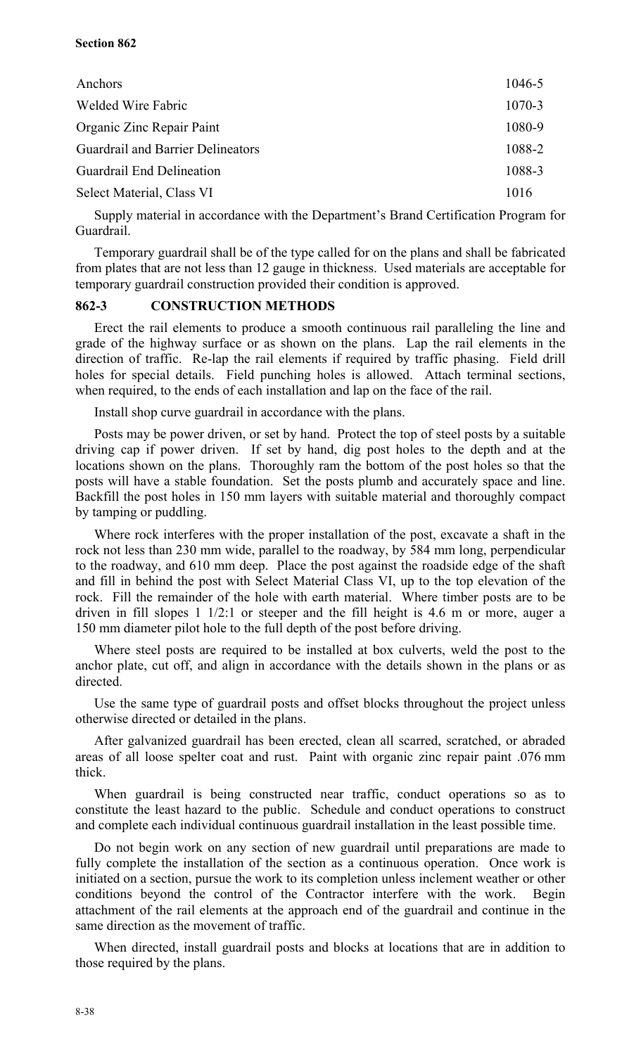| | |
|---|---|
| Anchors | 1046-5 |
| Welded Wire Fabric | 1070-3 |
| Organic Zinc Repair Paint | 1080-9 |
| Guardrail and Barrier Delineators | 1088-2 |
| Guardrail End Delineation | 1088-3 |
| Select Material, Class VI | 1016 |

Supply material in accordance with the Department's Brand Certification Program for Guardrail.

Temporary guardrail shall be of the type called for on the plans and shall be fabricated from plates that are not less than 12 gauge in thickness. Used materials are acceptable for temporary guardrail construction provided their condition is approved.

## 862-3 CONSTRUCTION METHODS

Erect the rail elements to produce a smooth continuous rail paralleling the line and grade of the highway surface or as shown on the plans. Lap the rail elements in the direction of traffic. Re-lap the rail elements if required by traffic phasing. Field drill holes for special details. Field punching holes is allowed. Attach terminal sections, when required, to the ends of each installation and lap on the face of the rail.

Install shop curve guardrail in accordance with the plans.

Posts may be power driven, or set by hand. Protect the top of steel posts by a suitable driving cap if power driven. If set by hand, dig post holes to the depth and at the locations shown on the plans. Thoroughly ram the bottom of the post holes so that the posts will have a stable foundation. Set the posts plumb and accurately space and line. Backfill the post holes in 150 mm layers with suitable material and thoroughly compact by tamping or puddling.

Where rock interferes with the proper installation of the post, excavate a shaft in the rock not less than 230 mm wide, parallel to the roadway, by 584 mm long, perpendicular to the roadway, and 610 mm deep. Place the post against the roadside edge of the shaft and fill in behind the post with Select Material Class VI, up to the top elevation of the rock. Fill the remainder of the hole with earth material. Where timber posts are to be driven in fill slopes 1 1/2:1 or steeper and the fill height is 4.6 m or more, auger a 150 mm diameter pilot hole to the full depth of the post before driving.

Where steel posts are required to be installed at box culverts, weld the post to the anchor plate, cut off, and align in accordance with the details shown in the plans or as directed.

Use the same type of guardrail posts and offset blocks throughout the project unless otherwise directed or detailed in the plans.

After galvanized guardrail has been erected, clean all scarred, scratched, or abraded areas of all loose spelter coat and rust. Paint with organic zinc repair paint .076 mm thick.

When guardrail is being constructed near traffic, conduct operations so as to constitute the least hazard to the public. Schedule and conduct operations to construct and complete each individual continuous guardrail installation in the least possible time.

Do not begin work on any section of new guardrail until preparations are made to fully complete the installation of the section as a continuous operation. Once work is initiated on a section, pursue the work to its completion unless inclement weather or other conditions beyond the control of the Contractor interfere with the work. Begin attachment of the rail elements at the approach end of the guardrail and continue in the same direction as the movement of traffic.

When directed, install guardrail posts and blocks at locations that are in addition to those required by the plans.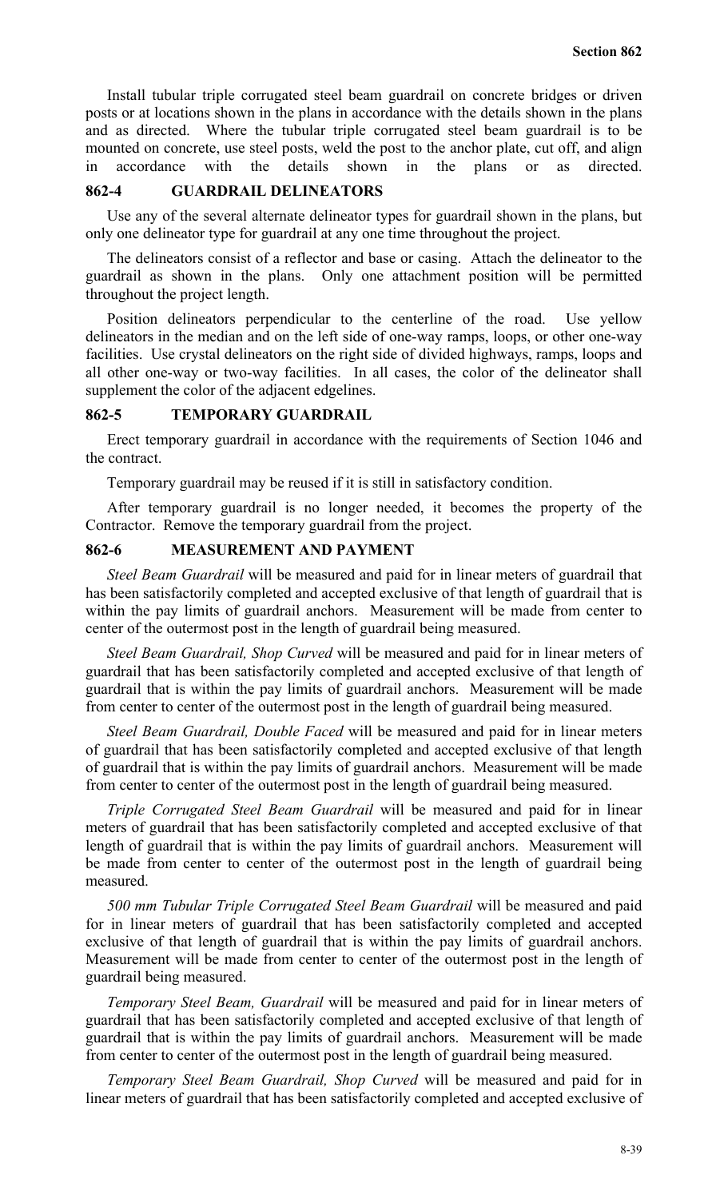Install tubular triple corrugated steel beam guardrail on concrete bridges or driven posts or at locations shown in the plans in accordance with the details shown in the plans and as directed. Where the tubular triple corrugated steel beam guardrail is to be mounted on concrete, use steel posts, weld the post to the anchor plate, cut off, and align in accordance with the details shown in the plans or as directed.

## 862-4 GUARDRAIL DELINEATORS

Use any of the several alternate delineator types for guardrail shown in the plans, but only one delineator type for guardrail at any one time throughout the project.

The delineators consist of a reflector and base or casing. Attach the delineator to the guardrail as shown in the plans. Only one attachment position will be permitted throughout the project length.

Position delineators perpendicular to the centerline of the road. Use yellow delineators in the median and on the left side of one-way ramps, loops, or other one-way facilities. Use crystal delineators on the right side of divided highways, ramps, loops and all other one-way or two-way facilities. In all cases, the color of the delineator shall supplement the color of the adjacent edgelines.

## 862-5 TEMPORARY GUARDRAIL

Erect temporary guardrail in accordance with the requirements of Section 1046 and the contract.

Temporary guardrail may be reused if it is still in satisfactory condition.

After temporary guardrail is no longer needed, it becomes the property of the Contractor. Remove the temporary guardrail from the project.

## 862-6 MEASUREMENT AND PAYMENT

*Steel Beam Guardrail* will be measured and paid for in linear meters of guardrail that has been satisfactorily completed and accepted exclusive of that length of guardrail that is within the pay limits of guardrail anchors. Measurement will be made from center to center of the outermost post in the length of guardrail being measured.

*Steel Beam Guardrail, Shop Curved* will be measured and paid for in linear meters of guardrail that has been satisfactorily completed and accepted exclusive of that length of guardrail that is within the pay limits of guardrail anchors. Measurement will be made from center to center of the outermost post in the length of guardrail being measured.

*Steel Beam Guardrail, Double Faced* will be measured and paid for in linear meters of guardrail that has been satisfactorily completed and accepted exclusive of that length of guardrail that is within the pay limits of guardrail anchors. Measurement will be made from center to center of the outermost post in the length of guardrail being measured.

*Triple Corrugated Steel Beam Guardrail* will be measured and paid for in linear meters of guardrail that has been satisfactorily completed and accepted exclusive of that length of guardrail that is within the pay limits of guardrail anchors. Measurement will be made from center to center of the outermost post in the length of guardrail being measured.

*500 mm Tubular Triple Corrugated Steel Beam Guardrail* will be measured and paid for in linear meters of guardrail that has been satisfactorily completed and accepted exclusive of that length of guardrail that is within the pay limits of guardrail anchors. Measurement will be made from center to center of the outermost post in the length of guardrail being measured.

*Temporary Steel Beam, Guardrail* will be measured and paid for in linear meters of guardrail that has been satisfactorily completed and accepted exclusive of that length of guardrail that is within the pay limits of guardrail anchors. Measurement will be made from center to center of the outermost post in the length of guardrail being measured.

*Temporary Steel Beam Guardrail, Shop Curved* will be measured and paid for in linear meters of guardrail that has been satisfactorily completed and accepted exclusive of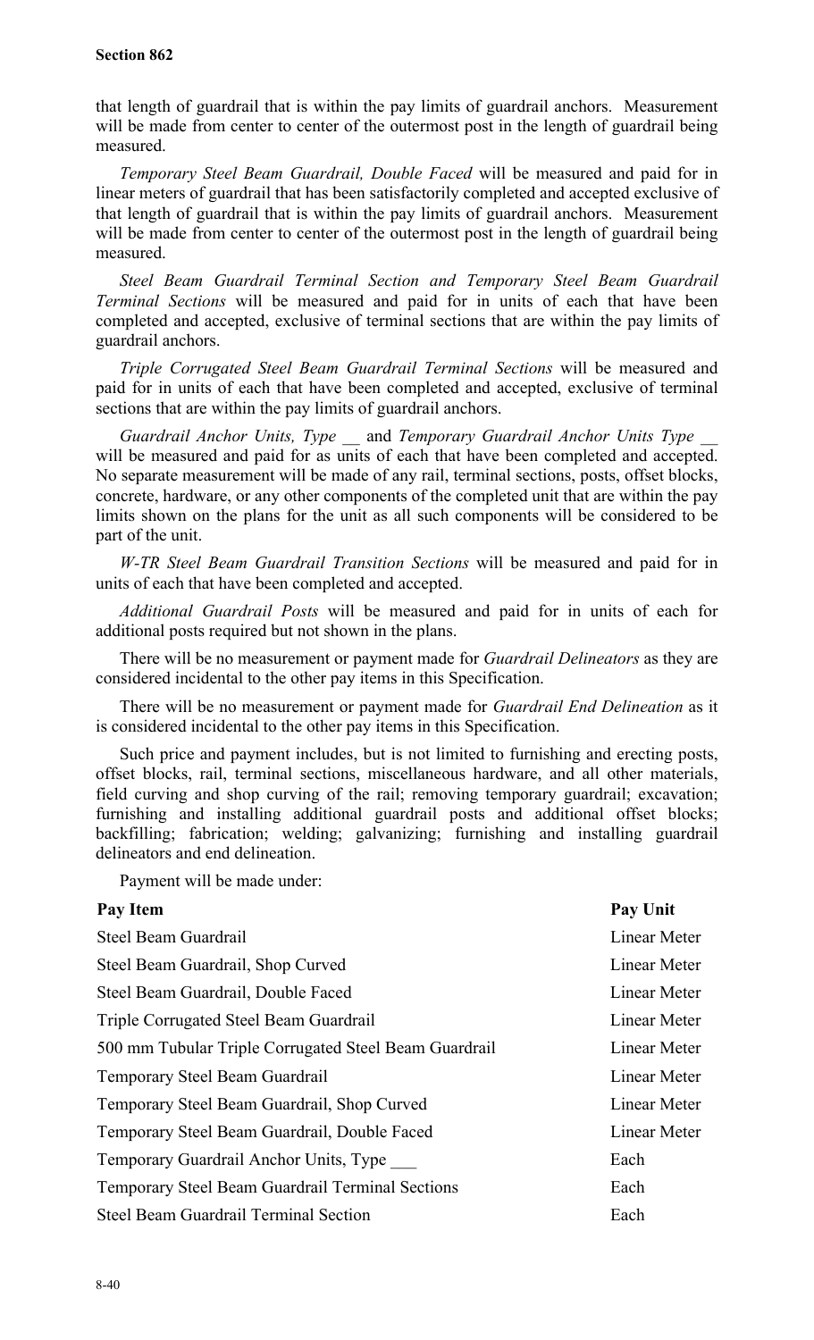that length of guardrail that is within the pay limits of guardrail anchors. Measurement will be made from center to center of the outermost post in the length of guardrail being measured.

*Temporary Steel Beam Guardrail, Double Faced* will be measured and paid for in linear meters of guardrail that has been satisfactorily completed and accepted exclusive of that length of guardrail that is within the pay limits of guardrail anchors. Measurement will be made from center to center of the outermost post in the length of guardrail being measured.

*Steel Beam Guardrail Terminal Section and Temporary Steel Beam Guardrail Terminal Sections* will be measured and paid for in units of each that have been completed and accepted, exclusive of terminal sections that are within the pay limits of guardrail anchors.

*Triple Corrugated Steel Beam Guardrail Terminal Sections* will be measured and paid for in units of each that have been completed and accepted, exclusive of terminal sections that are within the pay limits of guardrail anchors.

*Guardrail Anchor Units, Type \_\_* and *Temporary Guardrail Anchor Units Type \_\_* will be measured and paid for as units of each that have been completed and accepted. No separate measurement will be made of any rail, terminal sections, posts, offset blocks, concrete, hardware, or any other components of the completed unit that are within the pay limits shown on the plans for the unit as all such components will be considered to be part of the unit.

*W-TR Steel Beam Guardrail Transition Sections* will be measured and paid for in units of each that have been completed and accepted.

*Additional Guardrail Posts* will be measured and paid for in units of each for additional posts required but not shown in the plans.

There will be no measurement or payment made for *Guardrail Delineators* as they are considered incidental to the other pay items in this Specification.

There will be no measurement or payment made for *Guardrail End Delineation* as it is considered incidental to the other pay items in this Specification.

Such price and payment includes, but is not limited to furnishing and erecting posts, offset blocks, rail, terminal sections, miscellaneous hardware, and all other materials, field curving and shop curving of the rail; removing temporary guardrail; excavation; furnishing and installing additional guardrail posts and additional offset blocks; backfilling; fabrication; welding; galvanizing; furnishing and installing guardrail delineators and end delineation.

Payment will be made under:

| Pay Item | Pay Unit |
|---|---|
| Steel Beam Guardrail | Linear Meter |
| Steel Beam Guardrail, Shop Curved | Linear Meter |
| Steel Beam Guardrail, Double Faced | Linear Meter |
| Triple Corrugated Steel Beam Guardrail | Linear Meter |
| 500 mm Tubular Triple Corrugated Steel Beam Guardrail | Linear Meter |
| Temporary Steel Beam Guardrail | Linear Meter |
| Temporary Steel Beam Guardrail, Shop Curved | Linear Meter |
| Temporary Steel Beam Guardrail, Double Faced | Linear Meter |
| Temporary Guardrail Anchor Units, Type \_\_\_ | Each |
| Temporary Steel Beam Guardrail Terminal Sections | Each |
| Steel Beam Guardrail Terminal Section | Each |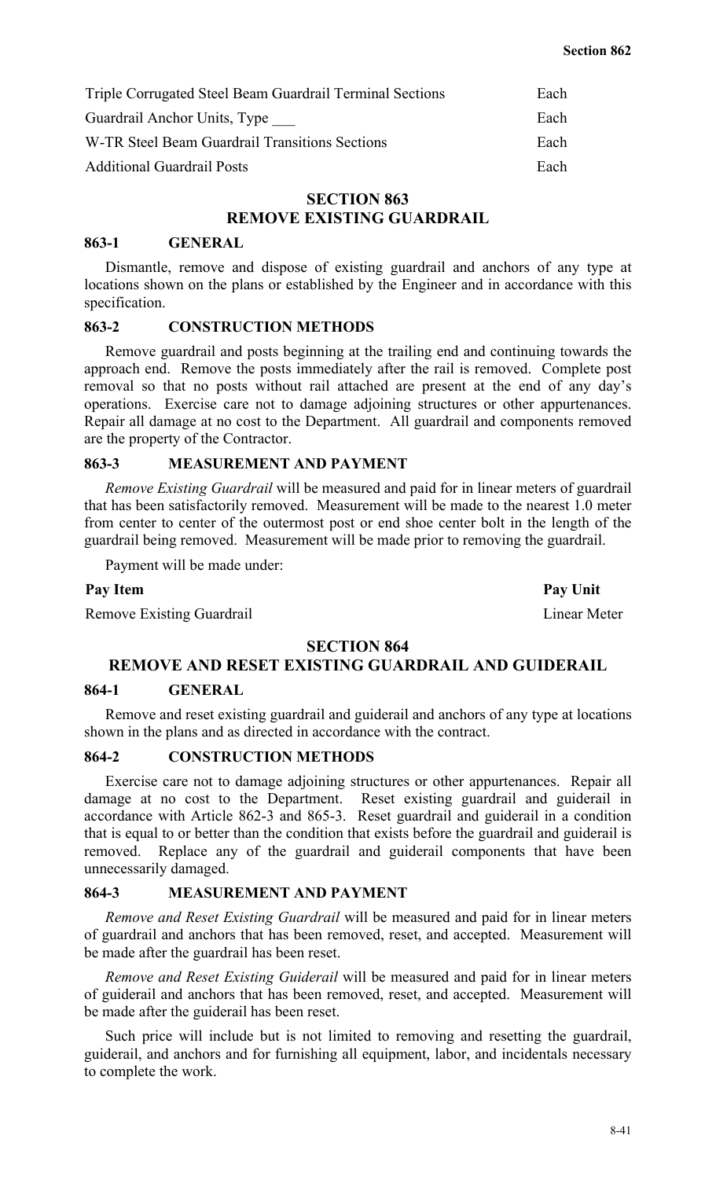| | |
|---|---|
| Triple Corrugated Steel Beam Guardrail Terminal Sections | Each |
| Guardrail Anchor Units, Type ___ | Each |
| W-TR Steel Beam Guardrail Transitions Sections | Each |
| Additional Guardrail Posts | Each |

## SECTION 863
## REMOVE EXISTING GUARDRAIL

### 863-1 GENERAL

Dismantle, remove and dispose of existing guardrail and anchors of any type at locations shown on the plans or established by the Engineer and in accordance with this specification.

### 863-2 CONSTRUCTION METHODS

Remove guardrail and posts beginning at the trailing end and continuing towards the approach end. Remove the posts immediately after the rail is removed. Complete post removal so that no posts without rail attached are present at the end of any day's operations. Exercise care not to damage adjoining structures or other appurtenances. Repair all damage at no cost to the Department. All guardrail and components removed are the property of the Contractor.

### 863-3 MEASUREMENT AND PAYMENT

*Remove Existing Guardrail* will be measured and paid for in linear meters of guardrail that has been satisfactorily removed. Measurement will be made to the nearest 1.0 meter from center to center of the outermost post or end shoe center bolt in the length of the guardrail being removed. Measurement will be made prior to removing the guardrail.

Payment will be made under:

| **Pay Item** | **Pay Unit** |
|---|---|
| Remove Existing Guardrail | Linear Meter |

## SECTION 864
## REMOVE AND RESET EXISTING GUARDRAIL AND GUIDERAIL

### 864-1 GENERAL

Remove and reset existing guardrail and guiderail and anchors of any type at locations shown in the plans and as directed in accordance with the contract.

### 864-2 CONSTRUCTION METHODS

Exercise care not to damage adjoining structures or other appurtenances. Repair all damage at no cost to the Department. Reset existing guardrail and guiderail in accordance with Article 862-3 and 865-3. Reset guardrail and guiderail in a condition that is equal to or better than the condition that exists before the guardrail and guiderail is removed. Replace any of the guardrail and guiderail components that have been unnecessarily damaged.

### 864-3 MEASUREMENT AND PAYMENT

*Remove and Reset Existing Guardrail* will be measured and paid for in linear meters of guardrail and anchors that has been removed, reset, and accepted. Measurement will be made after the guardrail has been reset.

*Remove and Reset Existing Guiderail* will be measured and paid for in linear meters of guiderail and anchors that has been removed, reset, and accepted. Measurement will be made after the guiderail has been reset.

Such price will include but is not limited to removing and resetting the guardrail, guiderail, and anchors and for furnishing all equipment, labor, and incidentals necessary to complete the work.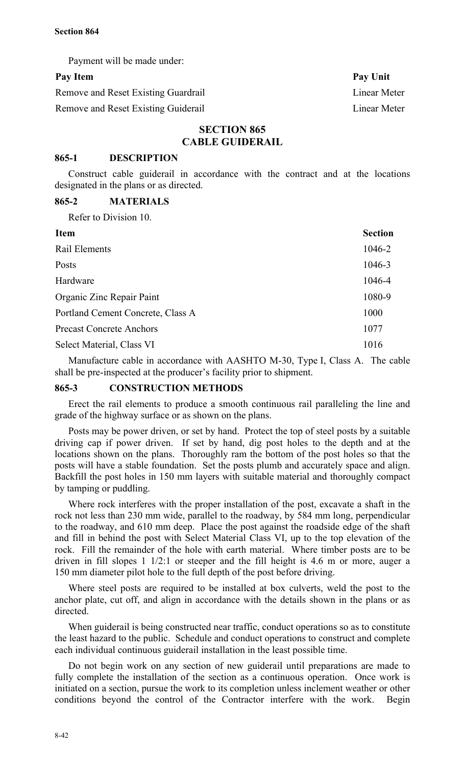Payment will be made under:

| Pay Item | Pay Unit |
| --- | --- |
| Remove and Reset Existing Guardrail | Linear Meter |
| Remove and Reset Existing Guiderail | Linear Meter |

# SECTION 865
# CABLE GUIDERAIL

## 865-1 DESCRIPTION

Construct cable guiderail in accordance with the contract and at the locations designated in the plans or as directed.

## 865-2 MATERIALS

Refer to Division 10.

| Item | Section |
| --- | --- |
| Rail Elements | 1046-2 |
| Posts | 1046-3 |
| Hardware | 1046-4 |
| Organic Zinc Repair Paint | 1080-9 |
| Portland Cement Concrete, Class A | 1000 |
| Precast Concrete Anchors | 1077 |
| Select Material, Class VI | 1016 |

Manufacture cable in accordance with AASHTO M-30, Type I, Class A. The cable shall be pre-inspected at the producer's facility prior to shipment.

## 865-3 CONSTRUCTION METHODS

Erect the rail elements to produce a smooth continuous rail paralleling the line and grade of the highway surface or as shown on the plans.

Posts may be power driven, or set by hand. Protect the top of steel posts by a suitable driving cap if power driven. If set by hand, dig post holes to the depth and at the locations shown on the plans. Thoroughly ram the bottom of the post holes so that the posts will have a stable foundation. Set the posts plumb and accurately space and align. Backfill the post holes in 150 mm layers with suitable material and thoroughly compact by tamping or puddling.

Where rock interferes with the proper installation of the post, excavate a shaft in the rock not less than 230 mm wide, parallel to the roadway, by 584 mm long, perpendicular to the roadway, and 610 mm deep. Place the post against the roadside edge of the shaft and fill in behind the post with Select Material Class VI, up to the top elevation of the rock. Fill the remainder of the hole with earth material. Where timber posts are to be driven in fill slopes 1 1/2:1 or steeper and the fill height is 4.6 m or more, auger a 150 mm diameter pilot hole to the full depth of the post before driving.

Where steel posts are required to be installed at box culverts, weld the post to the anchor plate, cut off, and align in accordance with the details shown in the plans or as directed.

When guiderail is being constructed near traffic, conduct operations so as to constitute the least hazard to the public. Schedule and conduct operations to construct and complete each individual continuous guiderail installation in the least possible time.

Do not begin work on any section of new guiderail until preparations are made to fully complete the installation of the section as a continuous operation. Once work is initiated on a section, pursue the work to its completion unless inclement weather or other conditions beyond the control of the Contractor interfere with the work. Begin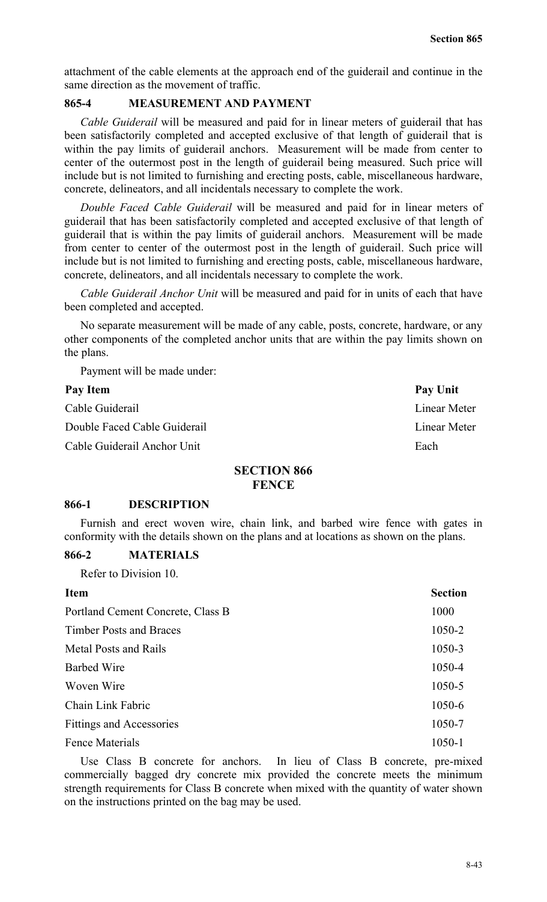attachment of the cable elements at the approach end of the guiderail and continue in the same direction as the movement of traffic.

### 865-4 MEASUREMENT AND PAYMENT

*Cable Guiderail* will be measured and paid for in linear meters of guiderail that has been satisfactorily completed and accepted exclusive of that length of guiderail that is within the pay limits of guiderail anchors. Measurement will be made from center to center of the outermost post in the length of guiderail being measured. Such price will include but is not limited to furnishing and erecting posts, cable, miscellaneous hardware, concrete, delineators, and all incidentals necessary to complete the work.

*Double Faced Cable Guiderail* will be measured and paid for in linear meters of guiderail that has been satisfactorily completed and accepted exclusive of that length of guiderail that is within the pay limits of guiderail anchors. Measurement will be made from center to center of the outermost post in the length of guiderail. Such price will include but is not limited to furnishing and erecting posts, cable, miscellaneous hardware, concrete, delineators, and all incidentals necessary to complete the work.

*Cable Guiderail Anchor Unit* will be measured and paid for in units of each that have been completed and accepted.

No separate measurement will be made of any cable, posts, concrete, hardware, or any other components of the completed anchor units that are within the pay limits shown on the plans.

Payment will be made under:

| Pay Item | Pay Unit |
|---|---|
| Cable Guiderail | Linear Meter |
| Double Faced Cable Guiderail | Linear Meter |
| Cable Guiderail Anchor Unit | Each |

## SECTION 866
## FENCE

### 866-1 DESCRIPTION

Furnish and erect woven wire, chain link, and barbed wire fence with gates in conformity with the details shown on the plans and at locations as shown on the plans.

### 866-2 MATERIALS

Refer to Division 10.

| Item | Section |
|---|---|
| Portland Cement Concrete, Class B | 1000 |
| Timber Posts and Braces | 1050-2 |
| Metal Posts and Rails | 1050-3 |
| Barbed Wire | 1050-4 |
| Woven Wire | 1050-5 |
| Chain Link Fabric | 1050-6 |
| Fittings and Accessories | 1050-7 |
| Fence Materials | 1050-1 |

Use Class B concrete for anchors. In lieu of Class B concrete, pre-mixed commercially bagged dry concrete mix provided the concrete meets the minimum strength requirements for Class B concrete when mixed with the quantity of water shown on the instructions printed on the bag may be used.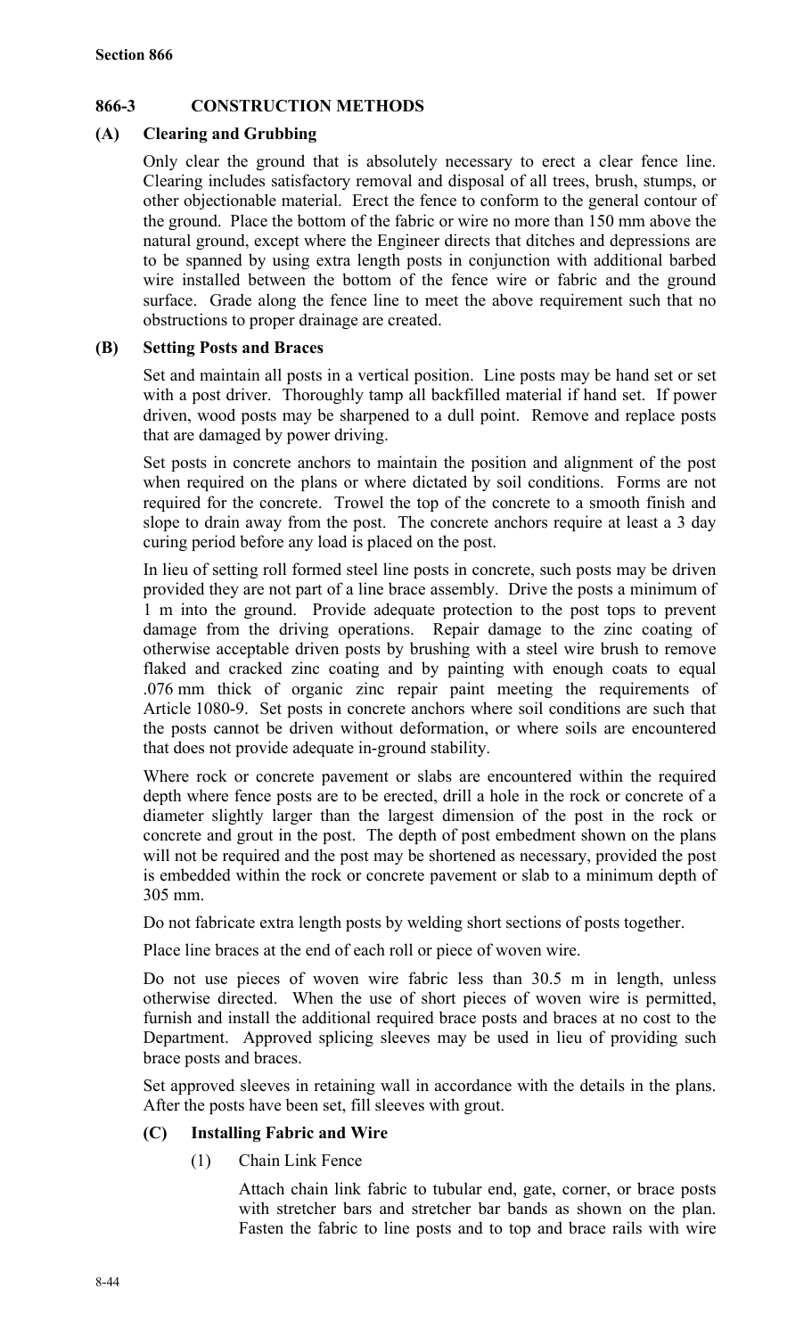**Section 866**

## 866-3 CONSTRUCTION METHODS

### (A) Clearing and Grubbing

Only clear the ground that is absolutely necessary to erect a clear fence line. Clearing includes satisfactory removal and disposal of all trees, brush, stumps, or other objectionable material. Erect the fence to conform to the general contour of the ground. Place the bottom of the fabric or wire no more than 150 mm above the natural ground, except where the Engineer directs that ditches and depressions are to be spanned by using extra length posts in conjunction with additional barbed wire installed between the bottom of the fence wire or fabric and the ground surface. Grade along the fence line to meet the above requirement such that no obstructions to proper drainage are created.

### (B) Setting Posts and Braces

Set and maintain all posts in a vertical position. Line posts may be hand set or set with a post driver. Thoroughly tamp all backfilled material if hand set. If power driven, wood posts may be sharpened to a dull point. Remove and replace posts that are damaged by power driving.

Set posts in concrete anchors to maintain the position and alignment of the post when required on the plans or where dictated by soil conditions. Forms are not required for the concrete. Trowel the top of the concrete to a smooth finish and slope to drain away from the post. The concrete anchors require at least a 3 day curing period before any load is placed on the post.

In lieu of setting roll formed steel line posts in concrete, such posts may be driven provided they are not part of a line brace assembly. Drive the posts a minimum of 1 m into the ground. Provide adequate protection to the post tops to prevent damage from the driving operations. Repair damage to the zinc coating of otherwise acceptable driven posts by brushing with a steel wire brush to remove flaked and cracked zinc coating and by painting with enough coats to equal .076 mm thick of organic zinc repair paint meeting the requirements of Article 1080-9. Set posts in concrete anchors where soil conditions are such that the posts cannot be driven without deformation, or where soils are encountered that does not provide adequate in-ground stability.

Where rock or concrete pavement or slabs are encountered within the required depth where fence posts are to be erected, drill a hole in the rock or concrete of a diameter slightly larger than the largest dimension of the post in the rock or concrete and grout in the post. The depth of post embedment shown on the plans will not be required and the post may be shortened as necessary, provided the post is embedded within the rock or concrete pavement or slab to a minimum depth of 305 mm.

Do not fabricate extra length posts by welding short sections of posts together.

Place line braces at the end of each roll or piece of woven wire.

Do not use pieces of woven wire fabric less than 30.5 m in length, unless otherwise directed. When the use of short pieces of woven wire is permitted, furnish and install the additional required brace posts and braces at no cost to the Department. Approved splicing sleeves may be used in lieu of providing such brace posts and braces.

Set approved sleeves in retaining wall in accordance with the details in the plans. After the posts have been set, fill sleeves with grout.

### (C) Installing Fabric and Wire

(1) Chain Link Fence

Attach chain link fabric to tubular end, gate, corner, or brace posts with stretcher bars and stretcher bar bands as shown on the plan. Fasten the fabric to line posts and to top and brace rails with wire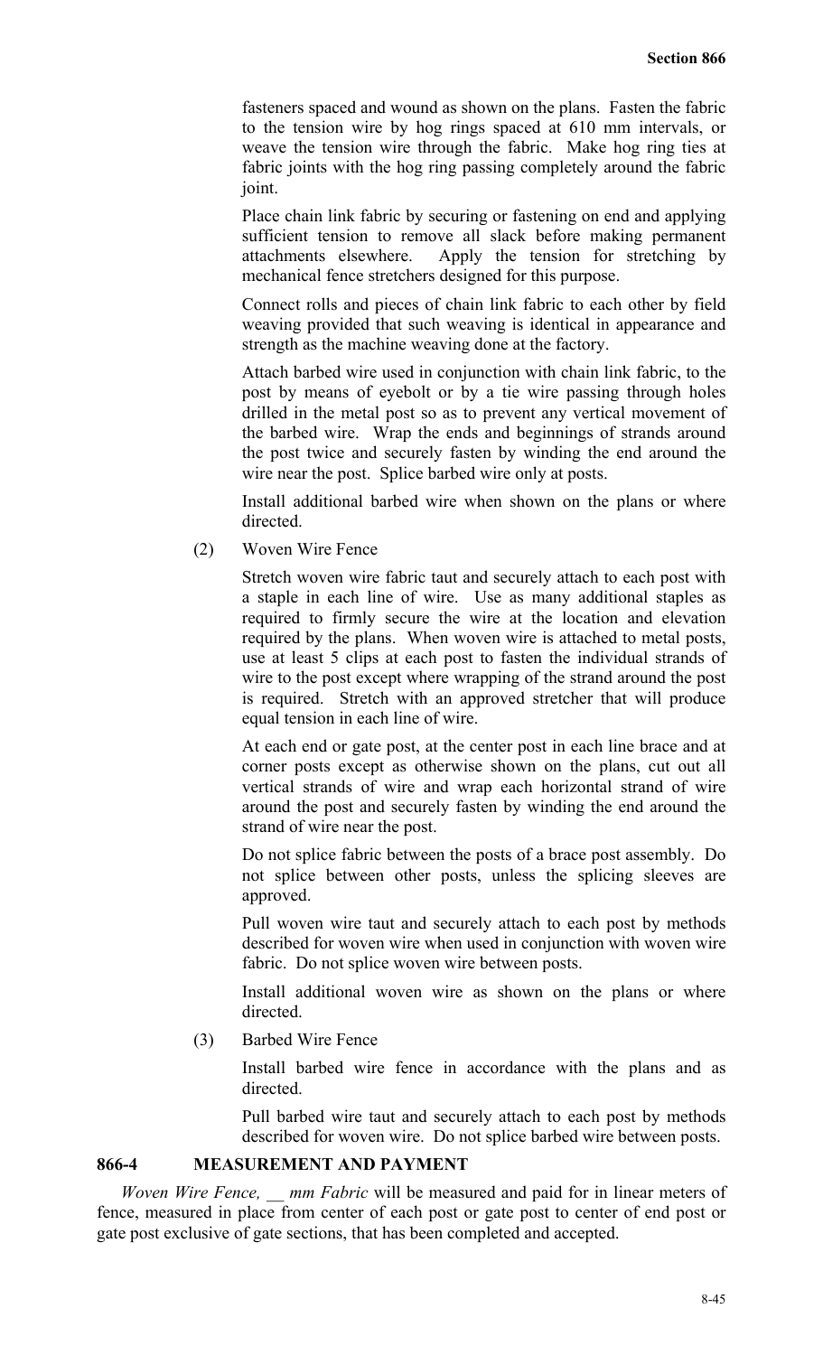fasteners spaced and wound as shown on the plans. Fasten the fabric to the tension wire by hog rings spaced at 610 mm intervals, or weave the tension wire through the fabric. Make hog ring ties at fabric joints with the hog ring passing completely around the fabric joint.

Place chain link fabric by securing or fastening on end and applying sufficient tension to remove all slack before making permanent attachments elsewhere. Apply the tension for stretching by mechanical fence stretchers designed for this purpose.

Connect rolls and pieces of chain link fabric to each other by field weaving provided that such weaving is identical in appearance and strength as the machine weaving done at the factory.

Attach barbed wire used in conjunction with chain link fabric, to the post by means of eyebolt or by a tie wire passing through holes drilled in the metal post so as to prevent any vertical movement of the barbed wire. Wrap the ends and beginnings of strands around the post twice and securely fasten by winding the end around the wire near the post. Splice barbed wire only at posts.

Install additional barbed wire when shown on the plans or where directed.

(2) Woven Wire Fence

Stretch woven wire fabric taut and securely attach to each post with a staple in each line of wire. Use as many additional staples as required to firmly secure the wire at the location and elevation required by the plans. When woven wire is attached to metal posts, use at least 5 clips at each post to fasten the individual strands of wire to the post except where wrapping of the strand around the post is required. Stretch with an approved stretcher that will produce equal tension in each line of wire.

At each end or gate post, at the center post in each line brace and at corner posts except as otherwise shown on the plans, cut out all vertical strands of wire and wrap each horizontal strand of wire around the post and securely fasten by winding the end around the strand of wire near the post.

Do not splice fabric between the posts of a brace post assembly. Do not splice between other posts, unless the splicing sleeves are approved.

Pull woven wire taut and securely attach to each post by methods described for woven wire when used in conjunction with woven wire fabric. Do not splice woven wire between posts.

Install additional woven wire as shown on the plans or where directed.

(3) Barbed Wire Fence

Install barbed wire fence in accordance with the plans and as directed.

Pull barbed wire taut and securely attach to each post by methods described for woven wire. Do not splice barbed wire between posts.

## 866-4 MEASUREMENT AND PAYMENT

*Woven Wire Fence, __ mm Fabric* will be measured and paid for in linear meters of fence, measured in place from center of each post or gate post to center of end post or gate post exclusive of gate sections, that has been completed and accepted.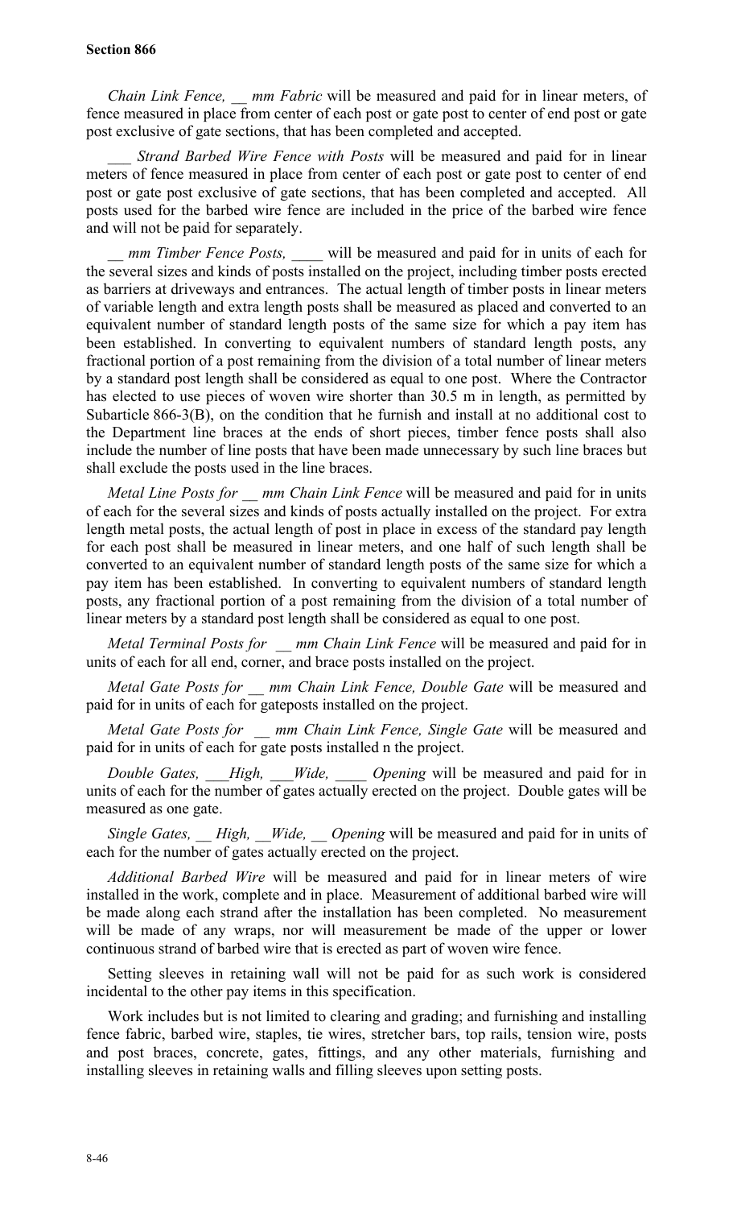**Section 866**

*Chain Link Fence, __ mm Fabric* will be measured and paid for in linear meters, of fence measured in place from center of each post or gate post to center of end post or gate post exclusive of gate sections, that has been completed and accepted.

*___ Strand Barbed Wire Fence with Posts* will be measured and paid for in linear meters of fence measured in place from center of each post or gate post to center of end post or gate post exclusive of gate sections, that has been completed and accepted. All posts used for the barbed wire fence are included in the price of the barbed wire fence and will not be paid for separately.

*__ mm Timber Fence Posts, ____* will be measured and paid for in units of each for the several sizes and kinds of posts installed on the project, including timber posts erected as barriers at driveways and entrances. The actual length of timber posts in linear meters of variable length and extra length posts shall be measured as placed and converted to an equivalent number of standard length posts of the same size for which a pay item has been established. In converting to equivalent numbers of standard length posts, any fractional portion of a post remaining from the division of a total number of linear meters by a standard post length shall be considered as equal to one post. Where the Contractor has elected to use pieces of woven wire shorter than 30.5 m in length, as permitted by Subarticle 866-3(B), on the condition that he furnish and install at no additional cost to the Department line braces at the ends of short pieces, timber fence posts shall also include the number of line posts that have been made unnecessary by such line braces but shall exclude the posts used in the line braces.

*Metal Line Posts for __ mm Chain Link Fence* will be measured and paid for in units of each for the several sizes and kinds of posts actually installed on the project. For extra length metal posts, the actual length of post in place in excess of the standard pay length for each post shall be measured in linear meters, and one half of such length shall be converted to an equivalent number of standard length posts of the same size for which a pay item has been established. In converting to equivalent numbers of standard length posts, any fractional portion of a post remaining from the division of a total number of linear meters by a standard post length shall be considered as equal to one post.

*Metal Terminal Posts for __ mm Chain Link Fence* will be measured and paid for in units of each for all end, corner, and brace posts installed on the project.

*Metal Gate Posts for __ mm Chain Link Fence, Double Gate* will be measured and paid for in units of each for gateposts installed on the project.

*Metal Gate Posts for __ mm Chain Link Fence, Single Gate* will be measured and paid for in units of each for gate posts installed n the project.

*Double Gates, ___High, ___Wide, ____ Opening* will be measured and paid for in units of each for the number of gates actually erected on the project. Double gates will be measured as one gate.

*Single Gates, __ High, __Wide, __ Opening* will be measured and paid for in units of each for the number of gates actually erected on the project.

*Additional Barbed Wire* will be measured and paid for in linear meters of wire installed in the work, complete and in place. Measurement of additional barbed wire will be made along each strand after the installation has been completed. No measurement will be made of any wraps, nor will measurement be made of the upper or lower continuous strand of barbed wire that is erected as part of woven wire fence.

Setting sleeves in retaining wall will not be paid for as such work is considered incidental to the other pay items in this specification.

Work includes but is not limited to clearing and grading; and furnishing and installing fence fabric, barbed wire, staples, tie wires, stretcher bars, top rails, tension wire, posts and post braces, concrete, gates, fittings, and any other materials, furnishing and installing sleeves in retaining walls and filling sleeves upon setting posts.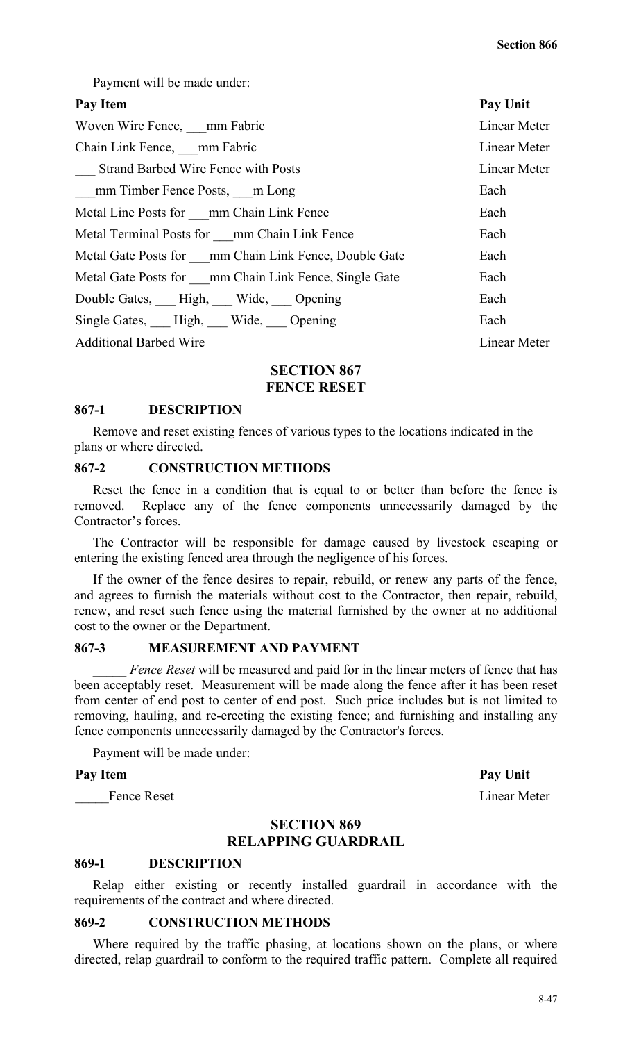Payment will be made under:

| Pay Item | Pay Unit |
|---|---|
| Woven Wire Fence, ___mm Fabric | Linear Meter |
| Chain Link Fence, ___mm Fabric | Linear Meter |
| ___ Strand Barbed Wire Fence with Posts | Linear Meter |
| ___mm Timber Fence Posts, ___m Long | Each |
| Metal Line Posts for ___mm Chain Link Fence | Each |
| Metal Terminal Posts for ___mm Chain Link Fence | Each |
| Metal Gate Posts for ___mm Chain Link Fence, Double Gate | Each |
| Metal Gate Posts for ___mm Chain Link Fence, Single Gate | Each |
| Double Gates, ___ High, ___ Wide, ___ Opening | Each |
| Single Gates, ___ High, ___ Wide, ___ Opening | Each |
| Additional Barbed Wire | Linear Meter |

## SECTION 867
## FENCE RESET

### 867-1 DESCRIPTION

Remove and reset existing fences of various types to the locations indicated in the plans or where directed.

### 867-2 CONSTRUCTION METHODS

Reset the fence in a condition that is equal to or better than before the fence is removed. Replace any of the fence components unnecessarily damaged by the Contractor's forces.

The Contractor will be responsible for damage caused by livestock escaping or entering the existing fenced area through the negligence of his forces.

If the owner of the fence desires to repair, rebuild, or renew any parts of the fence, and agrees to furnish the materials without cost to the Contractor, then repair, rebuild, renew, and reset such fence using the material furnished by the owner at no additional cost to the owner or the Department.

### 867-3 MEASUREMENT AND PAYMENT

_____ *Fence Reset* will be measured and paid for in the linear meters of fence that has been acceptably reset. Measurement will be made along the fence after it has been reset from center of end post to center of end post. Such price includes but is not limited to removing, hauling, and re-erecting the existing fence; and furnishing and installing any fence components unnecessarily damaged by the Contractor's forces.

Payment will be made under:

| Pay Item | Pay Unit |
|---|---|
| _____Fence Reset | Linear Meter |

## SECTION 869
## RELAPPING GUARDRAIL

### 869-1 DESCRIPTION

Relap either existing or recently installed guardrail in accordance with the requirements of the contract and where directed.

### 869-2 CONSTRUCTION METHODS

Where required by the traffic phasing, at locations shown on the plans, or where directed, relap guardrail to conform to the required traffic pattern. Complete all required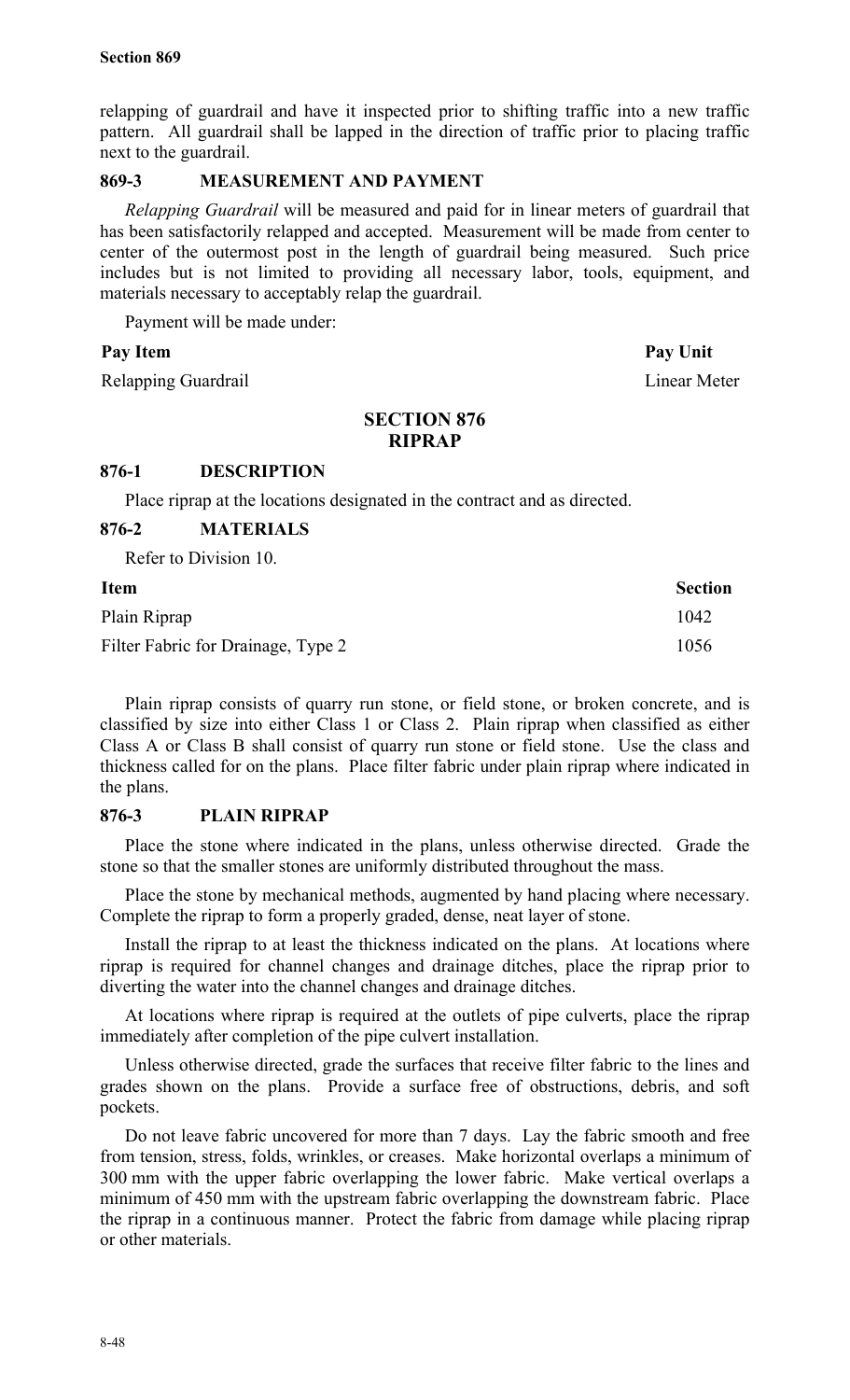relapping of guardrail and have it inspected prior to shifting traffic into a new traffic pattern. All guardrail shall be lapped in the direction of traffic prior to placing traffic next to the guardrail.

### 869-3 MEASUREMENT AND PAYMENT

*Relapping Guardrail* will be measured and paid for in linear meters of guardrail that has been satisfactorily relapped and accepted. Measurement will be made from center to center of the outermost post in the length of guardrail being measured. Such price includes but is not limited to providing all necessary labor, tools, equipment, and materials necessary to acceptably relap the guardrail.

Payment will be made under:

| Pay Item | Pay Unit |
|---|---|
| Relapping Guardrail | Linear Meter |

## SECTION 876 RIPRAP

### 876-1 DESCRIPTION

Place riprap at the locations designated in the contract and as directed.

### 876-2 MATERIALS

Refer to Division 10.

| Item | Section |
|---|---|
| Plain Riprap | 1042 |
| Filter Fabric for Drainage, Type 2 | 1056 |

Plain riprap consists of quarry run stone, or field stone, or broken concrete, and is classified by size into either Class 1 or Class 2. Plain riprap when classified as either Class A or Class B shall consist of quarry run stone or field stone. Use the class and thickness called for on the plans. Place filter fabric under plain riprap where indicated in the plans.

### 876-3 PLAIN RIPRAP

Place the stone where indicated in the plans, unless otherwise directed. Grade the stone so that the smaller stones are uniformly distributed throughout the mass.

Place the stone by mechanical methods, augmented by hand placing where necessary. Complete the riprap to form a properly graded, dense, neat layer of stone.

Install the riprap to at least the thickness indicated on the plans. At locations where riprap is required for channel changes and drainage ditches, place the riprap prior to diverting the water into the channel changes and drainage ditches.

At locations where riprap is required at the outlets of pipe culverts, place the riprap immediately after completion of the pipe culvert installation.

Unless otherwise directed, grade the surfaces that receive filter fabric to the lines and grades shown on the plans. Provide a surface free of obstructions, debris, and soft pockets.

Do not leave fabric uncovered for more than 7 days. Lay the fabric smooth and free from tension, stress, folds, wrinkles, or creases. Make horizontal overlaps a minimum of 300 mm with the upper fabric overlapping the lower fabric. Make vertical overlaps a minimum of 450 mm with the upstream fabric overlapping the downstream fabric. Place the riprap in a continuous manner. Protect the fabric from damage while placing riprap or other materials.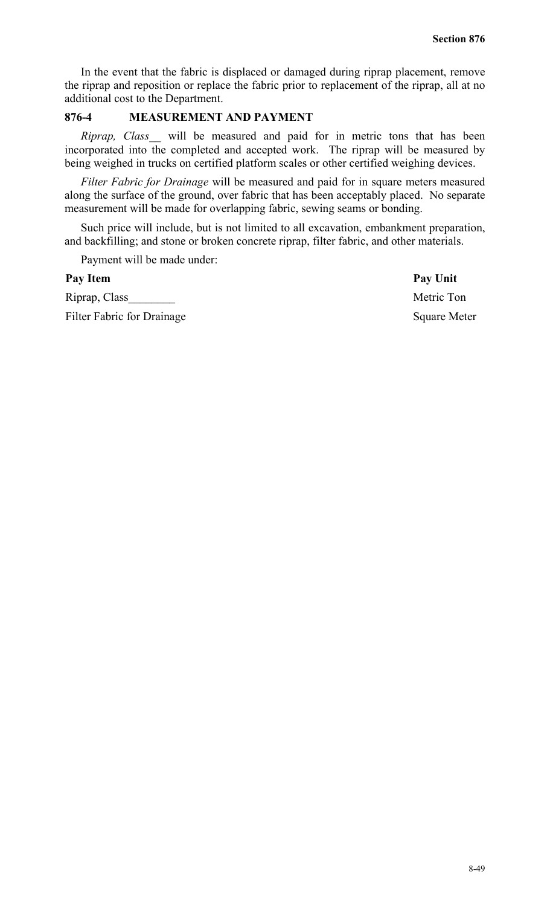In the event that the fabric is displaced or damaged during riprap placement, remove the riprap and reposition or replace the fabric prior to replacement of the riprap, all at no additional cost to the Department.

## 876-4 MEASUREMENT AND PAYMENT

*Riprap, Class__* will be measured and paid for in metric tons that has been incorporated into the completed and accepted work. The riprap will be measured by being weighed in trucks on certified platform scales or other certified weighing devices.

*Filter Fabric for Drainage* will be measured and paid for in square meters measured along the surface of the ground, over fabric that has been acceptably placed. No separate measurement will be made for overlapping fabric, sewing seams or bonding.

Such price will include, but is not limited to all excavation, embankment preparation, and backfilling; and stone or broken concrete riprap, filter fabric, and other materials.

Payment will be made under:

| Pay Item | Pay Unit |
|---|---|
| Riprap, Class________ | Metric Ton |
| Filter Fabric for Drainage | Square Meter |